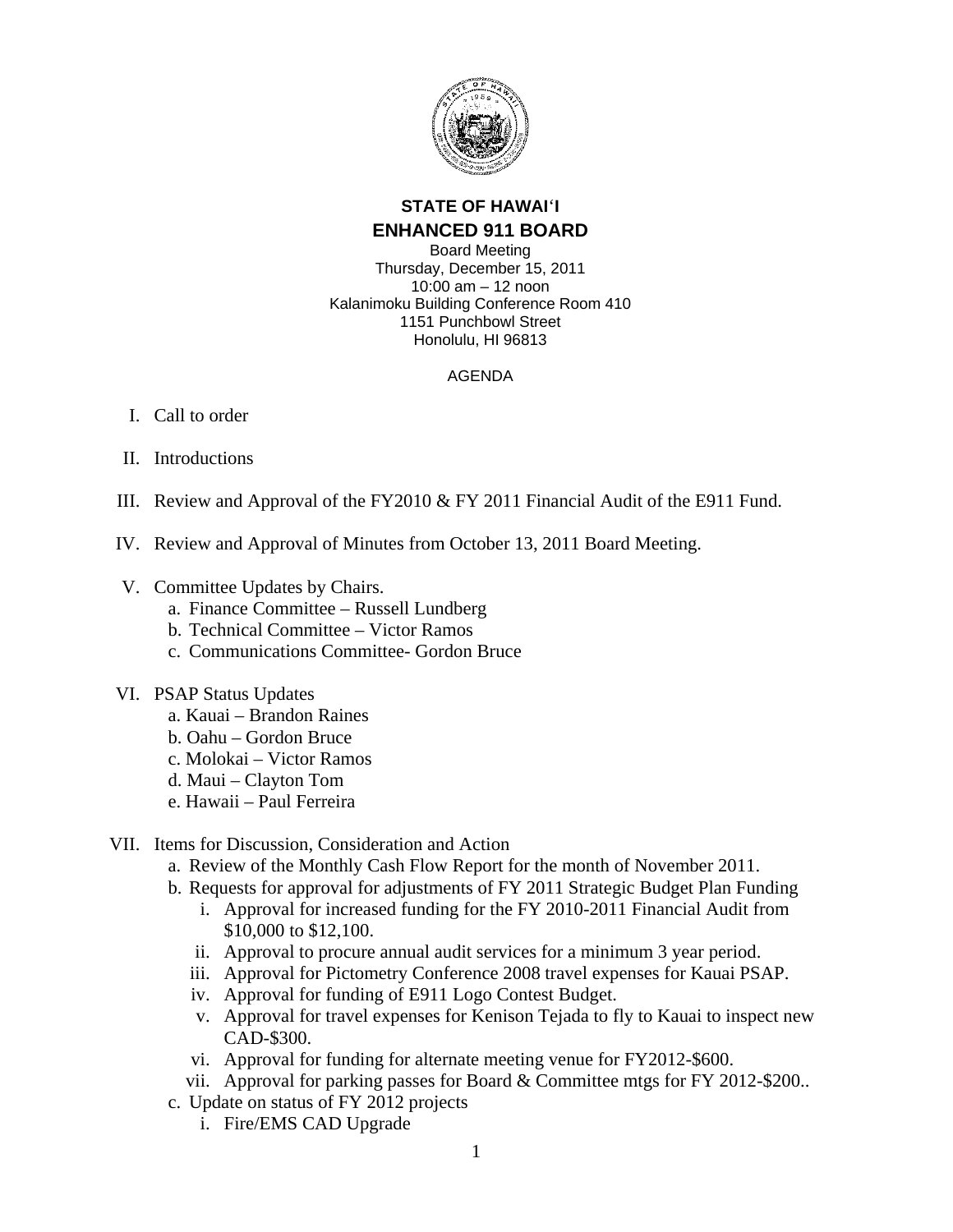# STATE OF HAWAI'I
## ENHANCED 911 BOARD

Board Meeting
Thursday, December 15, 2011
10:00 am – 12 noon
Kalanimoku Building Conference Room 410
1151 Punchbowl Street
Honolulu, HI 96813

AGENDA

I. Call to order

II. Introductions

III. Review and Approval of the FY2010 & FY 2011 Financial Audit of the E911 Fund.

IV. Review and Approval of Minutes from October 13, 2011 Board Meeting.

V. Committee Updates by Chairs.
   a. Finance Committee – Russell Lundberg
   b. Technical Committee – Victor Ramos
   c. Communications Committee- Gordon Bruce

VI. PSAP Status Updates
   a. Kauai – Brandon Raines
   b. Oahu – Gordon Bruce
   c. Molokai – Victor Ramos
   d. Maui – Clayton Tom
   e. Hawaii – Paul Ferreira

VII. Items for Discussion, Consideration and Action
   a. Review of the Monthly Cash Flow Report for the month of November 2011.
   b. Requests for approval for adjustments of FY 2011 Strategic Budget Plan Funding
      i. Approval for increased funding for the FY 2010-2011 Financial Audit from $10,000 to $12,100.
      ii. Approval to procure annual audit services for a minimum 3 year period.
      iii. Approval for Pictometry Conference 2008 travel expenses for Kauai PSAP.
      iv. Approval for funding of E911 Logo Contest Budget.
      v. Approval for travel expenses for Kenison Tejada to fly to Kauai to inspect new CAD-$300.
      vi. Approval for funding for alternate meeting venue for FY2012-$600.
      vii. Approval for parking passes for Board & Committee mtgs for FY 2012-$200..
   c. Update on status of FY 2012 projects
      i. Fire/EMS CAD Upgrade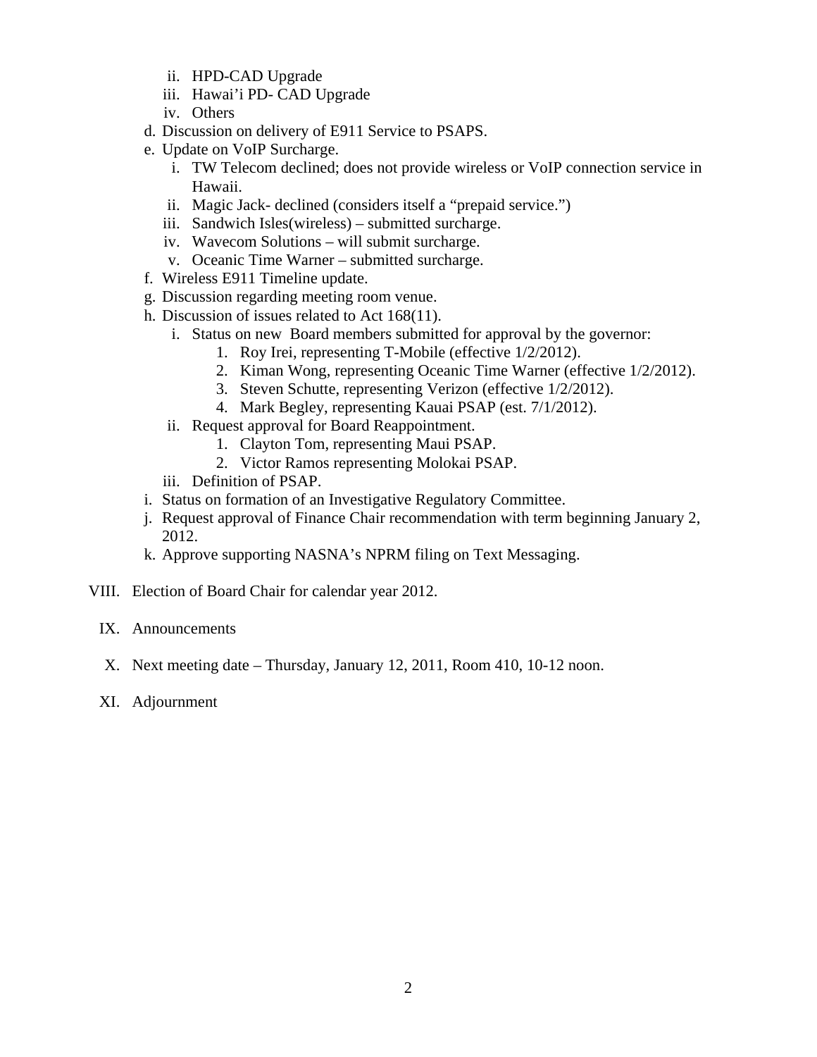- ii. HPD-CAD Upgrade
   - iii. Hawai'i PD- CAD Upgrade
   - iv. Others
- d. Discussion on delivery of E911 Service to PSAPS.
- e. Update on VoIP Surcharge.
   - i. TW Telecom declined; does not provide wireless or VoIP connection service in Hawaii.
   - ii. Magic Jack- declined (considers itself a "prepaid service.")
   - iii. Sandwich Isles(wireless) – submitted surcharge.
   - iv. Wavecom Solutions – will submit surcharge.
   - v. Oceanic Time Warner – submitted surcharge.
- f. Wireless E911 Timeline update.
- g. Discussion regarding meeting room venue.
- h. Discussion of issues related to Act 168(11).
   - i. Status on new Board members submitted for approval by the governor:
      1. Roy Irei, representing T-Mobile (effective 1/2/2012).
      2. Kiman Wong, representing Oceanic Time Warner (effective 1/2/2012).
      3. Steven Schutte, representing Verizon (effective 1/2/2012).
      4. Mark Begley, representing Kauai PSAP (est. 7/1/2012).
   - ii. Request approval for Board Reappointment.
      1. Clayton Tom, representing Maui PSAP.
      2. Victor Ramos representing Molokai PSAP.
   - iii. Definition of PSAP.
- i. Status on formation of an Investigative Regulatory Committee.
- j. Request approval of Finance Chair recommendation with term beginning January 2, 2012.
- k. Approve supporting NASNA's NPRM filing on Text Messaging.

VIII. Election of Board Chair for calendar year 2012.

IX. Announcements

X. Next meeting date – Thursday, January 12, 2011, Room 410, 10-12 noon.

XI. Adjournment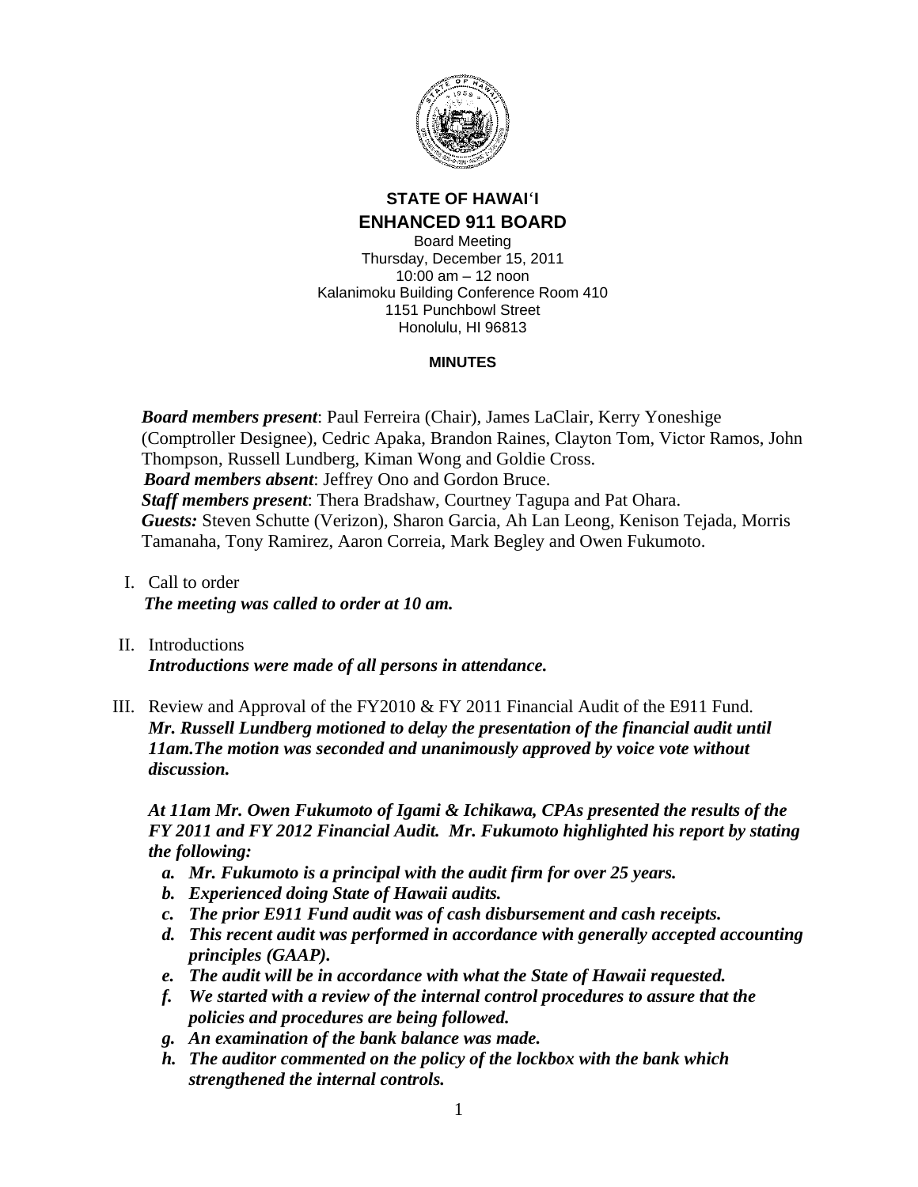# STATE OF HAWAIʻI
# ENHANCED 911 BOARD

Board Meeting
Thursday, December 15, 2011
10:00 am – 12 noon
Kalanimoku Building Conference Room 410
1151 Punchbowl Street
Honolulu, HI 96813

**MINUTES**

***Board members present***: Paul Ferreira (Chair), James LaClair, Kerry Yoneshige (Comptroller Designee), Cedric Apaka, Brandon Raines, Clayton Tom, Victor Ramos, John Thompson, Russell Lundberg, Kiman Wong and Goldie Cross.
***Board members absent***: Jeffrey Ono and Gordon Bruce.
***Staff members present***: Thera Bradshaw, Courtney Tagupa and Pat Ohara.
***Guests:*** Steven Schutte (Verizon), Sharon Garcia, Ah Lan Leong, Kenison Tejada, Morris Tamanaha, Tony Ramirez, Aaron Correia, Mark Begley and Owen Fukumoto.

I. Call to order
***The meeting was called to order at 10 am.***

II. Introductions
***Introductions were made of all persons in attendance.***

III. Review and Approval of the FY2010 & FY 2011 Financial Audit of the E911 Fund.
***Mr. Russell Lundberg motioned to delay the presentation of the financial audit until 11am.The motion was seconded and unanimously approved by voice vote without discussion.***

***At 11am Mr. Owen Fukumoto of Igami & Ichikawa, CPAs presented the results of the FY 2011 and FY 2012 Financial Audit. Mr. Fukumoto highlighted his report by stating the following:***

a. ***Mr. Fukumoto is a principal with the audit firm for over 25 years.***
b. ***Experienced doing State of Hawaii audits.***
c. ***The prior E911 Fund audit was of cash disbursement and cash receipts.***
d. ***This recent audit was performed in accordance with generally accepted accounting principles (GAAP).***
e. ***The audit will be in accordance with what the State of Hawaii requested.***
f. ***We started with a review of the internal control procedures to assure that the policies and procedures are being followed.***
g. ***An examination of the bank balance was made.***
h. ***The auditor commented on the policy of the lockbox with the bank which strengthened the internal controls.***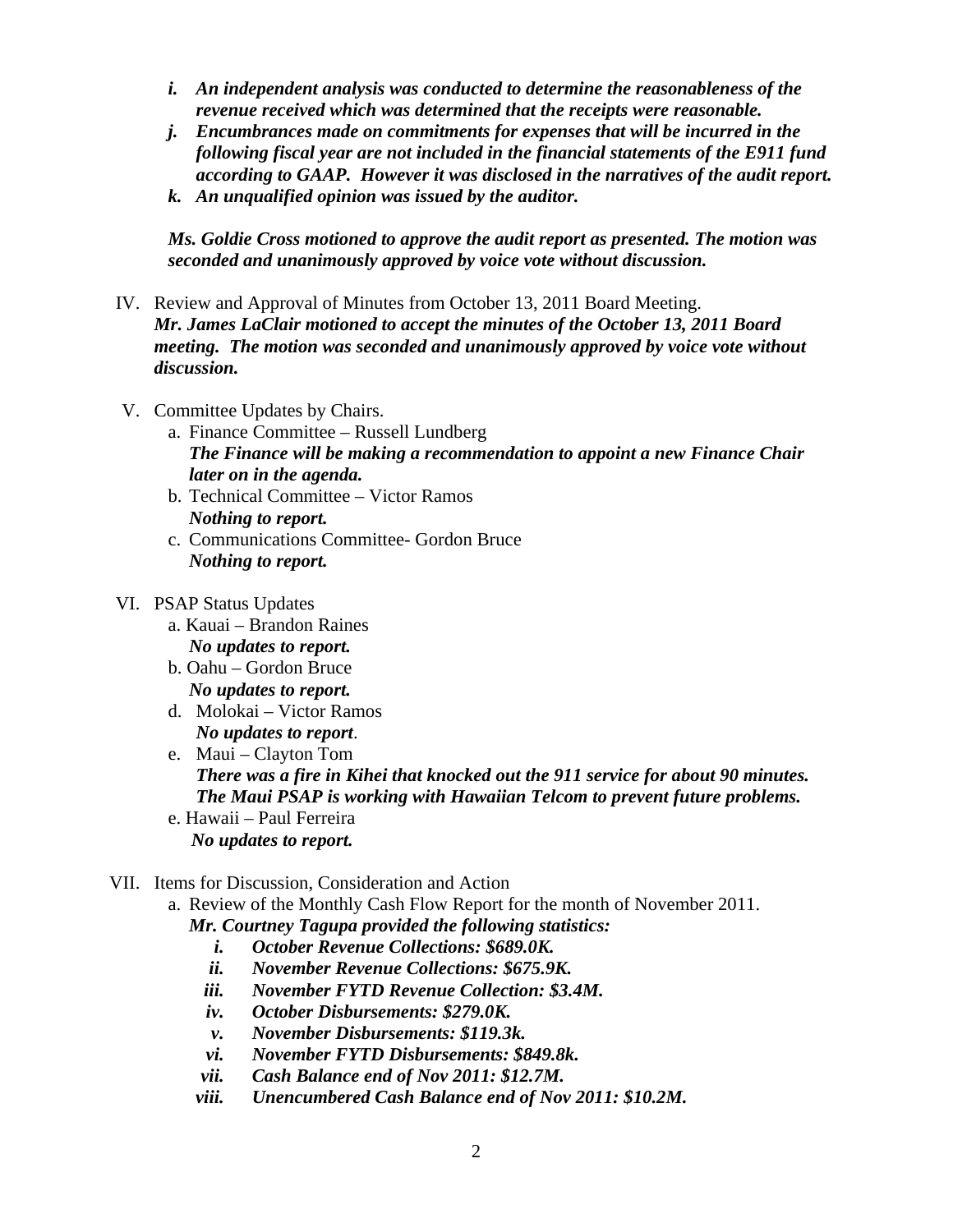i. ***An independent analysis was conducted to determine the reasonableness of the revenue received which was determined that the receipts were reasonable.***
j. ***Encumbrances made on commitments for expenses that will be incurred in the following fiscal year are not included in the financial statements of the E911 fund according to GAAP. However it was disclosed in the narratives of the audit report.***
k. ***An unqualified opinion was issued by the auditor.***

***Ms. Goldie Cross motioned to approve the audit report as presented. The motion was seconded and unanimously approved by voice vote without discussion.***

IV. Review and Approval of Minutes from October 13, 2011 Board Meeting.
***Mr. James LaClair motioned to accept the minutes of the October 13, 2011 Board meeting. The motion was seconded and unanimously approved by voice vote without discussion.***

V. Committee Updates by Chairs.
   a. Finance Committee – Russell Lundberg
   ***The Finance will be making a recommendation to appoint a new Finance Chair later on in the agenda.***
   b. Technical Committee – Victor Ramos
   ***Nothing to report.***
   c. Communications Committee- Gordon Bruce
   ***Nothing to report.***

VI. PSAP Status Updates
   a. Kauai – Brandon Raines
   ***No updates to report.***
   b. Oahu – Gordon Bruce
   ***No updates to report.***
   d. Molokai – Victor Ramos
   ***No updates to report***.
   e. Maui – Clayton Tom
   ***There was a fire in Kihei that knocked out the 911 service for about 90 minutes. The Maui PSAP is working with Hawaiian Telcom to prevent future problems.***
   e. Hawaii – Paul Ferreira
   ***No updates to report.***

VII. Items for Discussion, Consideration and Action
   a. Review of the Monthly Cash Flow Report for the month of November 2011.
   ***Mr. Courtney Tagupa provided the following statistics:***
      i. ***October Revenue Collections: $689.0K.***
      ii. ***November Revenue Collections: $675.9K.***
      iii. ***November FYTD Revenue Collection: $3.4M.***
      iv. ***October Disbursements: $279.0K.***
      v. ***November Disbursements: $119.3k.***
      vi. ***November FYTD Disbursements: $849.8k.***
      vii. ***Cash Balance end of Nov 2011: $12.7M.***
      viii. ***Unencumbered Cash Balance end of Nov 2011: $10.2M.***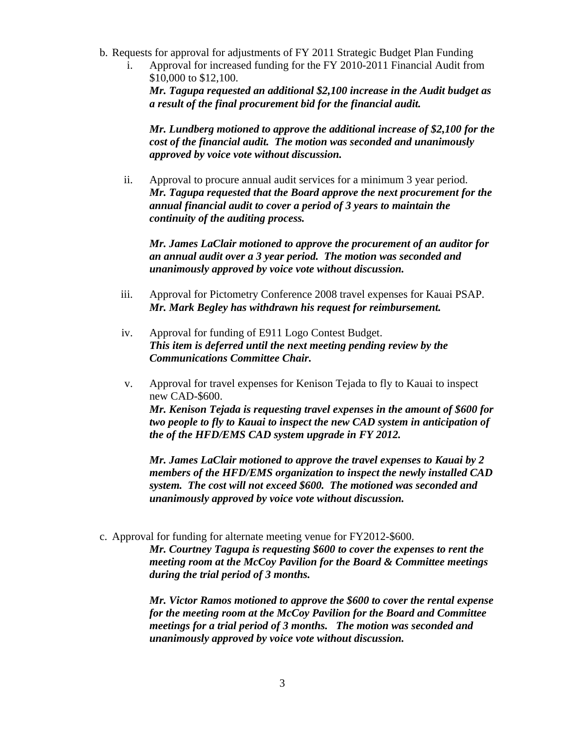b. Requests for approval for adjustments of FY 2011 Strategic Budget Plan Funding

   i. Approval for increased funding for the FY 2010-2011 Financial Audit from $10,000 to $12,100.
      ***Mr. Tagupa requested an additional $2,100 increase in the Audit budget as a result of the final procurement bid for the financial audit.***

      ***Mr. Lundberg motioned to approve the additional increase of $2,100 for the cost of the financial audit. The motion was seconded and unanimously approved by voice vote without discussion.***

   ii. Approval to procure annual audit services for a minimum 3 year period.
      ***Mr. Tagupa requested that the Board approve the next procurement for the annual financial audit to cover a period of 3 years to maintain the continuity of the auditing process.***

      ***Mr. James LaClair motioned to approve the procurement of an auditor for an annual audit over a 3 year period. The motion was seconded and unanimously approved by voice vote without discussion.***

   iii. Approval for Pictometry Conference 2008 travel expenses for Kauai PSAP.
      ***Mr. Mark Begley has withdrawn his request for reimbursement.***

   iv. Approval for funding of E911 Logo Contest Budget.
      ***This item is deferred until the next meeting pending review by the Communications Committee Chair.***

   v. Approval for travel expenses for Kenison Tejada to fly to Kauai to inspect new CAD-$600.
      ***Mr. Kenison Tejada is requesting travel expenses in the amount of $600 for two people to fly to Kauai to inspect the new CAD system in anticipation of the of the HFD/EMS CAD system upgrade in FY 2012.***

      ***Mr. James LaClair motioned to approve the travel expenses to Kauai by 2 members of the HFD/EMS organization to inspect the newly installed CAD system. The cost will not exceed $600. The motioned was seconded and unanimously approved by voice vote without discussion.***

c. Approval for funding for alternate meeting venue for FY2012-$600.
   ***Mr. Courtney Tagupa is requesting $600 to cover the expenses to rent the meeting room at the McCoy Pavilion for the Board & Committee meetings during the trial period of 3 months.***

   ***Mr. Victor Ramos motioned to approve the $600 to cover the rental expense for the meeting room at the McCoy Pavilion for the Board and Committee meetings for a trial period of 3 months. The motion was seconded and unanimously approved by voice vote without discussion.***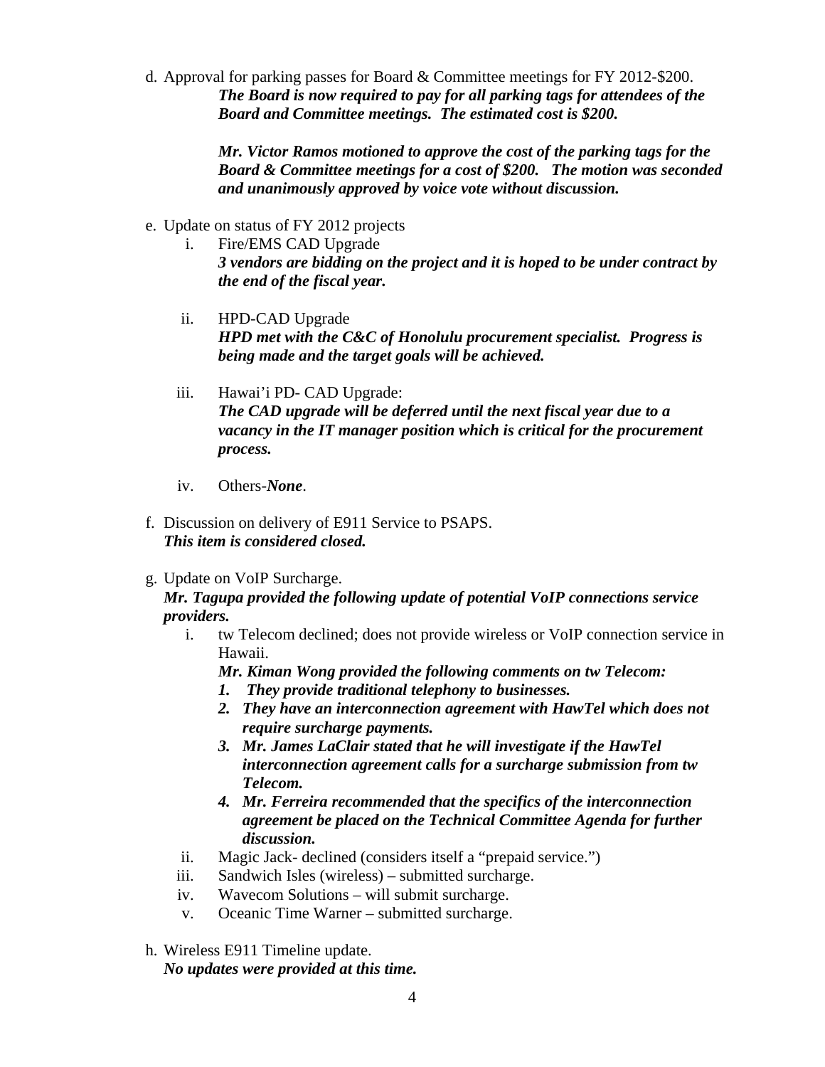d. Approval for parking passes for Board & Committee meetings for FY 2012-$200.

   ***The Board is now required to pay for all parking tags for attendees of the Board and Committee meetings. The estimated cost is $200.***

   ***Mr. Victor Ramos motioned to approve the cost of the parking tags for the Board & Committee meetings for a cost of $200. The motion was seconded and unanimously approved by voice vote without discussion.***

e. Update on status of FY 2012 projects

   i. Fire/EMS CAD Upgrade
      ***3 vendors are bidding on the project and it is hoped to be under contract by the end of the fiscal year.***

   ii. HPD-CAD Upgrade
      ***HPD met with the C&C of Honolulu procurement specialist. Progress is being made and the target goals will be achieved.***

   iii. Hawai'i PD- CAD Upgrade:
      ***The CAD upgrade will be deferred until the next fiscal year due to a vacancy in the IT manager position which is critical for the procurement process.***

   iv. Others-***None***.

f. Discussion on delivery of E911 Service to PSAPS.
   ***This item is considered closed.***

g. Update on VoIP Surcharge.
   ***Mr. Tagupa provided the following update of potential VoIP connections service providers.***

   i. tw Telecom declined; does not provide wireless or VoIP connection service in Hawaii.
      ***Mr. Kiman Wong provided the following comments on tw Telecom:***
      1. ***They provide traditional telephony to businesses.***
      2. ***They have an interconnection agreement with HawTel which does not require surcharge payments.***
      3. ***Mr. James LaClair stated that he will investigate if the HawTel interconnection agreement calls for a surcharge submission from tw Telecom.***
      4. ***Mr. Ferreira recommended that the specifics of the interconnection agreement be placed on the Technical Committee Agenda for further discussion.***
   ii. Magic Jack- declined (considers itself a "prepaid service.")
   iii. Sandwich Isles (wireless) – submitted surcharge.
   iv. Wavecom Solutions – will submit surcharge.
   v. Oceanic Time Warner – submitted surcharge.

h. Wireless E911 Timeline update.
   ***No updates were provided at this time.***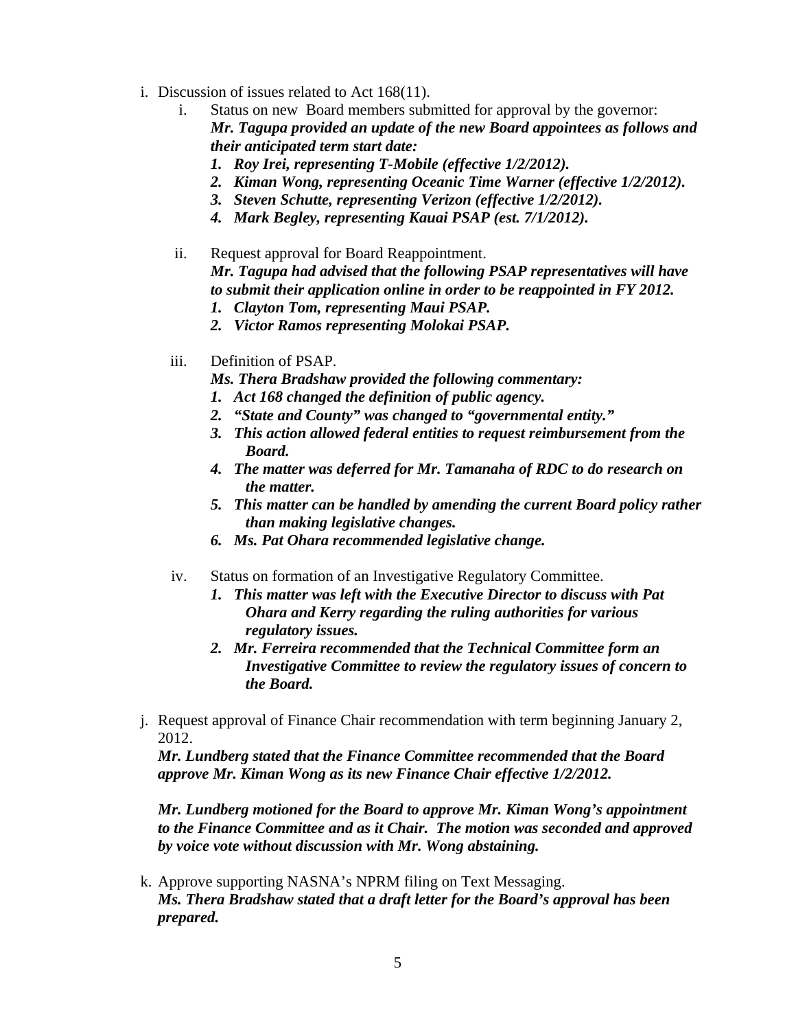i. Discussion of issues related to Act 168(11).

   i. Status on new Board members submitted for approval by the governor:
      ***Mr. Tagupa provided an update of the new Board appointees as follows and their anticipated term start date:***
      1. ***Roy Irei, representing T-Mobile (effective 1/2/2012).***
      2. ***Kiman Wong, representing Oceanic Time Warner (effective 1/2/2012).***
      3. ***Steven Schutte, representing Verizon (effective 1/2/2012).***
      4. ***Mark Begley, representing Kauai PSAP (est. 7/1/2012).***

   ii. Request approval for Board Reappointment.
      ***Mr. Tagupa had advised that the following PSAP representatives will have to submit their application online in order to be reappointed in FY 2012.***
      1. ***Clayton Tom, representing Maui PSAP.***
      2. ***Victor Ramos representing Molokai PSAP.***

   iii. Definition of PSAP.
      ***Ms. Thera Bradshaw provided the following commentary:***
      1. ***Act 168 changed the definition of public agency.***
      2. ***"State and County" was changed to "governmental entity."***
      3. ***This action allowed federal entities to request reimbursement from the Board.***
      4. ***The matter was deferred for Mr. Tamanaha of RDC to do research on the matter.***
      5. ***This matter can be handled by amending the current Board policy rather than making legislative changes.***
      6. ***Ms. Pat Ohara recommended legislative change.***

   iv. Status on formation of an Investigative Regulatory Committee.
      1. ***This matter was left with the Executive Director to discuss with Pat Ohara and Kerry regarding the ruling authorities for various regulatory issues.***
      2. ***Mr. Ferreira recommended that the Technical Committee form an Investigative Committee to review the regulatory issues of concern to the Board.***

j. Request approval of Finance Chair recommendation with term beginning January 2, 2012.
   ***Mr. Lundberg stated that the Finance Committee recommended that the Board approve Mr. Kiman Wong as its new Finance Chair effective 1/2/2012.***

   ***Mr. Lundberg motioned for the Board to approve Mr. Kiman Wong's appointment to the Finance Committee and as it Chair. The motion was seconded and approved by voice vote without discussion with Mr. Wong abstaining.***

k. Approve supporting NASNA's NPRM filing on Text Messaging.
   ***Ms. Thera Bradshaw stated that a draft letter for the Board's approval has been prepared.***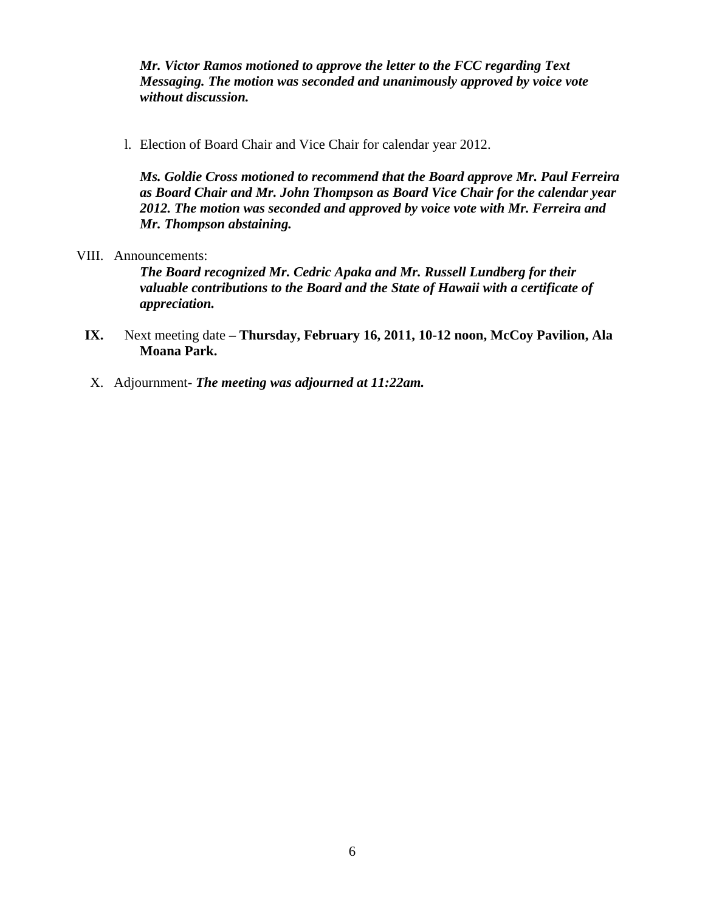***Mr. Victor Ramos motioned to approve the letter to the FCC regarding Text Messaging. The motion was seconded and unanimously approved by voice vote without discussion.***

l. Election of Board Chair and Vice Chair for calendar year 2012.

***Ms. Goldie Cross motioned to recommend that the Board approve Mr. Paul Ferreira as Board Chair and Mr. John Thompson as Board Vice Chair for the calendar year 2012. The motion was seconded and approved by voice vote with Mr. Ferreira and Mr. Thompson abstaining.***

VIII. Announcements:

***The Board recognized Mr. Cedric Apaka and Mr. Russell Lundberg for their valuable contributions to the Board and the State of Hawaii with a certificate of appreciation.***

**IX.** Next meeting date **– Thursday, February 16, 2011, 10-12 noon, McCoy Pavilion, Ala Moana Park.**

X. Adjournment- ***The meeting was adjourned at 11:22am.***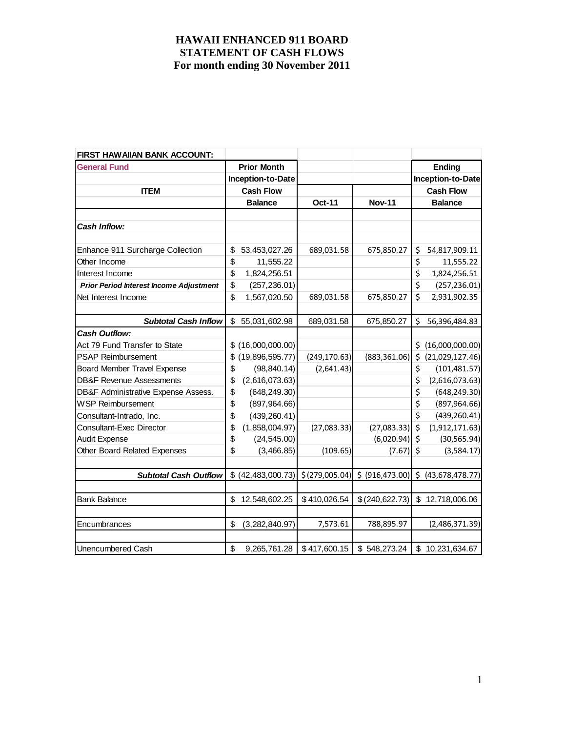# HAWAII ENHANCED 911 BOARD
# STATEMENT OF CASH FLOWS
# For month ending 30 November 2011

| FIRST HAWAIIAN BANK ACCOUNT: | | | | |
|---|---|---|---|---|
| General Fund | Prior Month Inception-to-Date Cash Flow Balance | | | Ending Inception-to-Date Cash Flow Balance |
| ITEM | | Oct-11 | Nov-11 | |
| ***Cash Inflow:*** | | | | |
| Enhance 911 Surcharge Collection | $ 53,453,027.26 | 689,031.58 | 675,850.27 | $ 54,817,909.11 |
| Other Income | $ 11,555.22 | | | $ 11,555.22 |
| Interest Income | $ 1,824,256.51 | | | $ 1,824,256.51 |
| ***Prior Period Interest Income Adjustment*** | $ (257,236.01) | | | $ (257,236.01) |
| Net Interest Income | $ 1,567,020.50 | 689,031.58 | 675,850.27 | $ 2,931,902.35 |
| ***Subtotal Cash Inflow*** | $ 55,031,602.98 | 689,031.58 | 675,850.27 | $ 56,396,484.83 |
| ***Cash Outflow:*** | | | | |
| Act 79 Fund Transfer to State | $ (16,000,000.00) | | | $ (16,000,000.00) |
| PSAP Reimbursement | $ (19,896,595.77) | (249,170.63) | (883,361.06) | $ (21,029,127.46) |
| Board Member Travel Expense | $ (98,840.14) | (2,641.43) | | $ (101,481.57) |
| DB&F Revenue Assessments | $ (2,616,073.63) | | | $ (2,616,073.63) |
| DB&F Administrative Expense Assess. | $ (648,249.30) | | | $ (648,249.30) |
| WSP Reimbursement | $ (897,964.66) | | | $ (897,964.66) |
| Consultant-Intrado, Inc. | $ (439,260.41) | | | $ (439,260.41) |
| Consultant-Exec Director | $ (1,858,004.97) | (27,083.33) | (27,083.33) | $ (1,912,171.63) |
| Audit Expense | $ (24,545.00) | | (6,020.94) | $ (30,565.94) |
| Other Board Related Expenses | $ (3,466.85) | (109.65) | (7.67) | $ (3,584.17) |
| ***Subtotal Cash Outflow*** | $ (42,483,000.73) | $ (279,005.04) | $ (916,473.00) | $ (43,678,478.77) |
| Bank Balance | $ 12,548,602.25 | $ 410,026.54 | $ (240,622.73) | $ 12,718,006.06 |
| Encumbrances | $ (3,282,840.97) | 7,573.61 | 788,895.97 | (2,486,371.39) |
| Unencumbered Cash | $ 9,265,761.28 | $ 417,600.15 | $ 548,273.24 | $ 10,231,634.67 |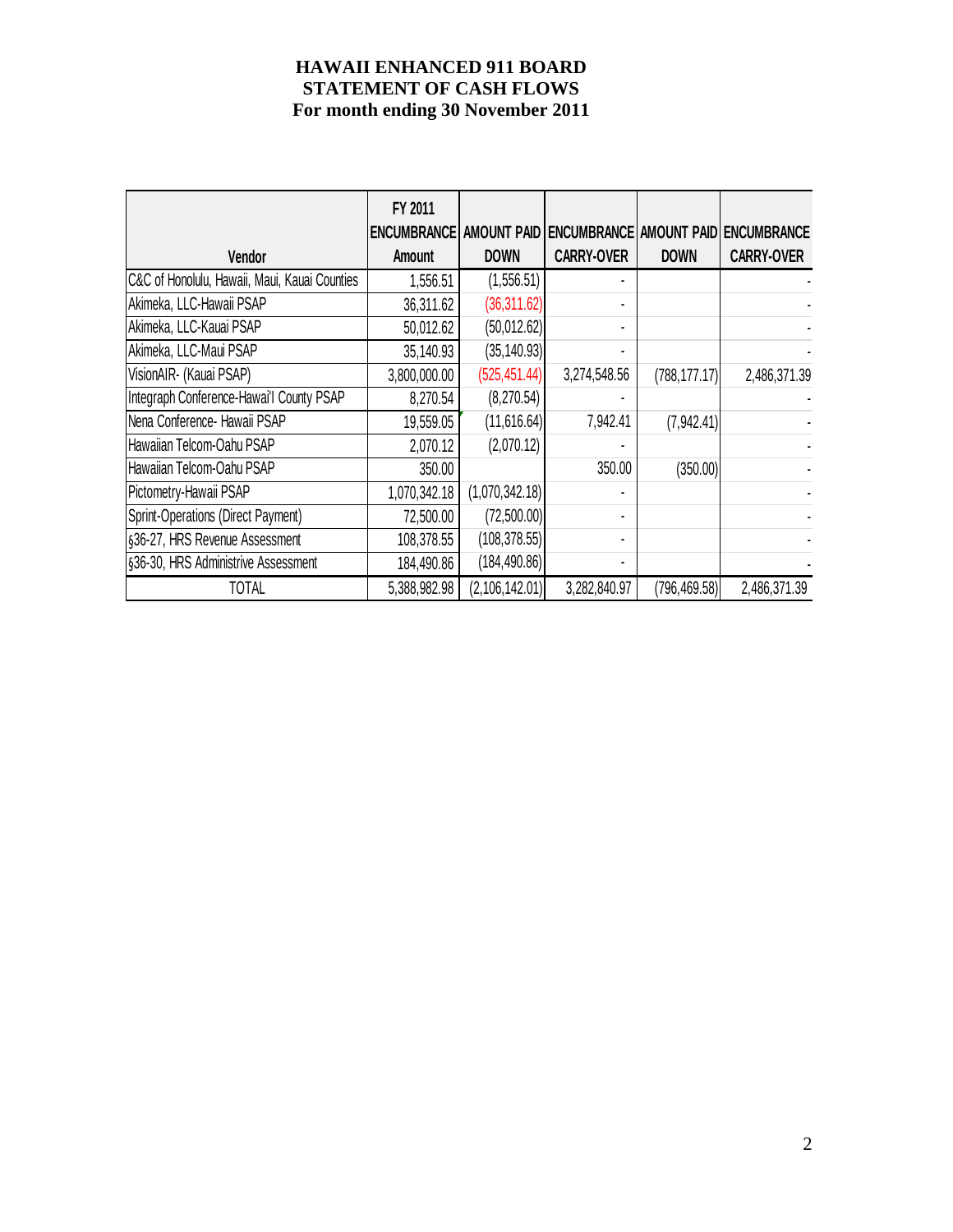**HAWAII ENHANCED 911 BOARD**
**STATEMENT OF CASH FLOWS**
**For month ending 30 November 2011**

| Vendor | FY 2011 ENCUMBRANCE Amount | AMOUNT PAID DOWN | ENCUMBRANCE CARRY-OVER | AMOUNT PAID DOWN | ENCUMBRANCE CARRY-OVER |
|---|---|---|---|---|---|
| C&C of Honolulu, Hawaii, Maui, Kauai Counties | 1,556.51 | (1,556.51) | - | | - |
| Akimeka, LLC-Hawaii PSAP | 36,311.62 | (36,311.62) | - | | - |
| Akimeka, LLC-Kauai PSAP | 50,012.62 | (50,012.62) | - | | - |
| Akimeka, LLC-Maui PSAP | 35,140.93 | (35,140.93) | - | | - |
| VisionAIR- (Kauai PSAP) | 3,800,000.00 | (525,451.44) | 3,274,548.56 | (788,177.17) | 2,486,371.39 |
| Integraph Conference-Hawai'I County PSAP | 8,270.54 | (8,270.54) | - | | - |
| Nena Conference- Hawaii PSAP | 19,559.05 | (11,616.64) | 7,942.41 | (7,942.41) | - |
| Hawaiian Telcom-Oahu PSAP | 2,070.12 | (2,070.12) | - | | - |
| Hawaiian Telcom-Oahu PSAP | 350.00 | | 350.00 | (350.00) | - |
| Pictometry-Hawaii PSAP | 1,070,342.18 | (1,070,342.18) | - | | - |
| Sprint-Operations (Direct Payment) | 72,500.00 | (72,500.00) | - | | - |
| §36-27, HRS Revenue Assessment | 108,378.55 | (108,378.55) | - | | - |
| §36-30, HRS Administrive Assessment | 184,490.86 | (184,490.86) | - | | - |
| TOTAL | 5,388,982.98 | (2,106,142.01) | 3,282,840.97 | (796,469.58) | 2,486,371.39 |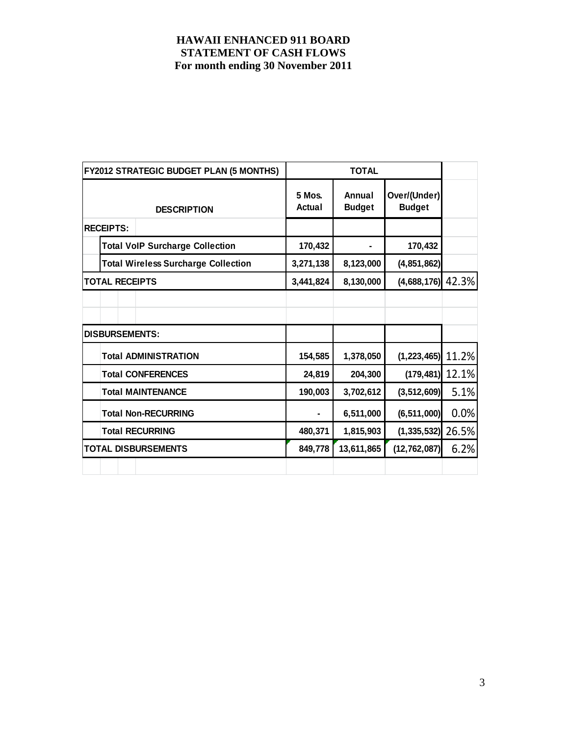# HAWAII ENHANCED 911 BOARD
## STATEMENT OF CASH FLOWS
### For month ending 30 November 2011

| FY2012 STRATEGIC BUDGET PLAN (5 MONTHS) | TOTAL | | | |
|---|---|---|---|---|
| **DESCRIPTION** | **5 Mos. Actual** | **Annual Budget** | **Over/(Under) Budget** | |
| **RECEIPTS:** | | | | |
| **Total VoIP Surcharge Collection** | 170,432 | - | 170,432 | |
| **Total Wireless Surcharge Collection** | 3,271,138 | 8,123,000 | (4,851,862) | |
| **TOTAL RECEIPTS** | 3,441,824 | 8,130,000 | (4,688,176) | 42.3% |
| | | | | |
| | | | | |
| **DISBURSEMENTS:** | | | | |
| **Total ADMINISTRATION** | 154,585 | 1,378,050 | (1,223,465) | 11.2% |
| **Total CONFERENCES** | 24,819 | 204,300 | (179,481) | 12.1% |
| **Total MAINTENANCE** | 190,003 | 3,702,612 | (3,512,609) | 5.1% |
| **Total Non-RECURRING** | - | 6,511,000 | (6,511,000) | 0.0% |
| **Total RECURRING** | 480,371 | 1,815,903 | (1,335,532) | 26.5% |
| **TOTAL DISBURSEMENTS** | 849,778 | 13,611,865 | (12,762,087) | 6.2% |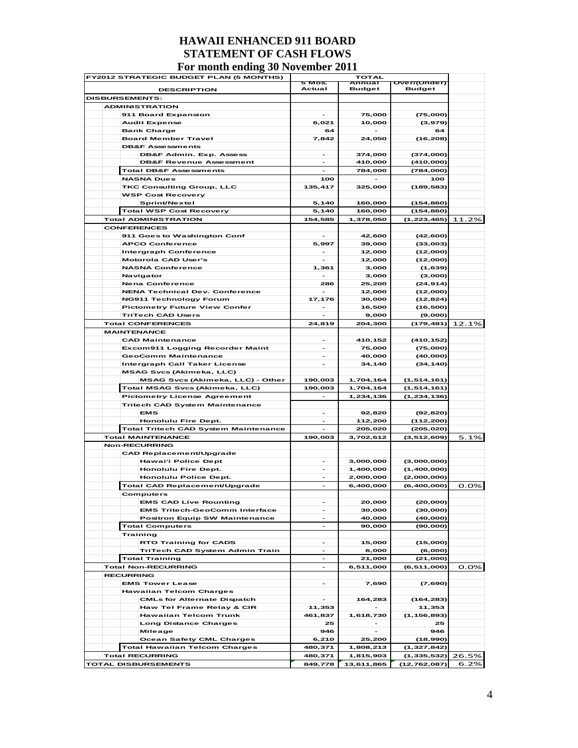# HAWAII ENHANCED 911 BOARD
## STATEMENT OF CASH FLOWS
### For month ending 30 November 2011

| FY2012 STRATEGIC BUDGET PLAN (5 MONTHS) | TOTAL | | | |
|---|---|---|---|---|
| DESCRIPTION | 5 Mos. Actual | Annual Budget | Over/(Under) Budget | |
| **DISBURSEMENTS:** | | | | |
| **ADMINISTRATION** | | | | |
| 911 Board Expansion | - | 75,000 | (75,000) | |
| Audit Expense | 6,021 | 10,000 | (3,979) | |
| Bank Charge | 64 | - | 64 | |
| Board Member Travel | 7,842 | 24,050 | (16,208) | |
| DB&F Assessments | | | | |
| DB&F Admin. Exp. Assess | - | 374,000 | (374,000) | |
| DB&F Revenue Assessment | - | 410,000 | (410,000) | |
| Total DB&F Assessments | - | 784,000 | (784,000) | |
| NASNA Dues | 100 | - | 100 | |
| TKC Consulting Group, LLC | 135,417 | 325,000 | (189,583) | |
| WSP Cost Recovery | | | | |
| Sprint/Nextel | 5,140 | 160,000 | (154,860) | |
| Total WSP Cost Recovery | 5,140 | 160,000 | (154,860) | |
| **Total ADMINISTRATION** | 154,585 | 1,378,050 | (1,223,465) | 11.2% |
| **CONFERENCES** | | | | |
| 911 Goes to Washington Conf | - | 42,600 | (42,600) | |
| APCO Conference | 5,997 | 39,000 | (33,003) | |
| Intergraph Conference | - | 12,000 | (12,000) | |
| Motorola CAD User's | - | 12,000 | (12,000) | |
| NASNA Conference | 1,361 | 3,000 | (1,639) | |
| Navigator | - | 3,000 | (3,000) | |
| Nena Conference | 286 | 25,200 | (24,914) | |
| NENA Technical Dev. Conference | - | 12,000 | (12,000) | |
| NG911 Technology Forum | 17,176 | 30,000 | (12,824) | |
| Pictometry Future View Confer | - | 16,500 | (16,500) | |
| TriTech CAD Users | - | 9,000 | (9,000) | |
| **Total CONFERENCES** | 24,819 | 204,300 | (179,481) | 12.1% |
| **MAINTENANCE** | | | | |
| CAD Maintenance | - | 410,152 | (410,152) | |
| Excom911 Logging Recorder Maint | - | 75,000 | (75,000) | |
| GeoComm Maintenance | - | 40,000 | (40,000) | |
| Intergraph Call Taker License | - | 34,140 | (34,140) | |
| MSAG Svcs (Akimeka, LLC) | | | | |
| MSAG Svcs (Akimeka, LLC) - Other | 190,003 | 1,704,164 | (1,514,161) | |
| Total MSAG Svcs (Akimeka, LLC) | 190,003 | 1,704,164 | (1,514,161) | |
| Pictometry License Agreement | - | 1,234,136 | (1,234,136) | |
| Tritech CAD System Maintenance | | | | |
| EMS | - | 92,820 | (92,820) | |
| Honolulu Fire Dept. | - | 112,200 | (112,200) | |
| Total Tritech CAD System Maintenance | - | 205,020 | (205,020) | |
| **Total MAINTENANCE** | 190,003 | 3,702,612 | (3,512,609) | 5.1% |
| **Non-RECURRING** | | | | |
| CAD Replacement/Upgrade | | | | |
| Hawai'i Police Dept | - | 3,000,000 | (3,000,000) | |
| Honolulu Fire Dept. | - | 1,400,000 | (1,400,000) | |
| Honolulu Police Dept. | - | 2,000,000 | (2,000,000) | |
| Total CAD Replacement/Upgrade | - | 6,400,000 | (6,400,000) | 0.0% |
| Computers | | | | |
| EMS CAD Live Rounting | - | 20,000 | (20,000) | |
| EMS Tritech-GeoComm Interface | - | 30,000 | (30,000) | |
| Positron Equip SW Maintenance | - | 40,000 | (40,000) | |
| Total Computers | - | 90,000 | (90,000) | |
| Training | | | | |
| RTO Training for CADS | - | 15,000 | (15,000) | |
| TriTech CAD System Admin Train | - | 6,000 | (6,000) | |
| Total Training | - | 21,000 | (21,000) | |
| **Total Non-RECURRING** | - | 6,511,000 | (6,511,000) | 0.0% |
| **RECURRING** | | | | |
| EMS Tower Lease | - | 7,690 | (7,690) | |
| Hawaiian Telcom Charges | | | | |
| CMLs for Alternate Dispatch | - | 164,283 | (164,283) | |
| Haw Tel Frame Relay & CIR | 11,353 | - | 11,353 | |
| Hawaiian Telcom Trunk | 461,837 | 1,618,730 | (1,156,893) | |
| Long Distance Charges | 25 | - | 25 | |
| Mileage | 946 | - | 946 | |
| Ocean Safety CML Charges | 6,210 | 25,200 | (18,990) | |
| Total Hawaiian Telcom Charges | 480,371 | 1,808,213 | (1,327,842) | |
| **Total RECURRING** | 480,371 | 1,815,903 | (1,335,532) | 26.5% |
| **TOTAL DISBURSEMENTS** | 849,778 | 13,611,865 | (12,762,087) | 6.2% |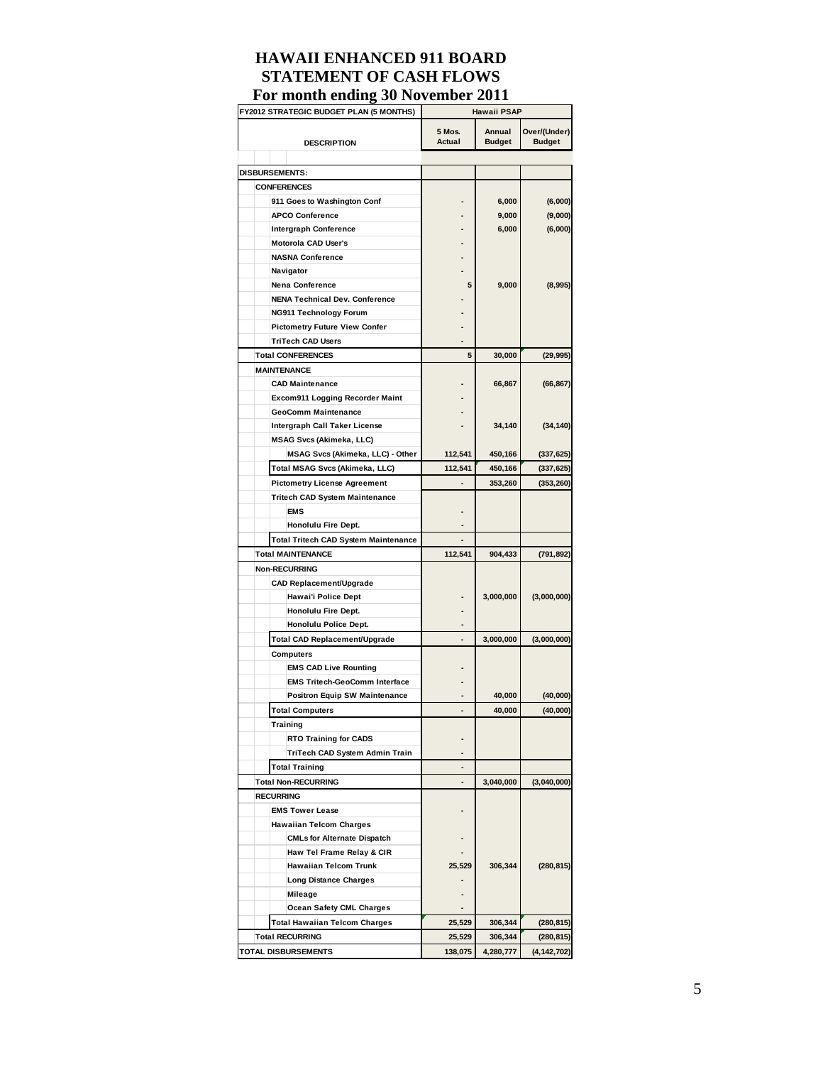# HAWAII ENHANCED 911 BOARD
## STATEMENT OF CASH FLOWS
### For month ending 30 November 2011

| FY2012 STRATEGIC BUDGET PLAN (5 MONTHS) | Hawaii PSAP | | |
|---|---|---|---|
| DESCRIPTION | 5 Mos. Actual | Annual Budget | Over/(Under) Budget |
| **DISBURSEMENTS:** | | | |
| CONFERENCES | | | |
| 911 Goes to Washington Conf | - | 6,000 | (6,000) |
| APCO Conference | - | 9,000 | (9,000) |
| Intergraph Conference | - | 6,000 | (6,000) |
| Motorola CAD User's | - | | |
| NASNA Conference | - | | |
| Navigator | - | | |
| Nena Conference | 5 | 9,000 | (8,995) |
| NENA Technical Dev. Conference | - | | |
| NG911 Technology Forum | - | | |
| Pictometry Future View Confer | - | | |
| TriTech CAD Users | - | | |
| Total CONFERENCES | 5 | 30,000 | (29,995) |
| MAINTENANCE | | | |
| CAD Maintenance | - | 66,867 | (66,867) |
| Excom911 Logging Recorder Maint | - | | |
| GeoComm Maintenance | - | | |
| Intergraph Call Taker License | - | 34,140 | (34,140) |
| MSAG Svcs (Akimeka, LLC) | | | |
| MSAG Svcs (Akimeka, LLC) - Other | 112,541 | 450,166 | (337,625) |
| Total MSAG Svcs (Akimeka, LLC) | 112,541 | 450,166 | (337,625) |
| Pictometry License Agreement | - | 353,260 | (353,260) |
| Tritech CAD System Maintenance | | | |
| EMS | - | | |
| Honolulu Fire Dept. | - | | |
| Total Tritech CAD System Maintenance | - | | |
| Total MAINTENANCE | 112,541 | 904,433 | (791,892) |
| Non-RECURRING | | | |
| CAD Replacement/Upgrade | | | |
| Hawai'i Police Dept | - | 3,000,000 | (3,000,000) |
| Honolulu Fire Dept. | - | | |
| Honolulu Police Dept. | - | | |
| Total CAD Replacement/Upgrade | - | 3,000,000 | (3,000,000) |
| Computers | | | |
| EMS CAD Live Rounting | - | | |
| EMS Tritech-GeoComm Interface | - | | |
| Positron Equip SW Maintenance | - | 40,000 | (40,000) |
| Total Computers | - | 40,000 | (40,000) |
| Training | | | |
| RTO Training for CADS | - | | |
| TriTech CAD System Admin Train | - | | |
| Total Training | - | | |
| Total Non-RECURRING | - | 3,040,000 | (3,040,000) |
| RECURRING | | | |
| EMS Tower Lease | - | | |
| Hawaiian Telcom Charges | | | |
| CMLs for Alternate Dispatch | - | | |
| Haw Tel Frame Relay & CIR | - | | |
| Hawaiian Telcom Trunk | 25,529 | 306,344 | (280,815) |
| Long Distance Charges | - | | |
| Mileage | - | | |
| Ocean Safety CML Charges | - | | |
| Total Hawaiian Telcom Charges | 25,529 | 306,344 | (280,815) |
| Total RECURRING | 25,529 | 306,344 | (280,815) |
| **TOTAL DISBURSEMENTS** | 138,075 | 4,280,777 | (4,142,702) |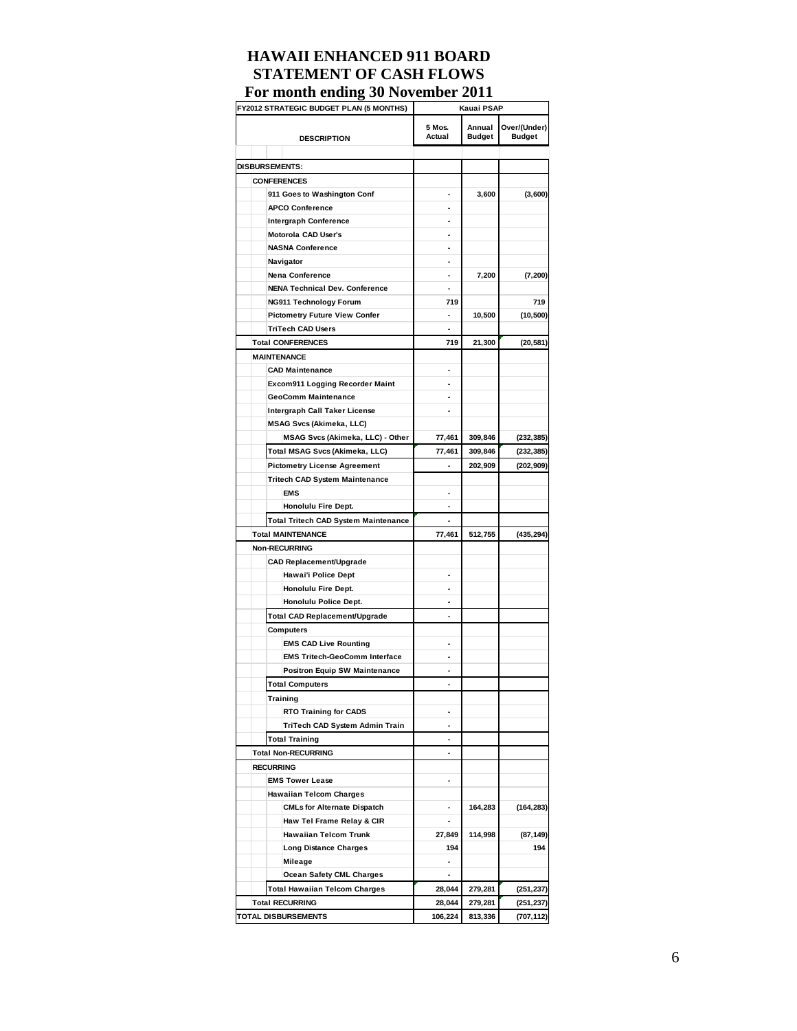# HAWAII ENHANCED 911 BOARD
# STATEMENT OF CASH FLOWS
# For month ending 30 November 2011

| FY2012 STRATEGIC BUDGET PLAN (5 MONTHS) | Kauai PSAP | | |
|---|---|---|---|
| **DESCRIPTION** | **5 Mos. Actual** | **Annual Budget** | **Over/(Under) Budget** |
| **DISBURSEMENTS:** | | | |
| **CONFERENCES** | | | |
| 911 Goes to Washington Conf | - | 3,600 | (3,600) |
| APCO Conference | - | | |
| Intergraph Conference | - | | |
| Motorola CAD User's | - | | |
| NASNA Conference | - | | |
| Navigator | - | | |
| Nena Conference | - | 7,200 | (7,200) |
| NENA Technical Dev. Conference | - | | |
| NG911 Technology Forum | 719 | | 719 |
| Pictometry Future View Confer | - | 10,500 | (10,500) |
| TriTech CAD Users | - | | |
| **Total CONFERENCES** | 719 | 21,300 | (20,581) |
| **MAINTENANCE** | | | |
| CAD Maintenance | - | | |
| Excom911 Logging Recorder Maint | - | | |
| GeoComm Maintenance | - | | |
| Intergraph Call Taker License | - | | |
| MSAG Svcs (Akimeka, LLC) | | | |
| MSAG Svcs (Akimeka, LLC) - Other | 77,461 | 309,846 | (232,385) |
| Total MSAG Svcs (Akimeka, LLC) | 77,461 | 309,846 | (232,385) |
| Pictometry License Agreement | - | 202,909 | (202,909) |
| Tritech CAD System Maintenance | | | |
| EMS | - | | |
| Honolulu Fire Dept. | - | | |
| Total Tritech CAD System Maintenance | - | | |
| **Total MAINTENANCE** | 77,461 | 512,755 | (435,294) |
| **Non-RECURRING** | | | |
| CAD Replacement/Upgrade | | | |
| Hawai'i Police Dept | - | | |
| Honolulu Fire Dept. | - | | |
| Honolulu Police Dept. | - | | |
| Total CAD Replacement/Upgrade | - | | |
| Computers | | | |
| EMS CAD Live Rounting | - | | |
| EMS Tritech-GeoComm Interface | - | | |
| Positron Equip SW Maintenance | - | | |
| Total Computers | - | | |
| Training | | | |
| RTO Training for CADS | - | | |
| TriTech CAD System Admin Train | - | | |
| Total Training | - | | |
| **Total Non-RECURRING** | - | | |
| **RECURRING** | | | |
| EMS Tower Lease | - | | |
| Hawaiian Telcom Charges | | | |
| CMLs for Alternate Dispatch | - | 164,283 | (164,283) |
| Haw Tel Frame Relay & CIR | - | | |
| Hawaiian Telcom Trunk | 27,849 | 114,998 | (87,149) |
| Long Distance Charges | 194 | | 194 |
| Mileage | - | | |
| Ocean Safety CML Charges | - | | |
| Total Hawaiian Telcom Charges | 28,044 | 279,281 | (251,237) |
| **Total RECURRING** | 28,044 | 279,281 | (251,237) |
| **TOTAL DISBURSEMENTS** | 106,224 | 813,336 | (707,112) |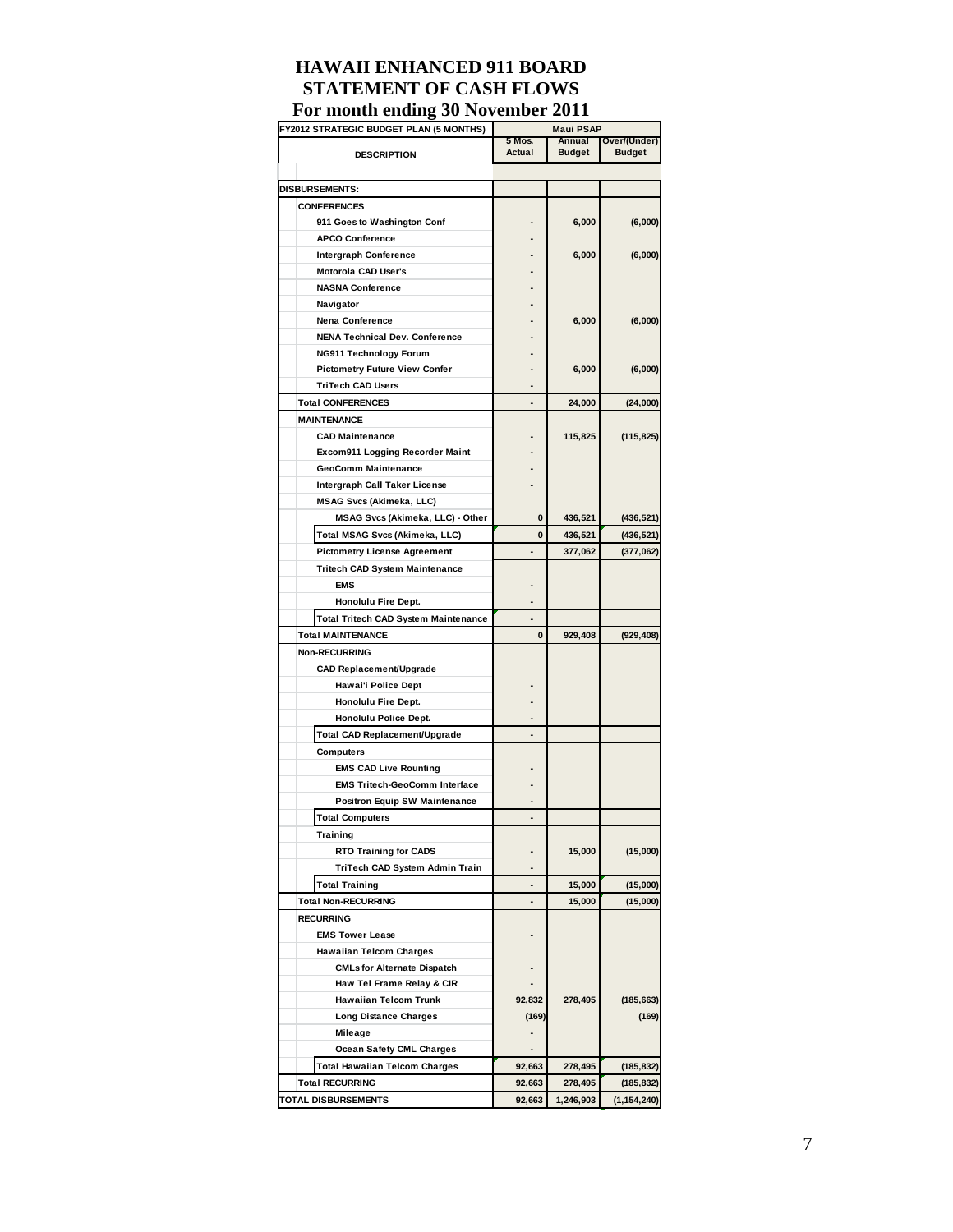# HAWAII ENHANCED 911 BOARD
# STATEMENT OF CASH FLOWS
# For month ending 30 November 2011

| FY2012 STRATEGIC BUDGET PLAN (5 MONTHS) | Maui PSAP | | |
|---|---|---|---|
| DESCRIPTION | 5 Mos. Actual | Annual Budget | Over/(Under) Budget |
| | | | |
| **DISBURSEMENTS:** | | | |
| **CONFERENCES** | | | |
| 911 Goes to Washington Conf | - | 6,000 | (6,000) |
| APCO Conference | - | | |
| Intergraph Conference | - | 6,000 | (6,000) |
| Motorola CAD User's | - | | |
| NASNA Conference | - | | |
| Navigator | - | | |
| Nena Conference | - | 6,000 | (6,000) |
| NENA Technical Dev. Conference | - | | |
| NG911 Technology Forum | - | | |
| Pictometry Future View Confer | - | 6,000 | (6,000) |
| TriTech CAD Users | - | | |
| **Total CONFERENCES** | - | 24,000 | (24,000) |
| **MAINTENANCE** | | | |
| CAD Maintenance | - | 115,825 | (115,825) |
| Excom911 Logging Recorder Maint | - | | |
| GeoComm Maintenance | - | | |
| Intergraph Call Taker License | - | | |
| MSAG Svcs (Akimeka, LLC) | | | |
| MSAG Svcs (Akimeka, LLC) - Other | 0 | 436,521 | (436,521) |
| Total MSAG Svcs (Akimeka, LLC) | 0 | 436,521 | (436,521) |
| Pictometry License Agreement | - | 377,062 | (377,062) |
| Tritech CAD System Maintenance | | | |
| EMS | - | | |
| Honolulu Fire Dept. | - | | |
| Total Tritech CAD System Maintenance | - | | |
| **Total MAINTENANCE** | 0 | 929,408 | (929,408) |
| **Non-RECURRING** | | | |
| CAD Replacement/Upgrade | | | |
| Hawai'i Police Dept | - | | |
| Honolulu Fire Dept. | - | | |
| Honolulu Police Dept. | - | | |
| Total CAD Replacement/Upgrade | - | | |
| Computers | | | |
| EMS CAD Live Rounting | - | | |
| EMS Tritech-GeoComm Interface | - | | |
| Positron Equip SW Maintenance | - | | |
| Total Computers | - | | |
| Training | | | |
| RTO Training for CADS | - | 15,000 | (15,000) |
| TriTech CAD System Admin Train | - | | |
| Total Training | - | 15,000 | (15,000) |
| **Total Non-RECURRING** | - | 15,000 | (15,000) |
| **RECURRING** | | | |
| EMS Tower Lease | - | | |
| Hawaiian Telcom Charges | | | |
| CMLs for Alternate Dispatch | - | | |
| Haw Tel Frame Relay & CIR | - | | |
| Hawaiian Telcom Trunk | 92,832 | 278,495 | (185,663) |
| Long Distance Charges | (169) | | (169) |
| Mileage | - | | |
| Ocean Safety CML Charges | - | | |
| Total Hawaiian Telcom Charges | 92,663 | 278,495 | (185,832) |
| **Total RECURRING** | 92,663 | 278,495 | (185,832) |
| **TOTAL DISBURSEMENTS** | 92,663 | 1,246,903 | (1,154,240) |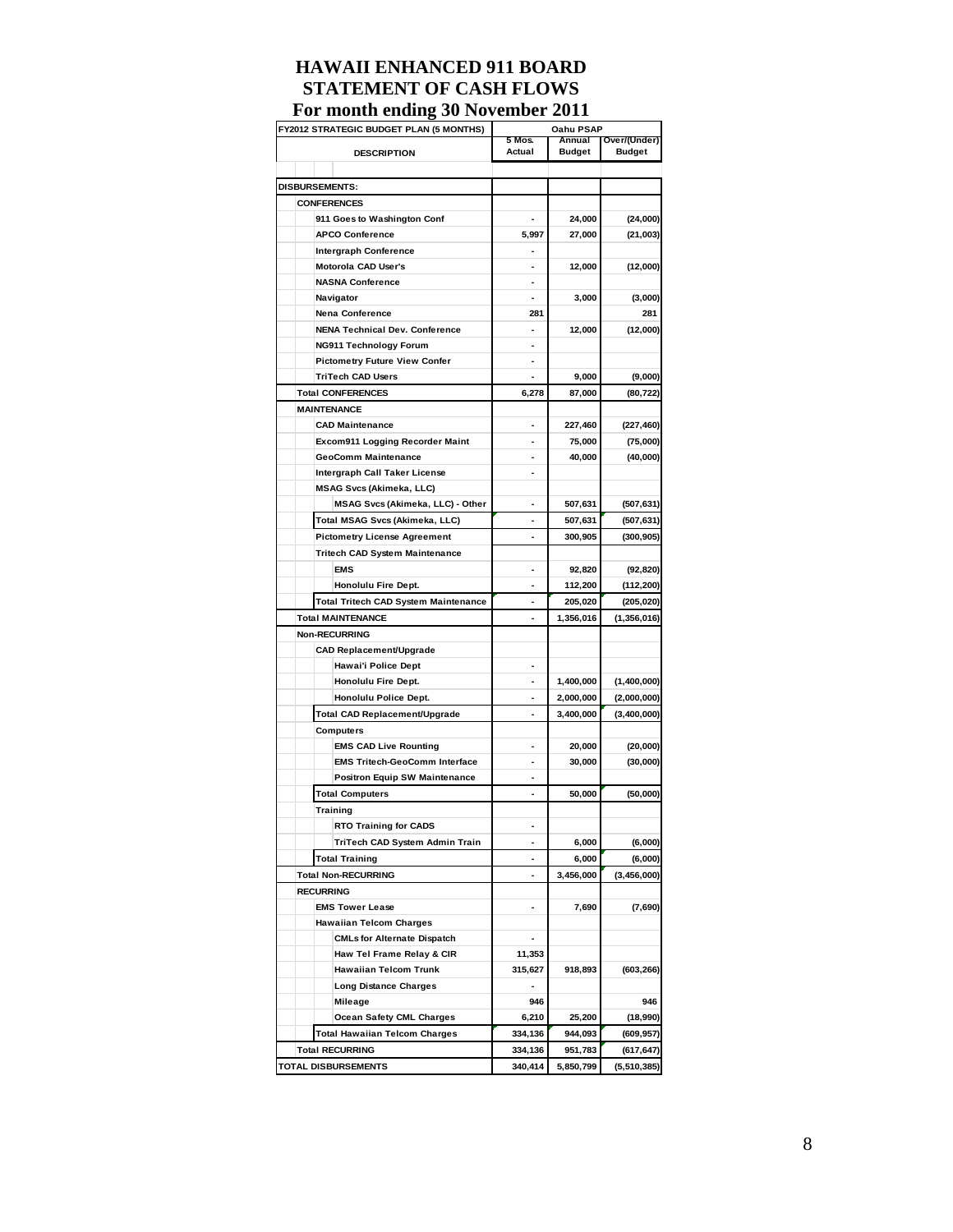# HAWAII ENHANCED 911 BOARD
# STATEMENT OF CASH FLOWS
# For month ending 30 November 2011

| FY2012 STRATEGIC BUDGET PLAN (5 MONTHS) | Oahu PSAP | | |
|---|---|---|---|
| DESCRIPTION | 5 Mos. Actual | Annual Budget | Over/(Under) Budget |
| **DISBURSEMENTS:** | | | |
| CONFERENCES | | | |
| 911 Goes to Washington Conf | - | 24,000 | (24,000) |
| APCO Conference | 5,997 | 27,000 | (21,003) |
| Intergraph Conference | - | | |
| Motorola CAD User's | - | 12,000 | (12,000) |
| NASNA Conference | - | | |
| Navigator | - | 3,000 | (3,000) |
| Nena Conference | 281 | | 281 |
| NENA Technical Dev. Conference | - | 12,000 | (12,000) |
| NG911 Technology Forum | - | | |
| Pictometry Future View Confer | - | | |
| TriTech CAD Users | - | 9,000 | (9,000) |
| Total CONFERENCES | 6,278 | 87,000 | (80,722) |
| MAINTENANCE | | | |
| CAD Maintenance | - | 227,460 | (227,460) |
| Excom911 Logging Recorder Maint | - | 75,000 | (75,000) |
| GeoComm Maintenance | - | 40,000 | (40,000) |
| Intergraph Call Taker License | - | | |
| MSAG Svcs (Akimeka, LLC) | | | |
| MSAG Svcs (Akimeka, LLC) - Other | - | 507,631 | (507,631) |
| Total MSAG Svcs (Akimeka, LLC) | - | 507,631 | (507,631) |
| Pictometry License Agreement | - | 300,905 | (300,905) |
| Tritech CAD System Maintenance | | | |
| EMS | - | 92,820 | (92,820) |
| Honolulu Fire Dept. | - | 112,200 | (112,200) |
| Total Tritech CAD System Maintenance | - | 205,020 | (205,020) |
| Total MAINTENANCE | - | 1,356,016 | (1,356,016) |
| Non-RECURRING | | | |
| CAD Replacement/Upgrade | | | |
| Hawai'i Police Dept | - | | |
| Honolulu Fire Dept. | - | 1,400,000 | (1,400,000) |
| Honolulu Police Dept. | - | 2,000,000 | (2,000,000) |
| Total CAD Replacement/Upgrade | - | 3,400,000 | (3,400,000) |
| Computers | | | |
| EMS CAD Live Rounting | - | 20,000 | (20,000) |
| EMS Tritech-GeoComm Interface | - | 30,000 | (30,000) |
| Positron Equip SW Maintenance | - | | |
| Total Computers | - | 50,000 | (50,000) |
| Training | | | |
| RTO Training for CADS | - | | |
| TriTech CAD System Admin Train | - | 6,000 | (6,000) |
| Total Training | - | 6,000 | (6,000) |
| Total Non-RECURRING | - | 3,456,000 | (3,456,000) |
| RECURRING | | | |
| EMS Tower Lease | - | 7,690 | (7,690) |
| Hawaiian Telcom Charges | | | |
| CMLs for Alternate Dispatch | - | | |
| Haw Tel Frame Relay & CIR | 11,353 | | |
| Hawaiian Telcom Trunk | 315,627 | 918,893 | (603,266) |
| Long Distance Charges | - | | |
| Mileage | 946 | | 946 |
| Ocean Safety CML Charges | 6,210 | 25,200 | (18,990) |
| Total Hawaiian Telcom Charges | 334,136 | 944,093 | (609,957) |
| Total RECURRING | 334,136 | 951,783 | (617,647) |
| TOTAL DISBURSEMENTS | 340,414 | 5,850,799 | (5,510,385) |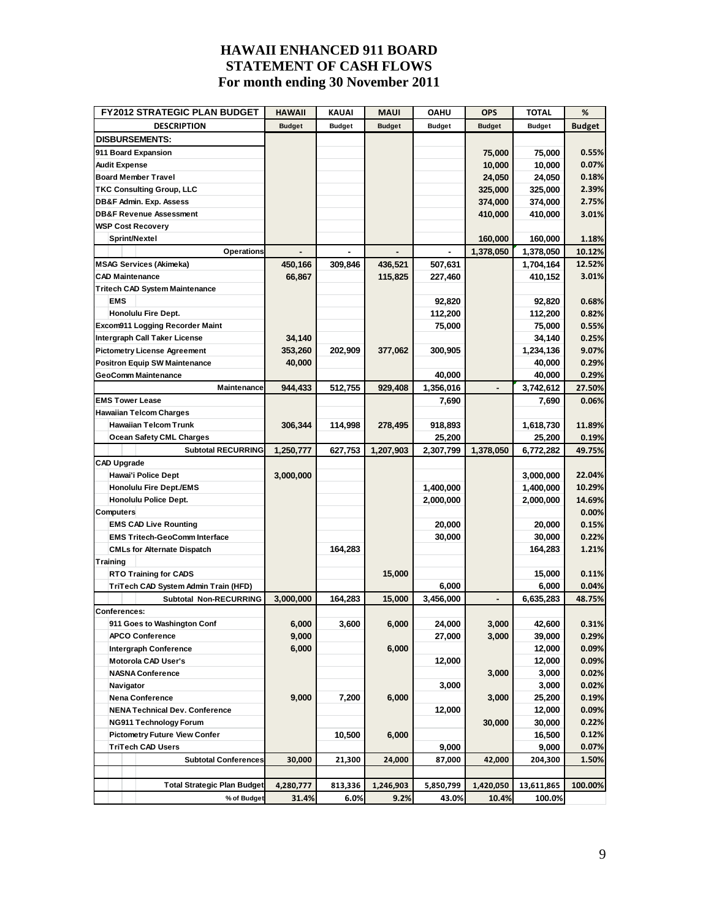# HAWAII ENHANCED 911 BOARD
# STATEMENT OF CASH FLOWS
# For month ending 30 November 2011

| FY2012 STRATEGIC PLAN BUDGET | HAWAII | KAUAI | MAUI | OAHU | OPS | TOTAL | % |
|---|---|---|---|---|---|---|---|
| DESCRIPTION | Budget | Budget | Budget | Budget | Budget | Budget | Budget |
| **DISBURSEMENTS:** | | | | | | | |
| 911 Board Expansion | | | | | 75,000 | 75,000 | 0.55% |
| Audit Expense | | | | | 10,000 | 10,000 | 0.07% |
| Board Member Travel | | | | | 24,050 | 24,050 | 0.18% |
| TKC Consulting Group, LLC | | | | | 325,000 | 325,000 | 2.39% |
| DB&F Admin. Exp. Assess | | | | | 374,000 | 374,000 | 2.75% |
| DB&F Revenue Assessment | | | | | 410,000 | 410,000 | 3.01% |
| WSP Cost Recovery | | | | | | | |
| Sprint/Nextel | | | | | 160,000 | 160,000 | 1.18% |
| Operations | - | - | - | - | 1,378,050 | 1,378,050 | 10.12% |
| MSAG Services (Akimeka) | 450,166 | 309,846 | 436,521 | 507,631 | | 1,704,164 | 12.52% |
| CAD Maintenance | 66,867 | | 115,825 | 227,460 | | 410,152 | 3.01% |
| Tritech CAD System Maintenance | | | | | | | |
| EMS | | | | 92,820 | | 92,820 | 0.68% |
| Honolulu Fire Dept. | | | | 112,200 | | 112,200 | 0.82% |
| Excom911 Logging Recorder Maint | | | | 75,000 | | 75,000 | 0.55% |
| Intergraph Call Taker License | 34,140 | | | | | 34,140 | 0.25% |
| Pictometry License Agreement | 353,260 | 202,909 | 377,062 | 300,905 | | 1,234,136 | 9.07% |
| Positron Equip SW Maintenance | 40,000 | | | | | 40,000 | 0.29% |
| GeoComm Maintenance | | | | 40,000 | | 40,000 | 0.29% |
| Maintenance | 944,433 | 512,755 | 929,408 | 1,356,016 | - | 3,742,612 | 27.50% |
| EMS Tower Lease | | | | 7,690 | | 7,690 | 0.06% |
| Hawaiian Telcom Charges | | | | | | | |
| Hawaiian Telcom Trunk | 306,344 | 114,998 | 278,495 | 918,893 | | 1,618,730 | 11.89% |
| Ocean Safety CML Charges | | | | 25,200 | | 25,200 | 0.19% |
| Subtotal RECURRING | 1,250,777 | 627,753 | 1,207,903 | 2,307,799 | 1,378,050 | 6,772,282 | 49.75% |
| CAD Upgrade | | | | | | | |
| Hawai'i Police Dept | 3,000,000 | | | | | 3,000,000 | 22.04% |
| Honolulu Fire Dept./EMS | | | | 1,400,000 | | 1,400,000 | 10.29% |
| Honolulu Police Dept. | | | | 2,000,000 | | 2,000,000 | 14.69% |
| Computers | | | | | | | 0.00% |
| EMS CAD Live Rounting | | | | 20,000 | | 20,000 | 0.15% |
| EMS Tritech-GeoComm Interface | | | | 30,000 | | 30,000 | 0.22% |
| CMLs for Alternate Dispatch | | 164,283 | | | | 164,283 | 1.21% |
| Training | | | | | | | |
| RTO Training for CADS | | | 15,000 | | | 15,000 | 0.11% |
| TriTech CAD System Admin Train (HFD) | | | | 6,000 | | 6,000 | 0.04% |
| Subtotal Non-RECURRING | 3,000,000 | 164,283 | 15,000 | 3,456,000 | - | 6,635,283 | 48.75% |
| Conferences: | | | | | | | |
| 911 Goes to Washington Conf | 6,000 | 3,600 | 6,000 | 24,000 | 3,000 | 42,600 | 0.31% |
| APCO Conference | 9,000 | | | 27,000 | 3,000 | 39,000 | 0.29% |
| Intergraph Conference | 6,000 | | 6,000 | | | 12,000 | 0.09% |
| Motorola CAD User's | | | | 12,000 | | 12,000 | 0.09% |
| NASNA Conference | | | | | 3,000 | 3,000 | 0.02% |
| Navigator | | | | 3,000 | | 3,000 | 0.02% |
| Nena Conference | 9,000 | 7,200 | 6,000 | | 3,000 | 25,200 | 0.19% |
| NENA Technical Dev. Conference | | | | 12,000 | | 12,000 | 0.09% |
| NG911 Technology Forum | | | | | 30,000 | 30,000 | 0.22% |
| Pictometry Future View Confer | | 10,500 | 6,000 | | | 16,500 | 0.12% |
| TriTech CAD Users | | | | 9,000 | | 9,000 | 0.07% |
| Subtotal Conferences | 30,000 | 21,300 | 24,000 | 87,000 | 42,000 | 204,300 | 1.50% |
| | | | | | | | |
| Total Strategic Plan Budget | 4,280,777 | 813,336 | 1,246,903 | 5,850,799 | 1,420,050 | 13,611,865 | 100.00% |
| % of Budget | 31.4% | 6.0% | 9.2% | 43.0% | 10.4% | 100.0% | |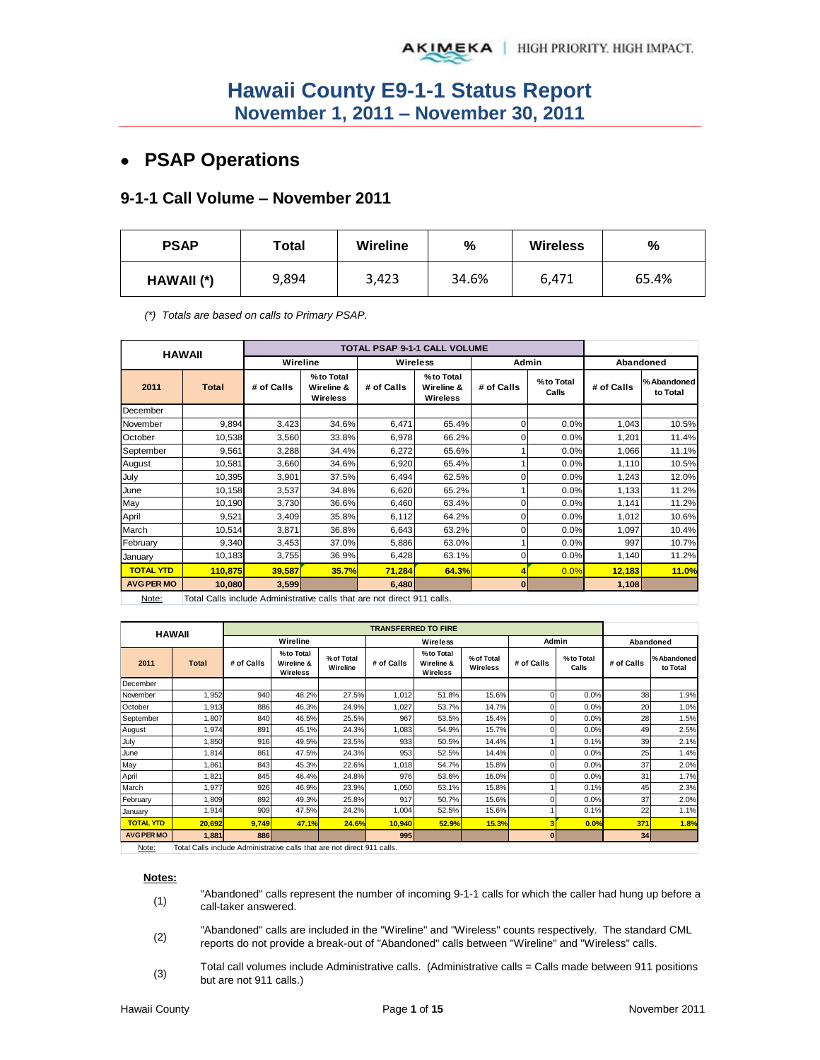# Hawaii County E9-1-1 Status Report
## November 1, 2011 – November 30, 2011

- ## PSAP Operations

### 9-1-1 Call Volume – November 2011

| PSAP | Total | Wireline | % | Wireless | % |
|---|---|---|---|---|---|
| HAWAII (*) | 9,894 | 3,423 | 34.6% | 6,471 | 65.4% |

*(\*) Totals are based on calls to Primary PSAP.*

| HAWAII | | TOTAL PSAP 9-1-1 CALL VOLUME | | | | | | | |
|---|---|---|---|---|---|---|---|---|---|
| | | Wireline | | Wireless | | Admin | | Abandoned | |
| 2011 | Total | # of Calls | % to Total Wireline & Wireless | # of Calls | % to Total Wireline & Wireless | # of Calls | % to Total Calls | # of Calls | % Abandoned to Total |
| December | | | | | | | | | |
| November | 9,894 | 3,423 | 34.6% | 6,471 | 65.4% | 0 | 0.0% | 1,043 | 10.5% |
| October | 10,538 | 3,560 | 33.8% | 6,978 | 66.2% | 0 | 0.0% | 1,201 | 11.4% |
| September | 9,561 | 3,288 | 34.4% | 6,272 | 65.6% | 1 | 0.0% | 1,066 | 11.1% |
| August | 10,581 | 3,660 | 34.6% | 6,920 | 65.4% | 1 | 0.0% | 1,110 | 10.5% |
| July | 10,395 | 3,901 | 37.5% | 6,494 | 62.5% | 0 | 0.0% | 1,243 | 12.0% |
| June | 10,158 | 3,537 | 34.8% | 6,620 | 65.2% | 1 | 0.0% | 1,133 | 11.2% |
| May | 10,190 | 3,730 | 36.6% | 6,460 | 63.4% | 0 | 0.0% | 1,141 | 11.2% |
| April | 9,521 | 3,409 | 35.8% | 6,112 | 64.2% | 0 | 0.0% | 1,012 | 10.6% |
| March | 10,514 | 3,871 | 36.8% | 6,643 | 63.2% | 0 | 0.0% | 1,097 | 10.4% |
| February | 9,340 | 3,453 | 37.0% | 5,886 | 63.0% | 1 | 0.0% | 997 | 10.7% |
| January | 10,183 | 3,755 | 36.9% | 6,428 | 63.1% | 0 | 0.0% | 1,140 | 11.2% |
| **TOTAL YTD** | **110,875** | **39,587** | **35.7%** | **71,284** | **64.3%** | **4** | **0.0%** | **12,183** | **11.0%** |
| **AVG PER MO** | **10,080** | **3,599** | | **6,480** | | **0** | | **1,108** | |

Note: Total Calls include Administrative calls that are not direct 911 calls.

| HAWAII | | TRANSFERRED TO FIRE | | | | | | | | | |
|---|---|---|---|---|---|---|---|---|---|---|---|
| | | Wireline | | | Wireless | | | Admin | | Abandoned | |
| 2011 | Total | # of Calls | % to Total Wireline & Wireless | % of Total Wireline | # of Calls | % to Total Wireline & Wireless | % of Total Wireless | # of Calls | % to Total Calls | # of Calls | % Abandoned to Total |
| December | | | | | | | | | | | |
| November | 1,952 | 940 | 48.2% | 27.5% | 1,012 | 51.8% | 15.6% | 0 | 0.0% | 38 | 1.9% |
| October | 1,913 | 886 | 46.3% | 24.9% | 1,027 | 53.7% | 14.7% | 0 | 0.0% | 20 | 1.0% |
| September | 1,807 | 840 | 46.5% | 25.5% | 967 | 53.5% | 15.4% | 0 | 0.0% | 28 | 1.5% |
| August | 1,974 | 891 | 45.1% | 24.3% | 1,083 | 54.9% | 15.7% | 0 | 0.0% | 49 | 2.5% |
| July | 1,850 | 916 | 49.5% | 23.5% | 933 | 50.5% | 14.4% | 1 | 0.1% | 39 | 2.1% |
| June | 1,814 | 861 | 47.5% | 24.3% | 953 | 52.5% | 14.4% | 0 | 0.0% | 25 | 1.4% |
| May | 1,861 | 843 | 45.3% | 22.6% | 1,018 | 54.7% | 15.8% | 0 | 0.0% | 37 | 2.0% |
| April | 1,821 | 845 | 46.4% | 24.8% | 976 | 53.6% | 16.0% | 0 | 0.0% | 31 | 1.7% |
| March | 1,977 | 926 | 46.9% | 23.9% | 1,050 | 53.1% | 15.8% | 1 | 0.1% | 45 | 2.3% |
| February | 1,809 | 892 | 49.3% | 25.8% | 917 | 50.7% | 15.6% | 0 | 0.0% | 37 | 2.0% |
| January | 1,914 | 909 | 47.5% | 24.2% | 1,004 | 52.5% | 15.6% | 1 | 0.1% | 22 | 1.1% |
| **TOTAL YTD** | **20,692** | **9,749** | **47.1%** | **24.6%** | **10,940** | **52.9%** | **15.3%** | **3** | **0.0%** | **371** | **1.8%** |
| **AVG PER MO** | **1,881** | **886** | | | **995** | | | **0** | | **34** | |

Note: Total Calls include Administrative calls that are not direct 911 calls.

**Notes:**

(1) "Abandoned" calls represent the number of incoming 9-1-1 calls for which the caller had hung up before a call-taker answered.

(2) "Abandoned" calls are included in the "Wireline" and "Wireless" counts respectively. The standard CML reports do not provide a break-out of "Abandoned" calls between "Wireline" and "Wireless" calls.

(3) Total call volumes include Administrative calls. (Administrative calls = Calls made between 911 positions but are not 911 calls.)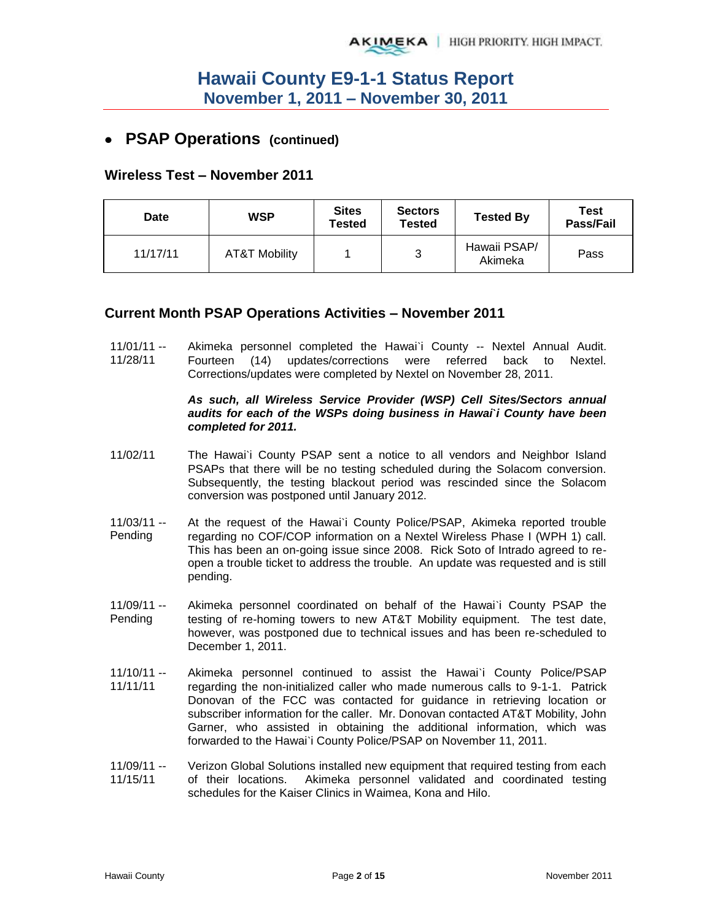# Hawaii County E9-1-1 Status Report
## November 1, 2011 – November 30, 2011

- **PSAP Operations (continued)**

### Wireless Test – November 2011

| Date | WSP | Sites Tested | Sectors Tested | Tested By | Test Pass/Fail |
|---|---|---|---|---|---|
| 11/17/11 | AT&T Mobility | 1 | 3 | Hawaii PSAP/ Akimeka | Pass |

### Current Month PSAP Operations Activities – November 2011

11/01/11 -- 11/28/11 Akimeka personnel completed the Hawai`i County -- Nextel Annual Audit. Fourteen (14) updates/corrections were referred back to Nextel. Corrections/updates were completed by Nextel on November 28, 2011.

***As such, all Wireless Service Provider (WSP) Cell Sites/Sectors annual audits for each of the WSPs doing business in Hawai`i County have been completed for 2011.***

11/02/11 The Hawai`i County PSAP sent a notice to all vendors and Neighbor Island PSAPs that there will be no testing scheduled during the Solacom conversion. Subsequently, the testing blackout period was rescinded since the Solacom conversion was postponed until January 2012.

11/03/11 -- Pending At the request of the Hawai`i County Police/PSAP, Akimeka reported trouble regarding no COF/COP information on a Nextel Wireless Phase I (WPH 1) call. This has been an on-going issue since 2008. Rick Soto of Intrado agreed to re-open a trouble ticket to address the trouble. An update was requested and is still pending.

11/09/11 -- Pending Akimeka personnel coordinated on behalf of the Hawai`i County PSAP the testing of re-homing towers to new AT&T Mobility equipment. The test date, however, was postponed due to technical issues and has been re-scheduled to December 1, 2011.

11/10/11 -- 11/11/11 Akimeka personnel continued to assist the Hawai`i County Police/PSAP regarding the non-initialized caller who made numerous calls to 9-1-1. Patrick Donovan of the FCC was contacted for guidance in retrieving location or subscriber information for the caller. Mr. Donovan contacted AT&T Mobility, John Garner, who assisted in obtaining the additional information, which was forwarded to the Hawai`i County Police/PSAP on November 11, 2011.

11/09/11 -- 11/15/11 Verizon Global Solutions installed new equipment that required testing from each of their locations. Akimeka personnel validated and coordinated testing schedules for the Kaiser Clinics in Waimea, Kona and Hilo.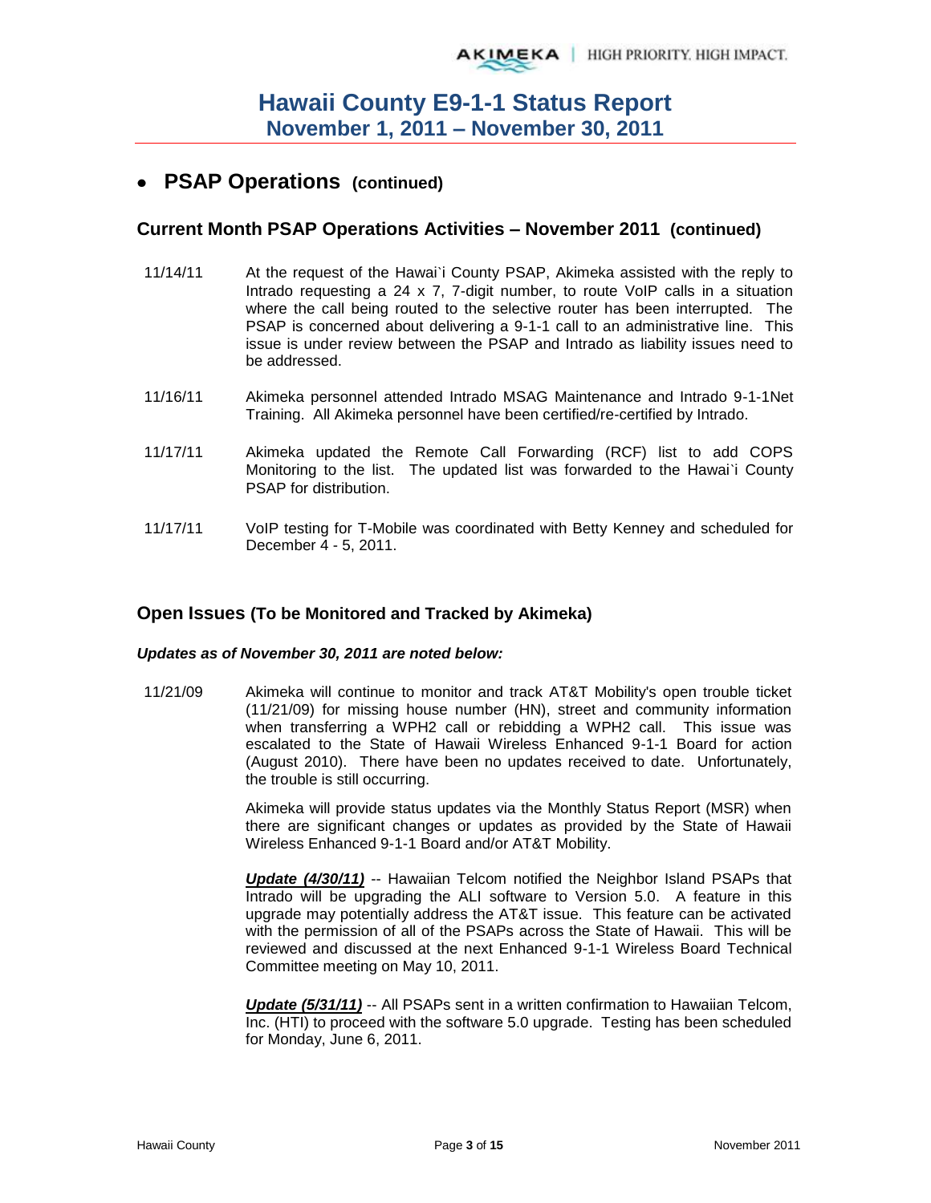# Hawaii County E9-1-1 Status Report
## November 1, 2011 – November 30, 2011

- **PSAP Operations (continued)**

### Current Month PSAP Operations Activities – November 2011 (continued)

11/14/11 At the request of the Hawai`i County PSAP, Akimeka assisted with the reply to Intrado requesting a 24 x 7, 7-digit number, to route VoIP calls in a situation where the call being routed to the selective router has been interrupted. The PSAP is concerned about delivering a 9-1-1 call to an administrative line. This issue is under review between the PSAP and Intrado as liability issues need to be addressed.

11/16/11 Akimeka personnel attended Intrado MSAG Maintenance and Intrado 9-1-1Net Training. All Akimeka personnel have been certified/re-certified by Intrado.

11/17/11 Akimeka updated the Remote Call Forwarding (RCF) list to add COPS Monitoring to the list. The updated list was forwarded to the Hawai`i County PSAP for distribution.

11/17/11 VoIP testing for T-Mobile was coordinated with Betty Kenney and scheduled for December 4 - 5, 2011.

### Open Issues (To be Monitored and Tracked by Akimeka)

***Updates as of November 30, 2011 are noted below:***

11/21/09 Akimeka will continue to monitor and track AT&T Mobility's open trouble ticket (11/21/09) for missing house number (HN), street and community information when transferring a WPH2 call or rebidding a WPH2 call. This issue was escalated to the State of Hawaii Wireless Enhanced 9-1-1 Board for action (August 2010). There have been no updates received to date. Unfortunately, the trouble is still occurring.

Akimeka will provide status updates via the Monthly Status Report (MSR) when there are significant changes or updates as provided by the State of Hawaii Wireless Enhanced 9-1-1 Board and/or AT&T Mobility.

***Update (4/30/11)*** -- Hawaiian Telcom notified the Neighbor Island PSAPs that Intrado will be upgrading the ALI software to Version 5.0. A feature in this upgrade may potentially address the AT&T issue. This feature can be activated with the permission of all of the PSAPs across the State of Hawaii. This will be reviewed and discussed at the next Enhanced 9-1-1 Wireless Board Technical Committee meeting on May 10, 2011.

***Update (5/31/11)*** -- All PSAPs sent in a written confirmation to Hawaiian Telcom, Inc. (HTI) to proceed with the software 5.0 upgrade. Testing has been scheduled for Monday, June 6, 2011.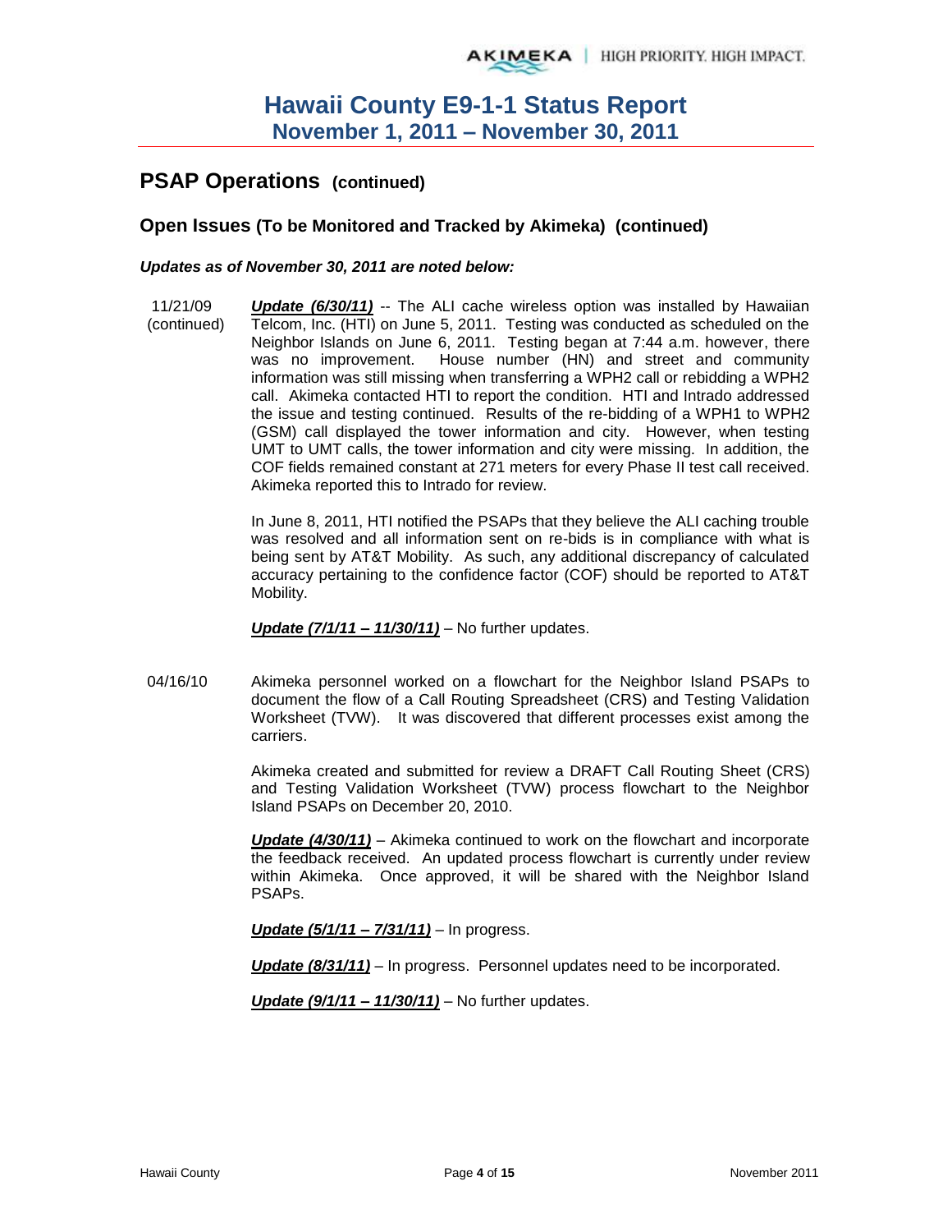# Hawaii County E9-1-1 Status Report
## November 1, 2011 – November 30, 2011

## PSAP Operations (continued)

### Open Issues (To be Monitored and Tracked by Akimeka) (continued)

***Updates as of November 30, 2011 are noted below:***

11/21/09 (continued)

***Update (6/30/11)*** -- The ALI cache wireless option was installed by Hawaiian Telcom, Inc. (HTI) on June 5, 2011. Testing was conducted as scheduled on the Neighbor Islands on June 6, 2011. Testing began at 7:44 a.m. however, there was no improvement. House number (HN) and street and community information was still missing when transferring a WPH2 call or rebidding a WPH2 call. Akimeka contacted HTI to report the condition. HTI and Intrado addressed the issue and testing continued. Results of the re-bidding of a WPH1 to WPH2 (GSM) call displayed the tower information and city. However, when testing UMT to UMT calls, the tower information and city were missing. In addition, the COF fields remained constant at 271 meters for every Phase II test call received. Akimeka reported this to Intrado for review.

In June 8, 2011, HTI notified the PSAPs that they believe the ALI caching trouble was resolved and all information sent on re-bids is in compliance with what is being sent by AT&T Mobility. As such, any additional discrepancy of calculated accuracy pertaining to the confidence factor (COF) should be reported to AT&T Mobility.

***Update (7/1/11 – 11/30/11)*** – No further updates.

04/16/10

Akimeka personnel worked on a flowchart for the Neighbor Island PSAPs to document the flow of a Call Routing Spreadsheet (CRS) and Testing Validation Worksheet (TVW). It was discovered that different processes exist among the carriers.

Akimeka created and submitted for review a DRAFT Call Routing Sheet (CRS) and Testing Validation Worksheet (TVW) process flowchart to the Neighbor Island PSAPs on December 20, 2010.

***Update (4/30/11)*** – Akimeka continued to work on the flowchart and incorporate the feedback received. An updated process flowchart is currently under review within Akimeka. Once approved, it will be shared with the Neighbor Island PSAPs.

***Update (5/1/11 – 7/31/11)*** – In progress.

***Update (8/31/11)*** – In progress. Personnel updates need to be incorporated.

***Update (9/1/11 – 11/30/11)*** – No further updates.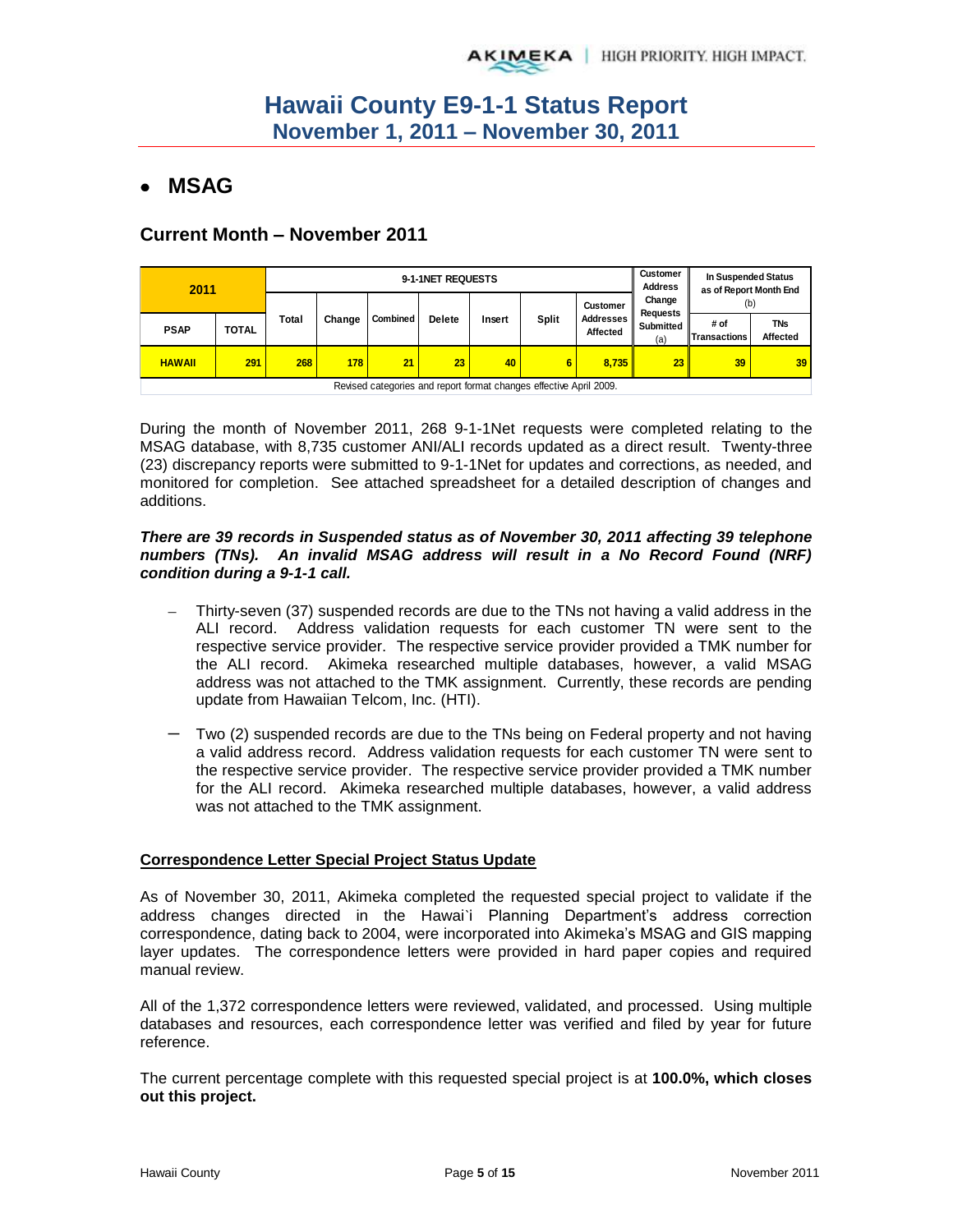# Hawaii County E9-1-1 Status Report
## November 1, 2011 – November 30, 2011

- **MSAG**

### Current Month – November 2011

| 2011 | | 9-1-1NET REQUESTS | | | | | | | Customer Address Change Requests Submitted (a) | In Suspended Status as of Report Month End (b) | |
|---|---|---|---|---|---|---|---|---|---|---|---|
| PSAP | TOTAL | Total | Change | Combined | Delete | Insert | Split | Customer Addresses Affected | | # of Transactions | TNs Affected |
| HAWAII | 291 | 268 | 178 | 21 | 23 | 40 | 6 | 8,735 | 23 | 39 | 39 |
| Revised categories and report format changes effective April 2009. | | | | | | | | | | | |

During the month of November 2011, 268 9-1-1Net requests were completed relating to the MSAG database, with 8,735 customer ANI/ALI records updated as a direct result. Twenty-three (23) discrepancy reports were submitted to 9-1-1Net for updates and corrections, as needed, and monitored for completion. See attached spreadsheet for a detailed description of changes and additions.

***There are 39 records in Suspended status as of November 30, 2011 affecting 39 telephone numbers (TNs). An invalid MSAG address will result in a No Record Found (NRF) condition during a 9-1-1 call.***

- Thirty-seven (37) suspended records are due to the TNs not having a valid address in the ALI record. Address validation requests for each customer TN were sent to the respective service provider. The respective service provider provided a TMK number for the ALI record. Akimeka researched multiple databases, however, a valid MSAG address was not attached to the TMK assignment. Currently, these records are pending update from Hawaiian Telcom, Inc. (HTI).
- Two (2) suspended records are due to the TNs being on Federal property and not having a valid address record. Address validation requests for each customer TN were sent to the respective service provider. The respective service provider provided a TMK number for the ALI record. Akimeka researched multiple databases, however, a valid address was not attached to the TMK assignment.

**<u>Correspondence Letter Special Project Status Update</u>**

As of November 30, 2011, Akimeka completed the requested special project to validate if the address changes directed in the Hawai`i Planning Department's address correction correspondence, dating back to 2004, were incorporated into Akimeka's MSAG and GIS mapping layer updates. The correspondence letters were provided in hard paper copies and required manual review.

All of the 1,372 correspondence letters were reviewed, validated, and processed. Using multiple databases and resources, each correspondence letter was verified and filed by year for future reference.

The current percentage complete with this requested special project is at **100.0%, which closes out this project.**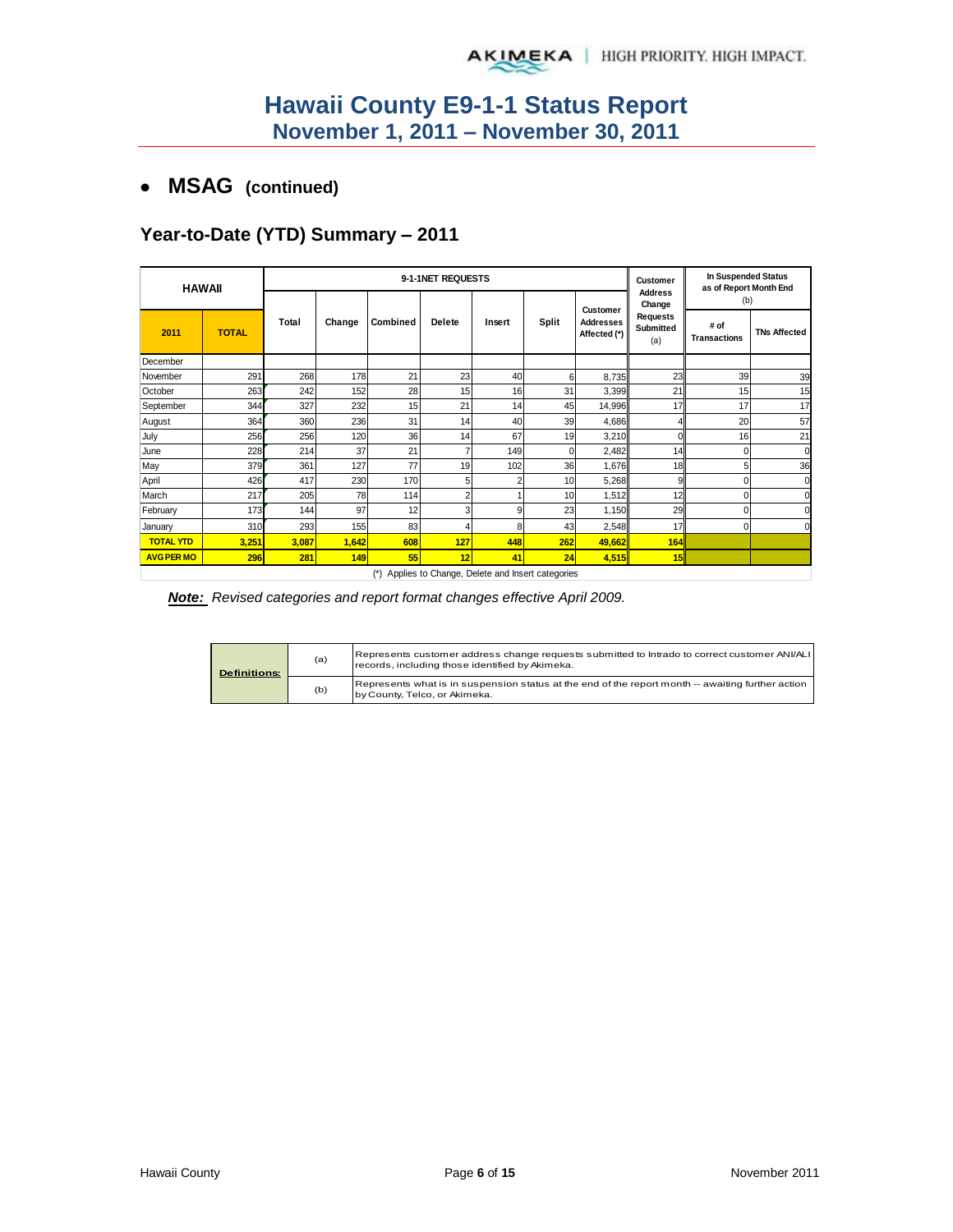# Hawaii County E9-1-1 Status Report
## November 1, 2011 – November 30, 2011

- **MSAG (continued)**

### Year-to-Date (YTD) Summary – 2011

| HAWAII | | 9-1-1NET REQUESTS | | | | | | | Customer Address Change | In Suspended Status as of Report Month End (b) | |
|---|---|---|---|---|---|---|---|---|---|---|---|
| **2011** | **TOTAL** | Total | Change | Combined | Delete | Insert | Split | Customer Addresses Affected (*) | Requests Submitted (a) | # of Transactions | TNs Affected |
| December | | | | | | | | | | | |
| November | 291 | 268 | 178 | 21 | 23 | 40 | 6 | 8,735 | 23 | 39 | 39 |
| October | 263 | 242 | 152 | 28 | 15 | 16 | 31 | 3,399 | 21 | 15 | 15 |
| September | 344 | 327 | 232 | 15 | 21 | 14 | 45 | 14,996 | 17 | 17 | 17 |
| August | 364 | 360 | 236 | 31 | 14 | 40 | 39 | 4,686 | 4 | 20 | 57 |
| July | 256 | 256 | 120 | 36 | 14 | 67 | 19 | 3,210 | 0 | 16 | 21 |
| June | 228 | 214 | 37 | 21 | 7 | 149 | 0 | 2,482 | 14 | 0 | 0 |
| May | 379 | 361 | 127 | 77 | 19 | 102 | 36 | 1,676 | 18 | 5 | 36 |
| April | 426 | 417 | 230 | 170 | 5 | 2 | 10 | 5,268 | 9 | 0 | 0 |
| March | 217 | 205 | 78 | 114 | 2 | 1 | 10 | 1,512 | 12 | 0 | 0 |
| February | 173 | 144 | 97 | 12 | 3 | 9 | 23 | 1,150 | 29 | 0 | 0 |
| January | 310 | 293 | 155 | 83 | 4 | 8 | 43 | 2,548 | 17 | 0 | 0 |
| **TOTAL YTD** | **3,251** | **3,087** | **1,642** | **608** | **127** | **448** | **262** | **49,662** | **164** | | |
| **AVG PER MO** | **296** | **281** | **149** | **55** | **12** | **41** | **24** | **4,515** | **15** | | |

(*) Applies to Change, Delete and Insert categories

***Note:*** *Revised categories and report format changes effective April 2009.*

| Definitions: | | |
|---|---|---|
| | (a) | Represents customer address change requests submitted to Intrado to correct customer ANI/ALI records, including those identified by Akimeka. |
| | (b) | Represents what is in suspension status at the end of the report month -- awaiting further action by County, Telco, or Akimeka. |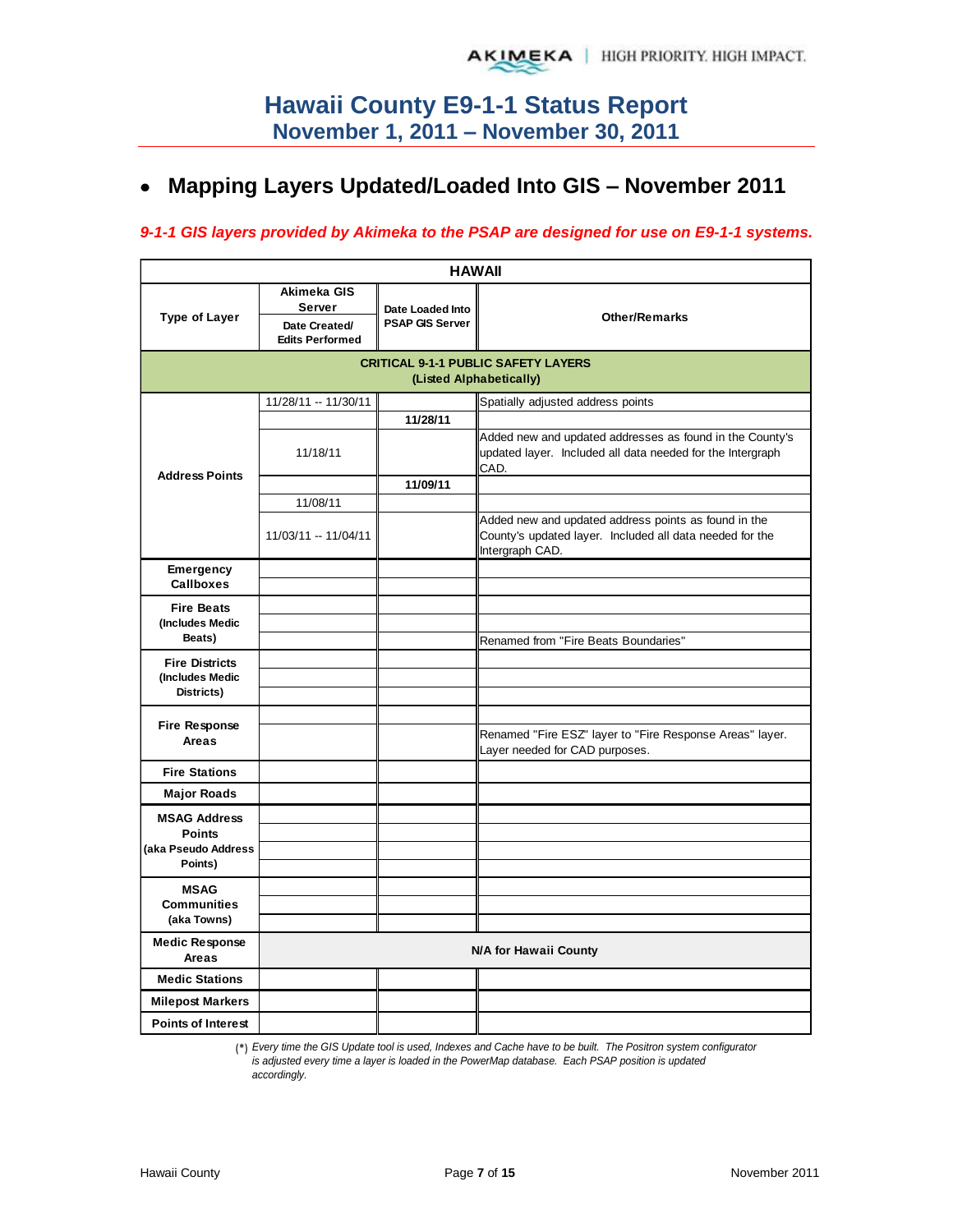# Hawaii County E9-1-1 Status Report
## November 1, 2011 – November 30, 2011

- **Mapping Layers Updated/Loaded Into GIS – November 2011**

*9-1-1 GIS layers provided by Akimeka to the PSAP are designed for use on E9-1-1 systems.*

| HAWAII | | | |
|---|---|---|---|
| **Type of Layer** | **Akimeka GIS Server** Date Created/ Edits Performed | **Date Loaded Into PSAP GIS Server** | **Other/Remarks** |
| **CRITICAL 9-1-1 PUBLIC SAFETY LAYERS (Listed Alphabetically)** | | | |
| **Address Points** | 11/28/11 -- 11/30/11 | | Spatially adjusted address points |
| | | **11/28/11** | |
| | 11/18/11 | | Added new and updated addresses as found in the County's updated layer. Included all data needed for the Intergraph CAD. |
| | | **11/09/11** | |
| | 11/08/11 | | |
| | 11/03/11 -- 11/04/11 | | Added new and updated address points as found in the County's updated layer. Included all data needed for the Intergraph CAD. |
| **Emergency Callboxes** | | | |
| | | | |
| **Fire Beats (Includes Medic Beats)** | | | |
| | | | |
| | | | Renamed from "Fire Beats Boundaries" |
| **Fire Districts (Includes Medic Districts)** | | | |
| | | | |
| | | | |
| **Fire Response Areas** | | | |
| | | | Renamed "Fire ESZ" layer to "Fire Response Areas" layer. Layer needed for CAD purposes. |
| **Fire Stations** | | | |
| **Major Roads** | | | |
| **MSAG Address Points (aka Pseudo Address Points)** | | | |
| | | | |
| | | | |
| | | | |
| **MSAG Communities (aka Towns)** | | | |
| | | | |
| | | | |
| **Medic Response Areas** | **N/A for Hawaii County** | | |
| **Medic Stations** | | | |
| **Milepost Markers** | | | |
| **Points of Interest** | | | |

(*) *Every time the GIS Update tool is used, Indexes and Cache have to be built. The Positron system configurator is adjusted every time a layer is loaded in the PowerMap database. Each PSAP position is updated accordingly.*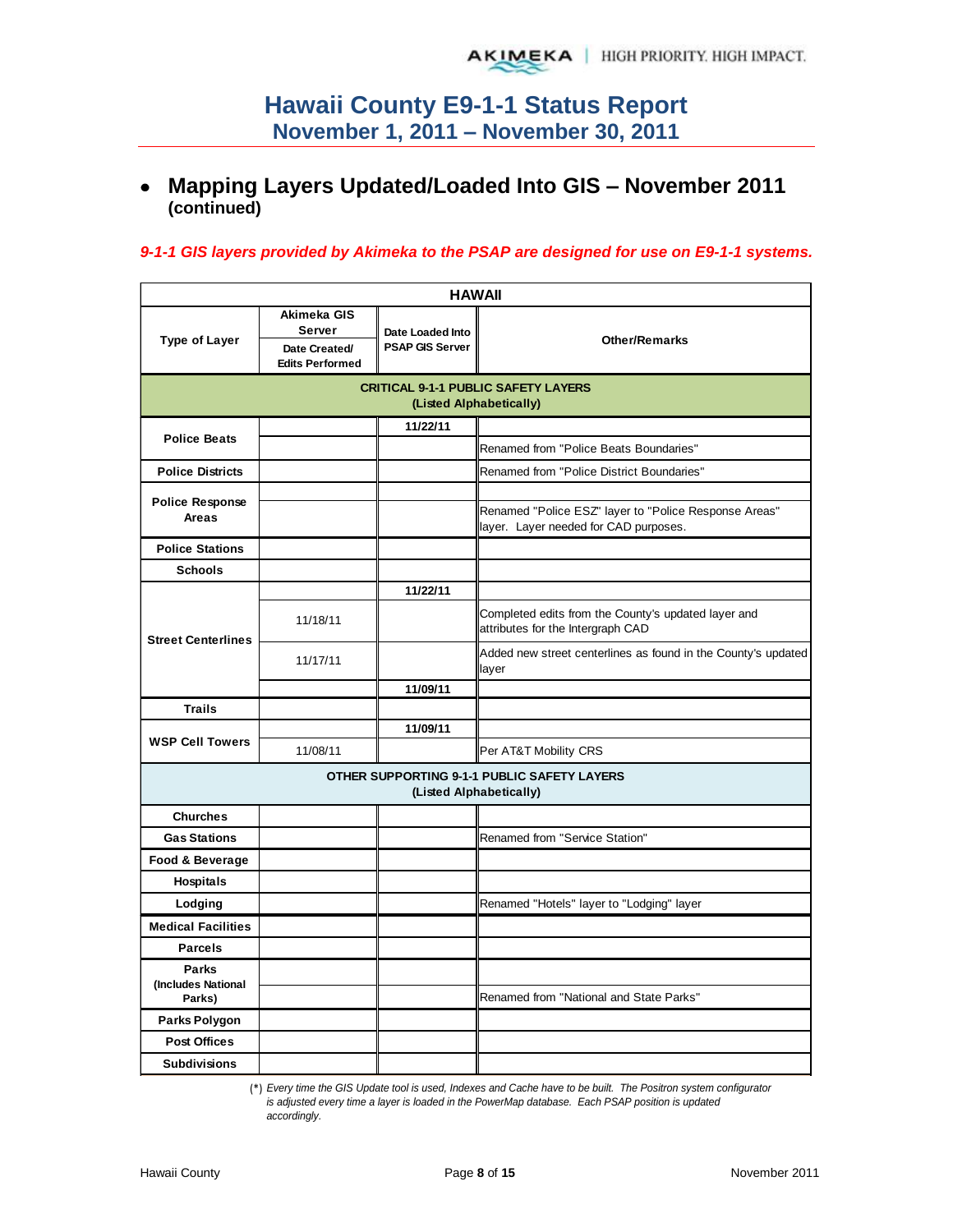# Hawaii County E9-1-1 Status Report
## November 1, 2011 – November 30, 2011

- **Mapping Layers Updated/Loaded Into GIS – November 2011 (continued)**

***9-1-1 GIS layers provided by Akimeka to the PSAP are designed for use on E9-1-1 systems.***

| HAWAII | | | |
|---|---|---|---|
| **Type of Layer** | **Akimeka GIS Server**<br>**Date Created/ Edits Performed** | **Date Loaded Into PSAP GIS Server** | **Other/Remarks** |
| **CRITICAL 9-1-1 PUBLIC SAFETY LAYERS (Listed Alphabetically)** | | | |
| **Police Beats** | | **11/22/11** | |
| | | | Renamed from "Police Beats Boundaries" |
| **Police Districts** | | | Renamed from "Police District Boundaries" |
| **Police Response Areas** | | | |
| | | | Renamed "Police ESZ" layer to "Police Response Areas" layer. Layer needed for CAD purposes. |
| **Police Stations** | | | |
| **Schools** | | | |
| **Street Centerlines** | | **11/22/11** | |
| | 11/18/11 | | Completed edits from the County's updated layer and attributes for the Intergraph CAD |
| | 11/17/11 | | Added new street centerlines as found in the County's updated layer |
| | | **11/09/11** | |
| **Trails** | | | |
| **WSP Cell Towers** | | **11/09/11** | |
| | 11/08/11 | | Per AT&T Mobility CRS |
| **OTHER SUPPORTING 9-1-1 PUBLIC SAFETY LAYERS (Listed Alphabetically)** | | | |
| **Churches** | | | |
| **Gas Stations** | | | Renamed from "Service Station" |
| **Food & Beverage** | | | |
| **Hospitals** | | | |
| **Lodging** | | | Renamed "Hotels" layer to "Lodging" layer |
| **Medical Facilities** | | | |
| **Parcels** | | | |
| **Parks (Includes National Parks)** | | | |
| | | | Renamed from "National and State Parks" |
| **Parks Polygon** | | | |
| **Post Offices** | | | |
| **Subdivisions** | | | |

(*) *Every time the GIS Update tool is used, Indexes and Cache have to be built. The Positron system configurator is adjusted every time a layer is loaded in the PowerMap database. Each PSAP position is updated accordingly.*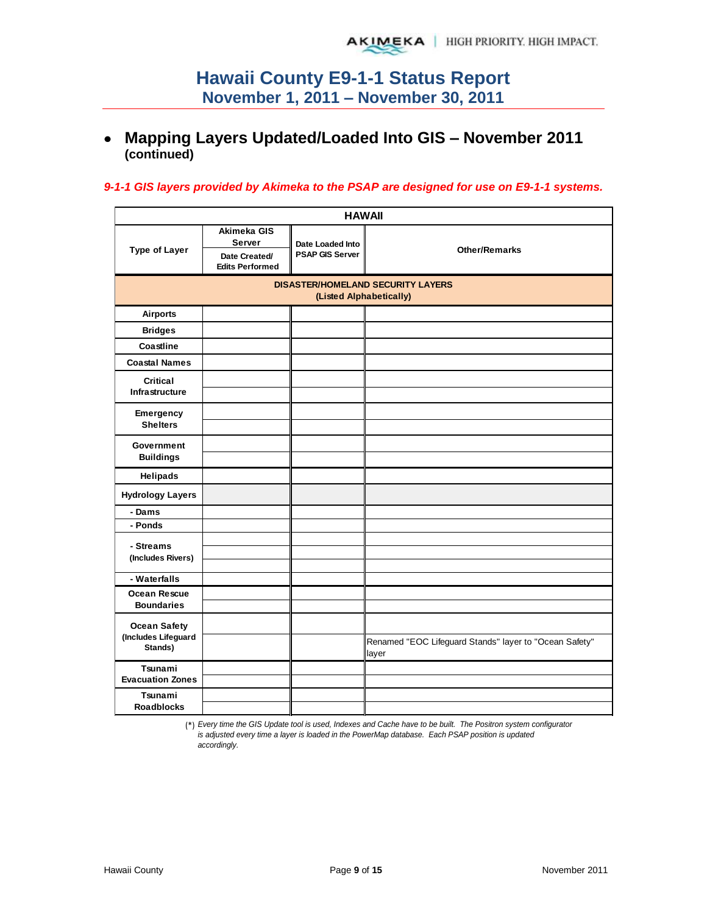# Hawaii County E9-1-1 Status Report
## November 1, 2011 – November 30, 2011

- **Mapping Layers Updated/Loaded Into GIS – November 2011 (continued)**

***9-1-1 GIS layers provided by Akimeka to the PSAP are designed for use on E9-1-1 systems.***

| HAWAII | | | |
|---|---|---|---|
| **Type of Layer** | **Akimeka GIS Server** <br> **Date Created/ Edits Performed** | **Date Loaded Into PSAP GIS Server** | **Other/Remarks** |
| **DISASTER/HOMELAND SECURITY LAYERS (Listed Alphabetically)** | | | |
| **Airports** | | | |
| **Bridges** | | | |
| **Coastline** | | | |
| **Coastal Names** | | | |
| **Critical Infrastructure** | | | |
| | | | |
| **Emergency Shelters** | | | |
| | | | |
| **Government Buildings** | | | |
| | | | |
| **Helipads** | | | |
| **Hydrology Layers** | | | |
| **- Dams** | | | |
| **- Ponds** | | | |
| **- Streams (Includes Rivers)** | | | |
| | | | |
| | | | |
| **- Waterfalls** | | | |
| **Ocean Rescue Boundaries** | | | |
| | | | |
| **Ocean Safety (Includes Lifeguard Stands)** | | | |
| | | | Renamed "EOC Lifeguard Stands" layer to "Ocean Safety" layer |
| **Tsunami Evacuation Zones** | | | |
| | | | |
| **Tsunami Roadblocks** | | | |
| | | | |

(*) *Every time the GIS Update tool is used, Indexes and Cache have to be built. The Positron system configurator is adjusted every time a layer is loaded in the PowerMap database. Each PSAP position is updated accordingly.*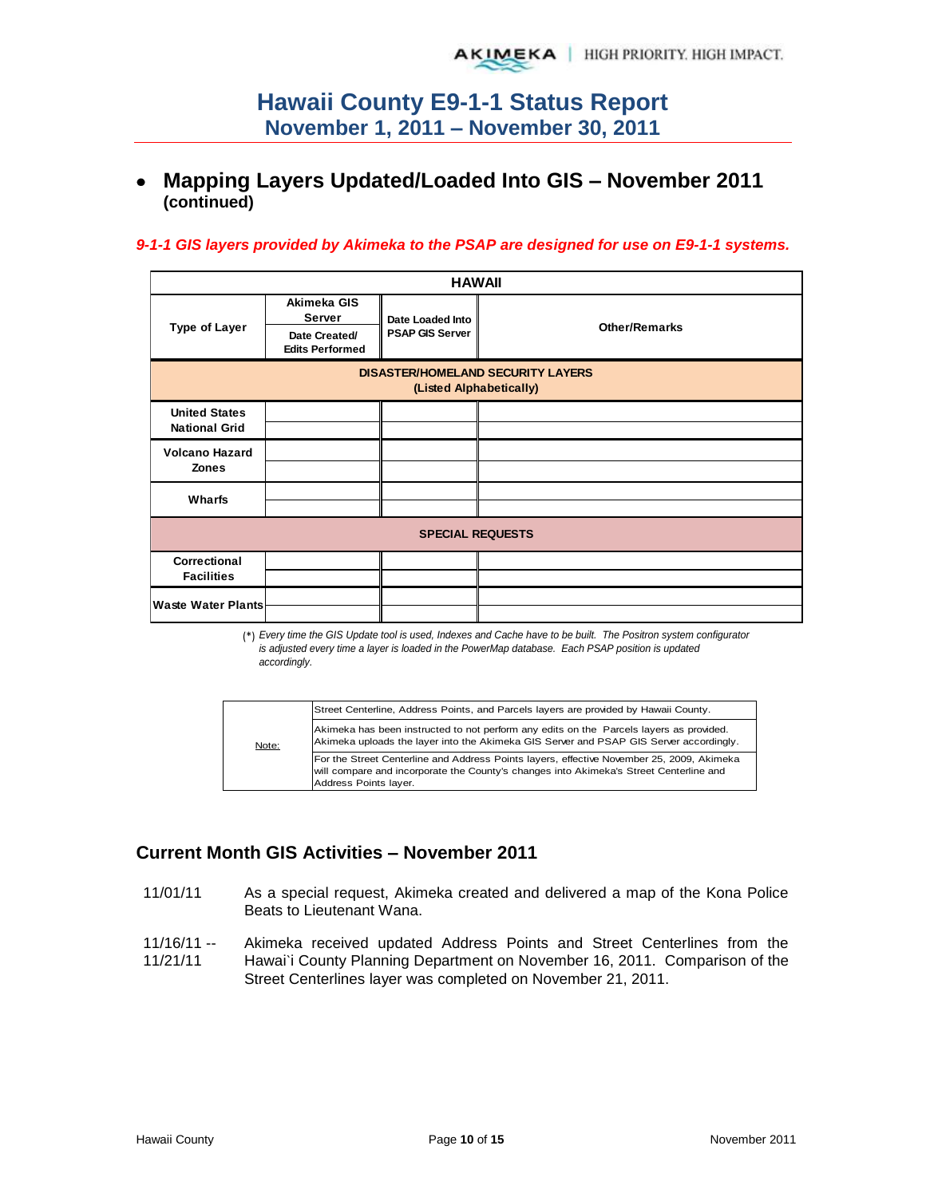- **Mapping Layers Updated/Loaded Into GIS – November 2011 (continued)**

***9-1-1 GIS layers provided by Akimeka to the PSAP are designed for use on E9-1-1 systems.***

| HAWAII | | | |
|---|---|---|---|
| Type of Layer | Akimeka GIS Server<br>Date Created/ Edits Performed | Date Loaded Into PSAP GIS Server | Other/Remarks |
| **DISASTER/HOMELAND SECURITY LAYERS (Listed Alphabetically)** | | | |
| United States National Grid | | | |
| | | | |
| Volcano Hazard Zones | | | |
| | | | |
| Wharfs | | | |
| | | | |
| **SPECIAL REQUESTS** | | | |
| Correctional Facilities | | | |
| | | | |
| Waste Water Plants | | | |
| | | | |

(*) *Every time the GIS Update tool is used, Indexes and Cache have to be built. The Positron system configurator is adjusted every time a layer is loaded in the PowerMap database. Each PSAP position is updated accordingly.*

| Note: | |
|---|---|
| | Street Centerline, Address Points, and Parcels layers are provided by Hawaii County. |
| | Akimeka has been instructed to not perform any edits on the Parcels layers as provided. Akimeka uploads the layer into the Akimeka GIS Server and PSAP GIS Server accordingly. |
| | For the Street Centerline and Address Points layers, effective November 25, 2009, Akimeka will compare and incorporate the County's changes into Akimeka's Street Centerline and Address Points layer. |

## Current Month GIS Activities – November 2011

11/01/11 As a special request, Akimeka created and delivered a map of the Kona Police Beats to Lieutenant Wana.

11/16/11 -- 11/21/11 Akimeka received updated Address Points and Street Centerlines from the Hawai`i County Planning Department on November 16, 2011. Comparison of the Street Centerlines layer was completed on November 21, 2011.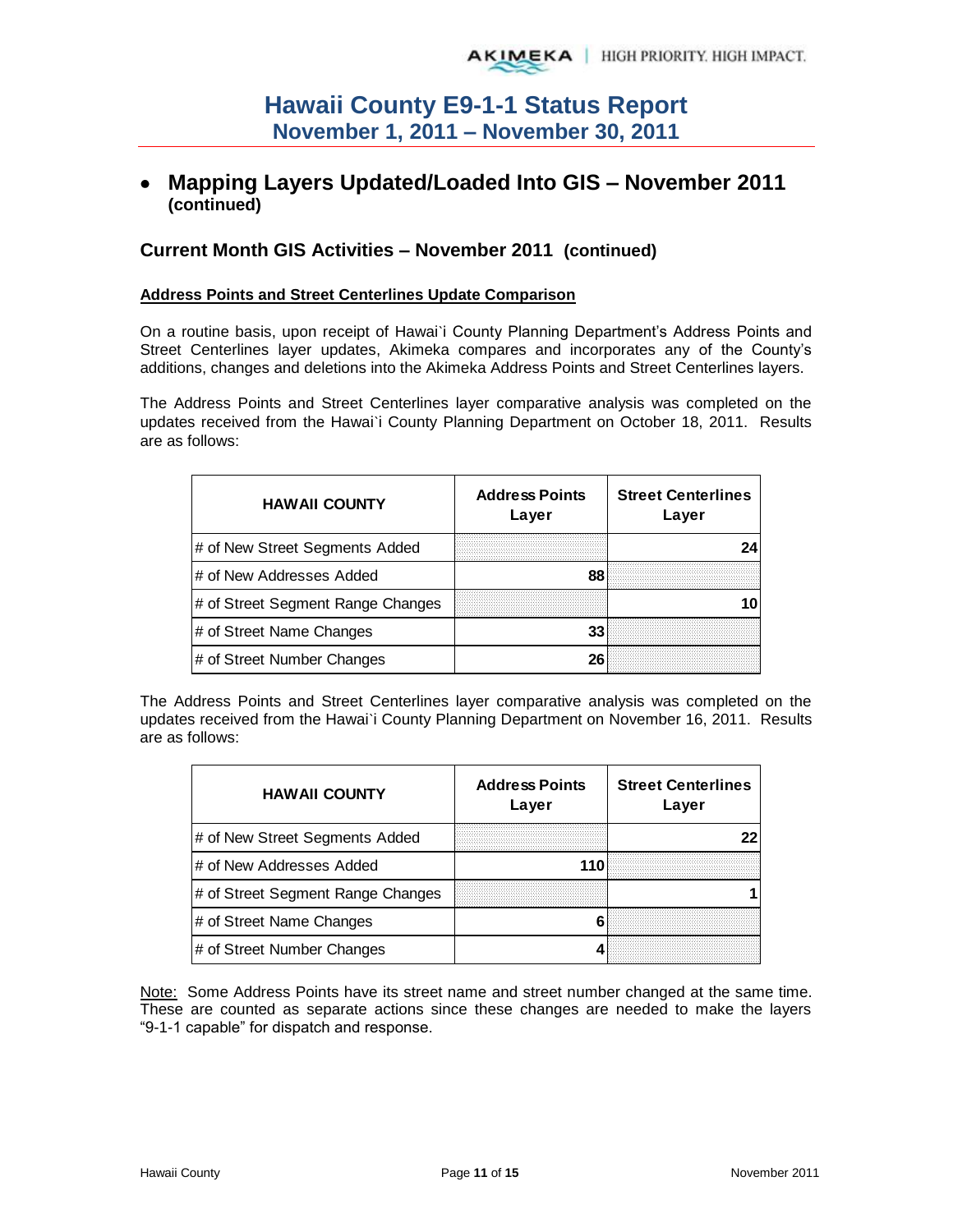- **Mapping Layers Updated/Loaded Into GIS – November 2011 (continued)**

## Current Month GIS Activities – November 2011 (continued)

**Address Points and Street Centerlines Update Comparison**

On a routine basis, upon receipt of Hawai`i County Planning Department's Address Points and Street Centerlines layer updates, Akimeka compares and incorporates any of the County's additions, changes and deletions into the Akimeka Address Points and Street Centerlines layers.

The Address Points and Street Centerlines layer comparative analysis was completed on the updates received from the Hawai`i County Planning Department on October 18, 2011. Results are as follows:

| HAWAII COUNTY | Address Points Layer | Street Centerlines Layer |
|---|---|---|
| # of New Street Segments Added | | 24 |
| # of New Addresses Added | 88 | |
| # of Street Segment Range Changes | | 10 |
| # of Street Name Changes | 33 | |
| # of Street Number Changes | 26 | |

The Address Points and Street Centerlines layer comparative analysis was completed on the updates received from the Hawai`i County Planning Department on November 16, 2011. Results are as follows:

| HAWAII COUNTY | Address Points Layer | Street Centerlines Layer |
|---|---|---|
| # of New Street Segments Added | | 22 |
| # of New Addresses Added | 110 | |
| # of Street Segment Range Changes | | 1 |
| # of Street Name Changes | 6 | |
| # of Street Number Changes | 4 | |

Note: Some Address Points have its street name and street number changed at the same time. These are counted as separate actions since these changes are needed to make the layers "9-1-1 capable" for dispatch and response.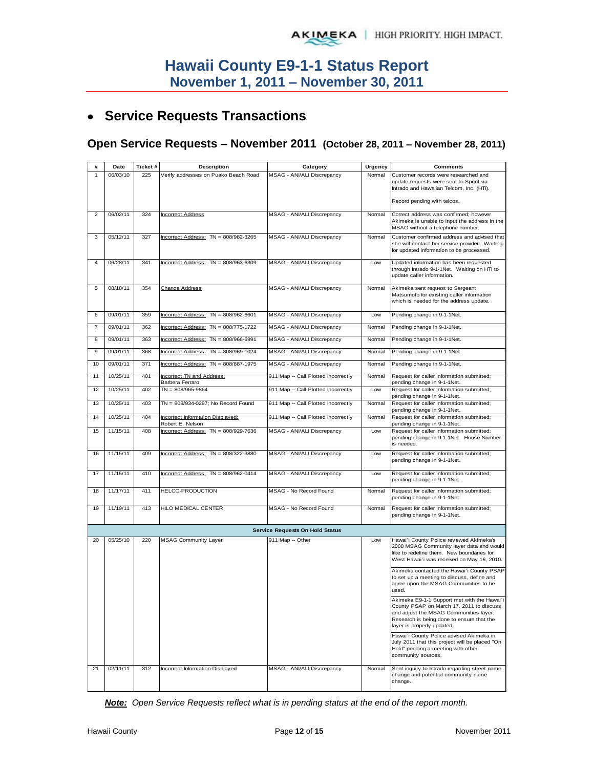# Hawaii County E9-1-1 Status Report
## November 1, 2011 – November 30, 2011

- **Service Requests Transactions**

### Open Service Requests – November 2011 (October 28, 2011 – November 28, 2011)

| # | Date | Ticket # | Description | Category | Urgency | Comments |
|---|---|---|---|---|---|---|
| 1 | 06/03/10 | 225 | Verify addresses on Puako Beach Road | MSAG - ANI/ALI Discrepancy | Normal | Customer records were researched and update requests were sent to Sprint via Intrado and Hawaiian Telcom, Inc. (HTI). Record pending with telcos. |
| 2 | 06/02/11 | 324 | Incorrect Address | MSAG - ANI/ALI Discrepancy | Normal | Correct address was confirmed; however Akimeka is unable to input the address in the MSAG without a telephone number. |
| 3 | 05/12/11 | 327 | Incorrect Address: TN = 808/982-3265 | MSAG - ANI/ALI Discrepancy | Normal | Customer confirmed address and advised that she will contact her service provider. Waiting for updated information to be processed. |
| 4 | 06/28/11 | 341 | Incorrect Address: TN = 808/963-6309 | MSAG - ANI/ALI Discrepancy | Low | Updated information has been requested through Intrado 9-1-1Net. Waiting on HTI to update caller information. |
| 5 | 08/18/11 | 354 | Change Address | MSAG - ANI/ALI Discrepancy | Normal | Akimeka sent request to Sergeant Matsumoto for existing caller information which is needed for the address update. |
| 6 | 09/01/11 | 359 | Incorrect Address: TN = 808/962-6601 | MSAG - ANI/ALI Discrepancy | Low | Pending change in 9-1-1Net. |
| 7 | 09/01/11 | 362 | Incorrect Address: TN = 808/775-1722 | MSAG - ANI/ALI Discrepancy | Normal | Pending change in 9-1-1Net. |
| 8 | 09/01/11 | 363 | Incorrect Address: TN = 808/966-6991 | MSAG - ANI/ALI Discrepancy | Normal | Pending change in 9-1-1Net. |
| 9 | 09/01/11 | 368 | Incorrect Address: TN = 808/969-1024 | MSAG - ANI/ALI Discrepancy | Normal | Pending change in 9-1-1Net. |
| 10 | 09/01/11 | 371 | Incorrect Address: TN = 808/887-1975 | MSAG - ANI/ALI Discrepancy | Normal | Pending change in 9-1-1Net. |
| 11 | 10/25/11 | 401 | Incorrect TN and Address: Barbera Ferraro | 911 Map -- Call Plotted Incorrectly | Normal | Request for caller information submitted; pending change in 9-1-1Net. |
| 12 | 10/25/11 | 402 | TN = 808/965-9864 | 911 Map -- Call Plotted Incorrectly | Low | Request for caller information submitted; pending change in 9-1-1Net. |
| 13 | 10/25/11 | 403 | TN = 808/934-0297; No Record Found | 911 Map -- Call Plotted Incorrectly | Normal | Request for caller information submitted; pending change in 9-1-1Net. |
| 14 | 10/25/11 | 404 | Incorrect Information Displayed: Robert E. Nelson | 911 Map -- Call Plotted Incorrectly | Normal | Request for caller information submitted; pending change in 9-1-1Net. |
| 15 | 11/15/11 | 408 | Incorrect Address: TN = 808/929-7636 | MSAG - ANI/ALI Discrepancy | Low | Request for caller information submitted; pending change in 9-1-1Net. House Number is needed. |
| 16 | 11/15/11 | 409 | Incorrect Address: TN = 808/322-3880 | MSAG - ANI/ALI Discrepancy | Low | Request for caller information submitted; pending change in 9-1-1Net. |
| 17 | 11/15/11 | 410 | Incorrect Address: TN = 808/962-0414 | MSAG - ANI/ALI Discrepancy | Low | Request for caller information submitted; pending change in 9-1-1Net. |
| 18 | 11/17/11 | 411 | HELCO-PRODUCTION | MSAG - No Record Found | Normal | Request for caller information submitted; pending change in 9-1-1Net. |
| 19 | 11/19/11 | 413 | HILO MEDICAL CENTER | MSAG - No Record Found | Normal | Request for caller information submitted; pending change in 9-1-1Net. |
| | | | | **Service Requests On Hold Status** | | |
| 20 | 05/25/10 | 220 | MSAG Community Layer | 911 Map -- Other | Low | Hawai`i County Police reviewed Akimeka's 2008 MSAG Community layer data and would like to redefine them. New boundaries for West Hawai`i was received on May 16, 2010. Akimeka contacted the Hawai`i County PSAP to set up a meeting to discuss, define and agree upon the MSAG Communities to be used. Akimeka E9-1-1 Support met with the Hawai`i County PSAP on March 17, 2011 to discuss and adjust the MSAG Communities layer. Research is being done to ensure that the layer is properly updated. Hawai`i County Police advised Akimeka in July 2011 that this project will be placed "On Hold" pending a meeting with other community sources. |
| 21 | 02/11/11 | 312 | Incorrect Information Displayed | MSAG - ANI/ALI Discrepancy | Normal | Sent inquiry to Intrado regarding street name change and potential community name change. |

***Note:*** *Open Service Requests reflect what is in pending status at the end of the report month.*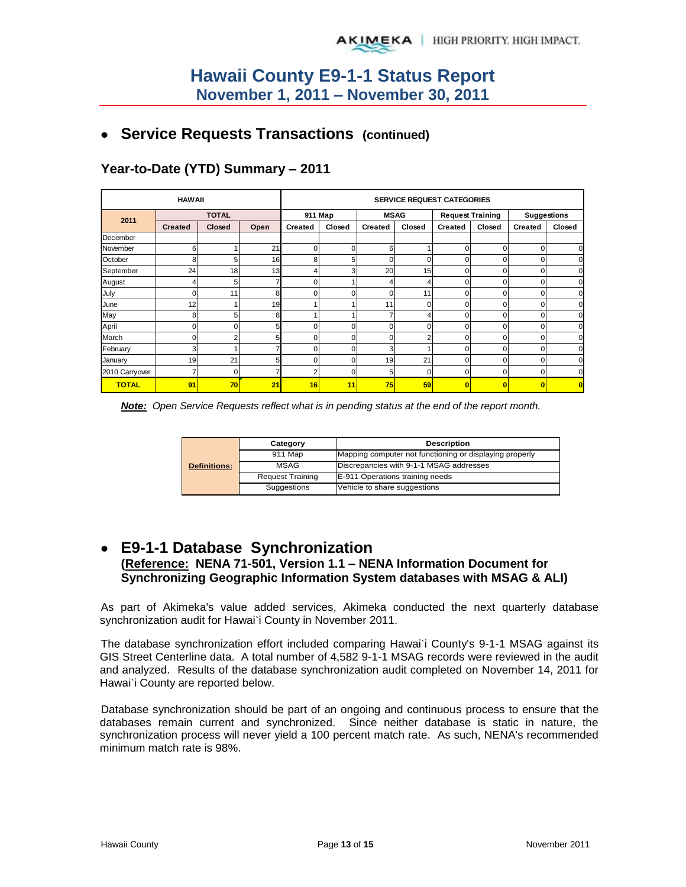# Hawaii County E9-1-1 Status Report
## November 1, 2011 – November 30, 2011

- ## Service Requests Transactions (continued)

### Year-to-Date (YTD) Summary – 2011

| HAWAII | | | | SERVICE REQUEST CATEGORIES | | | | | | | |
|---|---|---|---|---|---|---|---|---|---|---|---|
| 2011 | TOTAL | | | 911 Map | | MSAG | | Request Training | | Suggestions | |
| | Created | Closed | Open | Created | Closed | Created | Closed | Created | Closed | Created | Closed |
| December | | | | | | | | | | | |
| November | 6 | 1 | 21 | 0 | 0 | 6 | 1 | 0 | 0 | 0 | 0 |
| October | 8 | 5 | 16 | 8 | 5 | 0 | 0 | 0 | 0 | 0 | 0 |
| September | 24 | 18 | 13 | 4 | 3 | 20 | 15 | 0 | 0 | 0 | 0 |
| August | 4 | 5 | 7 | 0 | 1 | 4 | 4 | 0 | 0 | 0 | 0 |
| July | 0 | 11 | 8 | 0 | 0 | 0 | 11 | 0 | 0 | 0 | 0 |
| June | 12 | 1 | 19 | 1 | 1 | 11 | 0 | 0 | 0 | 0 | 0 |
| May | 8 | 5 | 8 | 1 | 1 | 7 | 4 | 0 | 0 | 0 | 0 |
| April | 0 | 0 | 5 | 0 | 0 | 0 | 0 | 0 | 0 | 0 | 0 |
| March | 0 | 2 | 5 | 0 | 0 | 0 | 2 | 0 | 0 | 0 | 0 |
| February | 3 | 1 | 7 | 0 | 0 | 3 | 1 | 0 | 0 | 0 | 0 |
| January | 19 | 21 | 5 | 0 | 0 | 19 | 21 | 0 | 0 | 0 | 0 |
| 2010 Carryover | 7 | 0 | 7 | 2 | 0 | 5 | 0 | 0 | 0 | 0 | 0 |
| **TOTAL** | **91** | **70** | **21** | **16** | **11** | **75** | **59** | **0** | **0** | **0** | **0** |

***Note:*** *Open Service Requests reflect what is in pending status at the end of the report month.*

| | Category | Description |
|---|---|---|
| **Definitions:** | 911 Map | Mapping computer not functioning or displaying properly |
| | MSAG | Discrepancies with 9-1-1 MSAG addresses |
| | Request Training | E-911 Operations training needs |
| | Suggestions | Vehicle to share suggestions |

- ## E9-1-1 Database Synchronization
  **(Reference: NENA 71-501, Version 1.1 – NENA Information Document for Synchronizing Geographic Information System databases with MSAG & ALI)**

As part of Akimeka's value added services, Akimeka conducted the next quarterly database synchronization audit for Hawai`i County in November 2011.

The database synchronization effort included comparing Hawai`i County's 9-1-1 MSAG against its GIS Street Centerline data. A total number of 4,582 9-1-1 MSAG records were reviewed in the audit and analyzed. Results of the database synchronization audit completed on November 14, 2011 for Hawai`i County are reported below.

Database synchronization should be part of an ongoing and continuous process to ensure that the databases remain current and synchronized. Since neither database is static in nature, the synchronization process will never yield a 100 percent match rate. As such, NENA's recommended minimum match rate is 98%.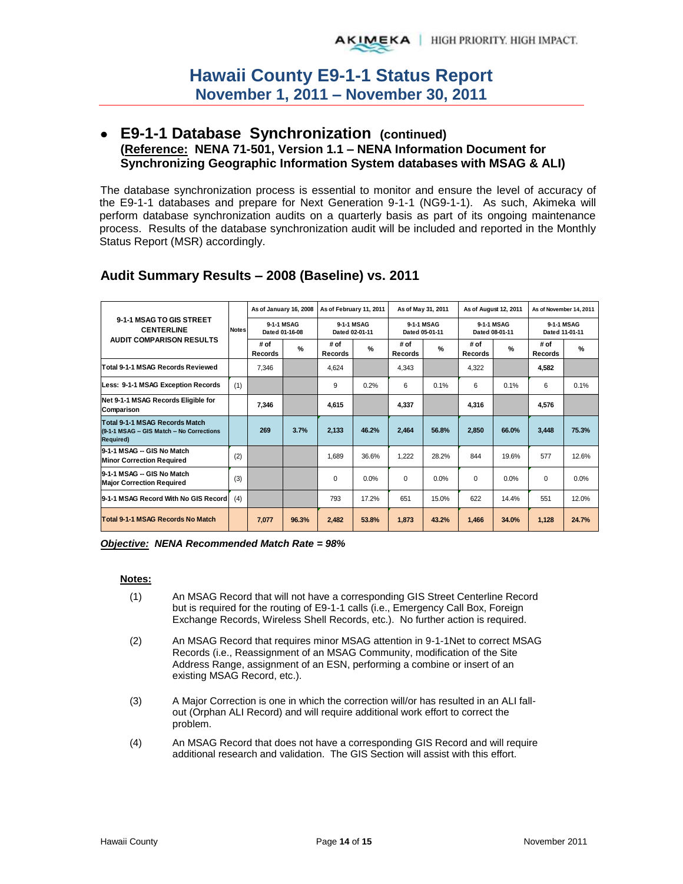# Hawaii County E9-1-1 Status Report
## November 1, 2011 – November 30, 2011

- **E9-1-1 Database Synchronization (continued)**
  **(Reference: NENA 71-501, Version 1.1 – NENA Information Document for Synchronizing Geographic Information System databases with MSAG & ALI)**

The database synchronization process is essential to monitor and ensure the level of accuracy of the E9-1-1 databases and prepare for Next Generation 9-1-1 (NG9-1-1). As such, Akimeka will perform database synchronization audits on a quarterly basis as part of its ongoing maintenance process. Results of the database synchronization audit will be included and reported in the Monthly Status Report (MSR) accordingly.

## Audit Summary Results – 2008 (Baseline) vs. 2011

| 9-1-1 MSAG TO GIS STREET CENTERLINE AUDIT COMPARISON RESULTS | Notes | As of January 16, 2008 | | As of February 11, 2011 | | As of May 31, 2011 | | As of August 12, 2011 | | As of November 14, 2011 | |
|---|---|---|---|---|---|---|---|---|---|---|---|
| | | 9-1-1 MSAG Dated 01-16-08 | | 9-1-1 MSAG Dated 02-01-11 | | 9-1-1 MSAG Dated 05-01-11 | | 9-1-1 MSAG Dated 08-01-11 | | 9-1-1 MSAG Dated 11-01-11 | |
| | | # of Records | % | # of Records | % | # of Records | % | # of Records | % | # of Records | % |
| Total 9-1-1 MSAG Records Reviewed | | 7,346 | | 4,624 | | 4,343 | | 4,322 | | **4,582** | |
| Less: 9-1-1 MSAG Exception Records | (1) | | | 9 | 0.2% | 6 | 0.1% | 6 | 0.1% | 6 | 0.1% |
| Net 9-1-1 MSAG Records Eligible for Comparison | | **7,346** | | **4,615** | | **4,337** | | **4,316** | | **4,576** | |
| **Total 9-1-1 MSAG Records Match (9-1-1 MSAG -- GIS Match -- No Corrections Required)** | | **269** | **3.7%** | **2,133** | **46.2%** | **2,464** | **56.8%** | **2,850** | **66.0%** | **3,448** | **75.3%** |
| 9-1-1 MSAG -- GIS No Match Minor Correction Required | (2) | | | 1,689 | 36.6% | 1,222 | 28.2% | 844 | 19.6% | 577 | 12.6% |
| 9-1-1 MSAG -- GIS No Match Major Correction Required | (3) | | | 0 | 0.0% | 0 | 0.0% | 0 | 0.0% | 0 | 0.0% |
| 9-1-1 MSAG Record With No GIS Record | (4) | | | 793 | 17.2% | 651 | 15.0% | 622 | 14.4% | 551 | 12.0% |
| **Total 9-1-1 MSAG Records No Match** | | **7,077** | **96.3%** | **2,482** | **53.8%** | **1,873** | **43.2%** | **1,466** | **34.0%** | **1,128** | **24.7%** |

***Objective:* NENA Recommended Match Rate = 98%**

**Notes:**

(1) An MSAG Record that will not have a corresponding GIS Street Centerline Record but is required for the routing of E9-1-1 calls (i.e., Emergency Call Box, Foreign Exchange Records, Wireless Shell Records, etc.). No further action is required.

(2) An MSAG Record that requires minor MSAG attention in 9-1-1Net to correct MSAG Records (i.e., Reassignment of an MSAG Community, modification of the Site Address Range, assignment of an ESN, performing a combine or insert of an existing MSAG Record, etc.).

(3) A Major Correction is one in which the correction will/or has resulted in an ALI fall-out (Orphan ALI Record) and will require additional work effort to correct the problem.

(4) An MSAG Record that does not have a corresponding GIS Record and will require additional research and validation. The GIS Section will assist with this effort.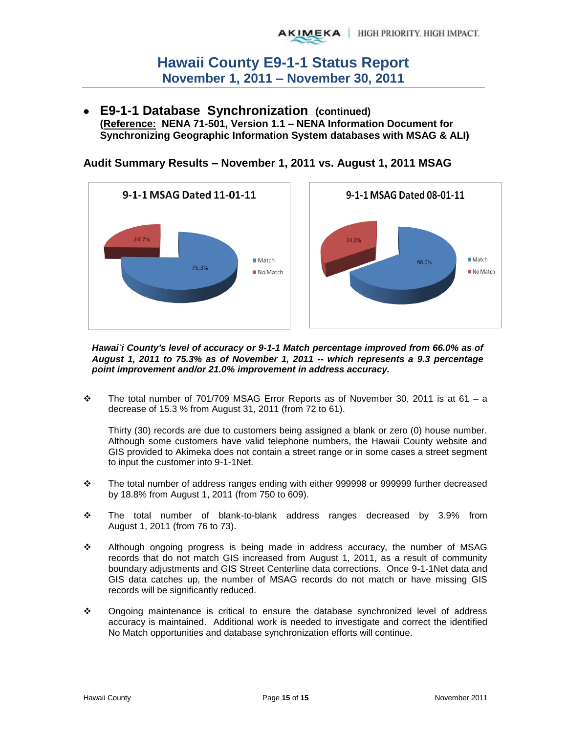# Hawaii County E9-1-1 Status Report
## November 1, 2011 – November 30, 2011

- **E9-1-1 Database Synchronization (continued)**
  **(Reference: NENA 71-501, Version 1.1 – NENA Information Document for Synchronizing Geographic Information System databases with MSAG & ALI)**

### Audit Summary Results – November 1, 2011 vs. August 1, 2011 MSAG

**9-1-1 MSAG Dated 11-01-11**

| | Percentage |
|---|---|
| Match | 75.3% |
| No Match | 24.7% |

**9-1-1 MSAG Dated 08-01-11**

| | Percentage |
|---|---|
| Match | 66.0% |
| No Match | 34.0% |

***Hawai`i County's level of accuracy or 9-1-1 Match percentage improved from 66.0% as of August 1, 2011 to 75.3% as of November 1, 2011 -- which represents a 9.3 percentage point improvement and/or 21.0% improvement in address accuracy.***

- The total number of 701/709 MSAG Error Reports as of November 30, 2011 is at 61 – a decrease of 15.3 % from August 31, 2011 (from 72 to 61).

  Thirty (30) records are due to customers being assigned a blank or zero (0) house number. Although some customers have valid telephone numbers, the Hawaii County website and GIS provided to Akimeka does not contain a street range or in some cases a street segment to input the customer into 9-1-1Net.

- The total number of address ranges ending with either 999998 or 999999 further decreased by 18.8% from August 1, 2011 (from 750 to 609).

- The total number of blank-to-blank address ranges decreased by 3.9% from August 1, 2011 (from 76 to 73).

- Although ongoing progress is being made in address accuracy, the number of MSAG records that do not match GIS increased from August 1, 2011, as a result of community boundary adjustments and GIS Street Centerline data corrections. Once 9-1-1Net data and GIS data catches up, the number of MSAG records do not match or have missing GIS records will be significantly reduced.

- Ongoing maintenance is critical to ensure the database synchronized level of address accuracy is maintained. Additional work is needed to investigate and correct the identified No Match opportunities and database synchronization efforts will continue.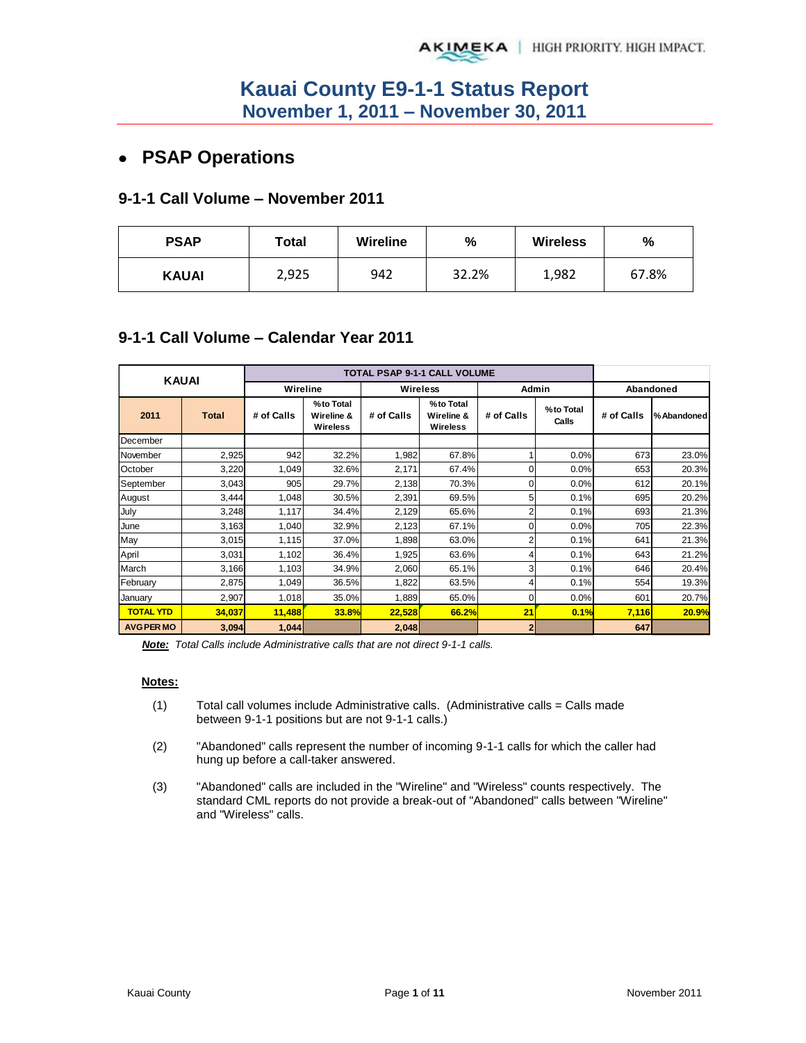# Kauai County E9-1-1 Status Report
## November 1, 2011 – November 30, 2011

- ## PSAP Operations

### 9-1-1 Call Volume – November 2011

| PSAP | Total | Wireline | % | Wireless | % |
|---|---|---|---|---|---|
| KAUAI | 2,925 | 942 | 32.2% | 1,982 | 67.8% |

### 9-1-1 Call Volume – Calendar Year 2011

| KAUAI | | TOTAL PSAP 9-1-1 CALL VOLUME | | | | | | | |
|---|---|---|---|---|---|---|---|---|---|
| | | Wireline | | Wireless | | Admin | | Abandoned | |
| 2011 | Total | # of Calls | % to Total Wireline & Wireless | # of Calls | % to Total Wireline & Wireless | # of Calls | % to Total Calls | # of Calls | % Abandoned |
| December | | | | | | | | | |
| November | 2,925 | 942 | 32.2% | 1,982 | 67.8% | 1 | 0.0% | 673 | 23.0% |
| October | 3,220 | 1,049 | 32.6% | 2,171 | 67.4% | 0 | 0.0% | 653 | 20.3% |
| September | 3,043 | 905 | 29.7% | 2,138 | 70.3% | 0 | 0.0% | 612 | 20.1% |
| August | 3,444 | 1,048 | 30.5% | 2,391 | 69.5% | 5 | 0.1% | 695 | 20.2% |
| July | 3,248 | 1,117 | 34.4% | 2,129 | 65.6% | 2 | 0.1% | 693 | 21.3% |
| June | 3,163 | 1,040 | 32.9% | 2,123 | 67.1% | 0 | 0.0% | 705 | 22.3% |
| May | 3,015 | 1,115 | 37.0% | 1,898 | 63.0% | 2 | 0.1% | 641 | 21.3% |
| April | 3,031 | 1,102 | 36.4% | 1,925 | 63.6% | 4 | 0.1% | 643 | 21.2% |
| March | 3,166 | 1,103 | 34.9% | 2,060 | 65.1% | 3 | 0.1% | 646 | 20.4% |
| February | 2,875 | 1,049 | 36.5% | 1,822 | 63.5% | 4 | 0.1% | 554 | 19.3% |
| January | 2,907 | 1,018 | 35.0% | 1,889 | 65.0% | 0 | 0.0% | 601 | 20.7% |
| **TOTAL YTD** | **34,037** | **11,488** | **33.8%** | **22,528** | **66.2%** | **21** | **0.1%** | **7,116** | **20.9%** |
| **AVG PER MO** | **3,094** | **1,044** | | **2,048** | | **2** | | **647** | |

***Note:*** *Total Calls include Administrative calls that are not direct 9-1-1 calls.*

**Notes:**

(1) Total call volumes include Administrative calls. (Administrative calls = Calls made between 9-1-1 positions but are not 9-1-1 calls.)

(2) "Abandoned" calls represent the number of incoming 9-1-1 calls for which the caller had hung up before a call-taker answered.

(3) "Abandoned" calls are included in the "Wireline" and "Wireless" counts respectively. The standard CML reports do not provide a break-out of "Abandoned" calls between "Wireline" and "Wireless" calls.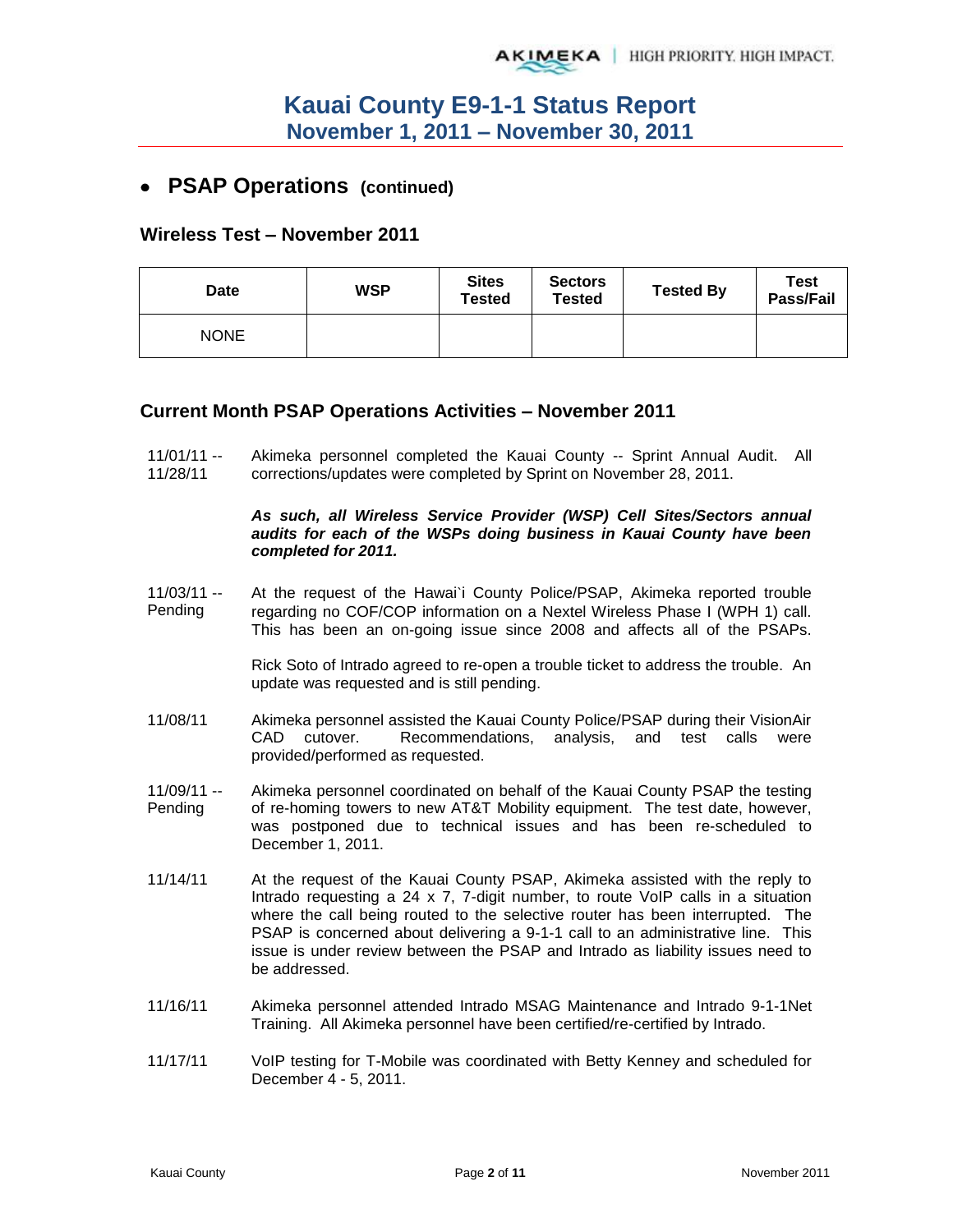# Kauai County E9-1-1 Status Report
## November 1, 2011 – November 30, 2011

- **PSAP Operations (continued)**

### Wireless Test – November 2011

| Date | WSP | Sites Tested | Sectors Tested | Tested By | Test Pass/Fail |
|---|---|---|---|---|---|
| NONE | | | | | |

### Current Month PSAP Operations Activities – November 2011

11/01/11 -- 11/28/11 — Akimeka personnel completed the Kauai County -- Sprint Annual Audit. All corrections/updates were completed by Sprint on November 28, 2011.

***As such, all Wireless Service Provider (WSP) Cell Sites/Sectors annual audits for each of the WSPs doing business in Kauai County have been completed for 2011.***

11/03/11 -- Pending — At the request of the Hawai`i County Police/PSAP, Akimeka reported trouble regarding no COF/COP information on a Nextel Wireless Phase I (WPH 1) call. This has been an on-going issue since 2008 and affects all of the PSAPs.

Rick Soto of Intrado agreed to re-open a trouble ticket to address the trouble. An update was requested and is still pending.

11/08/11 — Akimeka personnel assisted the Kauai County Police/PSAP during their VisionAir CAD cutover. Recommendations, analysis, and test calls were provided/performed as requested.

11/09/11 -- Pending — Akimeka personnel coordinated on behalf of the Kauai County PSAP the testing of re-homing towers to new AT&T Mobility equipment. The test date, however, was postponed due to technical issues and has been re-scheduled to December 1, 2011.

11/14/11 — At the request of the Kauai County PSAP, Akimeka assisted with the reply to Intrado requesting a 24 x 7, 7-digit number, to route VoIP calls in a situation where the call being routed to the selective router has been interrupted. The PSAP is concerned about delivering a 9-1-1 call to an administrative line. This issue is under review between the PSAP and Intrado as liability issues need to be addressed.

11/16/11 — Akimeka personnel attended Intrado MSAG Maintenance and Intrado 9-1-1Net Training. All Akimeka personnel have been certified/re-certified by Intrado.

11/17/11 — VoIP testing for T-Mobile was coordinated with Betty Kenney and scheduled for December 4 - 5, 2011.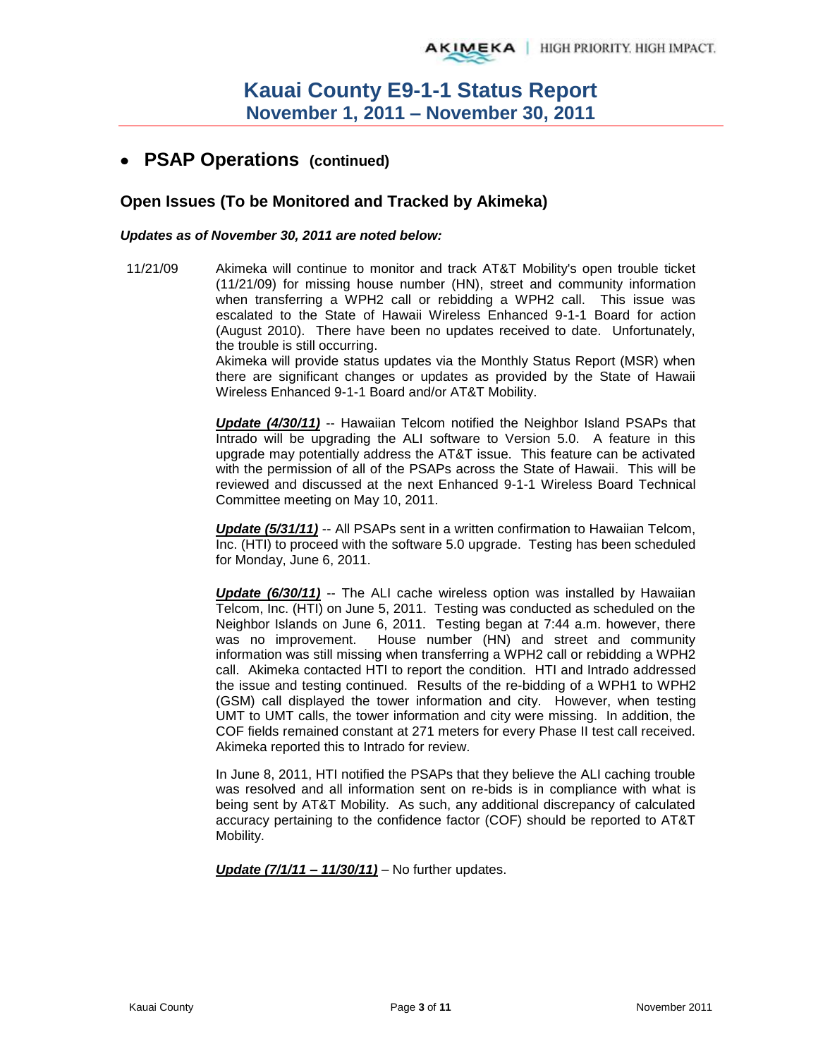# Kauai County E9-1-1 Status Report
## November 1, 2011 – November 30, 2011

- ## PSAP Operations (continued)

### Open Issues (To be Monitored and Tracked by Akimeka)

***Updates as of November 30, 2011 are noted below:***

11/21/09 Akimeka will continue to monitor and track AT&T Mobility's open trouble ticket (11/21/09) for missing house number (HN), street and community information when transferring a WPH2 call or rebidding a WPH2 call. This issue was escalated to the State of Hawaii Wireless Enhanced 9-1-1 Board for action (August 2010). There have been no updates received to date. Unfortunately, the trouble is still occurring.

Akimeka will provide status updates via the Monthly Status Report (MSR) when there are significant changes or updates as provided by the State of Hawaii Wireless Enhanced 9-1-1 Board and/or AT&T Mobility.

***Update (4/30/11)*** -- Hawaiian Telcom notified the Neighbor Island PSAPs that Intrado will be upgrading the ALI software to Version 5.0. A feature in this upgrade may potentially address the AT&T issue. This feature can be activated with the permission of all of the PSAPs across the State of Hawaii. This will be reviewed and discussed at the next Enhanced 9-1-1 Wireless Board Technical Committee meeting on May 10, 2011.

***Update (5/31/11)*** -- All PSAPs sent in a written confirmation to Hawaiian Telcom, Inc. (HTI) to proceed with the software 5.0 upgrade. Testing has been scheduled for Monday, June 6, 2011.

***Update (6/30/11)*** -- The ALI cache wireless option was installed by Hawaiian Telcom, Inc. (HTI) on June 5, 2011. Testing was conducted as scheduled on the Neighbor Islands on June 6, 2011. Testing began at 7:44 a.m. however, there was no improvement. House number (HN) and street and community information was still missing when transferring a WPH2 call or rebidding a WPH2 call. Akimeka contacted HTI to report the condition. HTI and Intrado addressed the issue and testing continued. Results of the re-bidding of a WPH1 to WPH2 (GSM) call displayed the tower information and city. However, when testing UMT to UMT calls, the tower information and city were missing. In addition, the COF fields remained constant at 271 meters for every Phase II test call received. Akimeka reported this to Intrado for review.

In June 8, 2011, HTI notified the PSAPs that they believe the ALI caching trouble was resolved and all information sent on re-bids is in compliance with what is being sent by AT&T Mobility. As such, any additional discrepancy of calculated accuracy pertaining to the confidence factor (COF) should be reported to AT&T Mobility.

***Update (7/1/11 – 11/30/11)*** – No further updates.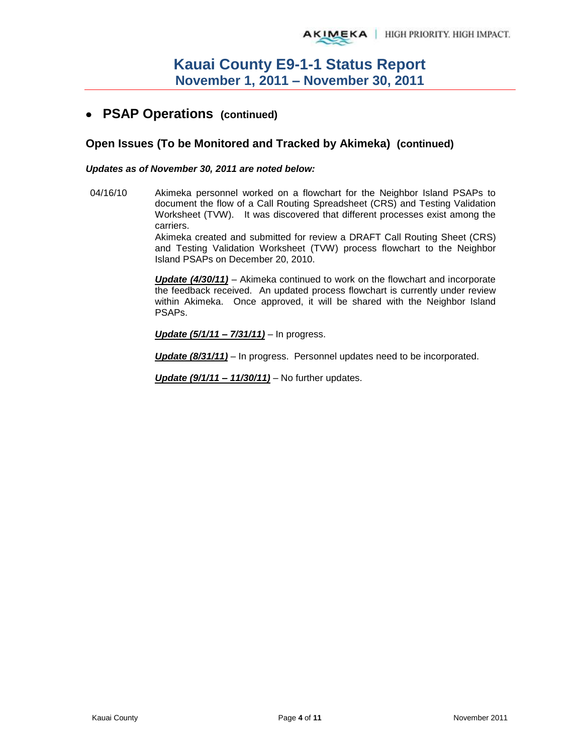# Kauai County E9-1-1 Status Report
## November 1, 2011 – November 30, 2011

- ## PSAP Operations (continued)

### Open Issues (To be Monitored and Tracked by Akimeka) (continued)

***Updates as of November 30, 2011 are noted below:***

04/16/10 Akimeka personnel worked on a flowchart for the Neighbor Island PSAPs to document the flow of a Call Routing Spreadsheet (CRS) and Testing Validation Worksheet (TVW). It was discovered that different processes exist among the carriers.

Akimeka created and submitted for review a DRAFT Call Routing Sheet (CRS) and Testing Validation Worksheet (TVW) process flowchart to the Neighbor Island PSAPs on December 20, 2010.

***Update (4/30/11)*** – Akimeka continued to work on the flowchart and incorporate the feedback received. An updated process flowchart is currently under review within Akimeka. Once approved, it will be shared with the Neighbor Island PSAPs.

***Update (5/1/11 – 7/31/11)*** – In progress.

***Update (8/31/11)*** – In progress. Personnel updates need to be incorporated.

***Update (9/1/11 – 11/30/11)*** – No further updates.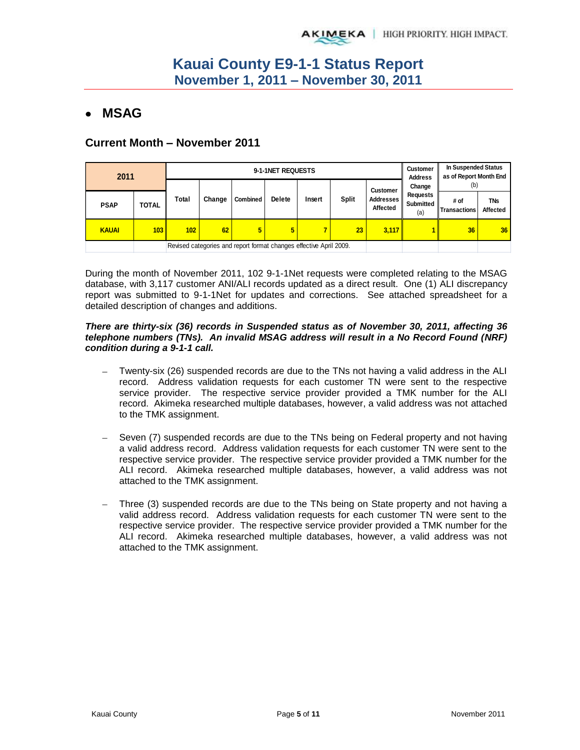# Kauai County E9-1-1 Status Report
## November 1, 2011 – November 30, 2011

- **MSAG**

### Current Month – November 2011

| 2011 | | 9-1-1NET REQUESTS | | | | | | | Customer Address Change Requests Submitted (a) | In Suspended Status as of Report Month End (b) | |
|---|---|---|---|---|---|---|---|---|---|---|---|
| PSAP | TOTAL | Total | Change | Combined | Delete | Insert | Split | Customer Addresses Affected | | # of Transactions | TNs Affected |
| KAUAI | 103 | 102 | 62 | 5 | 5 | 7 | 23 | 3,117 | 1 | 36 | 36 |
| | | Revised categories and report format changes effective April 2009. | | | | | | | | | |

During the month of November 2011, 102 9-1-1Net requests were completed relating to the MSAG database, with 3,117 customer ANI/ALI records updated as a direct result. One (1) ALI discrepancy report was submitted to 9-1-1Net for updates and corrections. See attached spreadsheet for a detailed description of changes and additions.

***There are thirty-six (36) records in Suspended status as of November 30, 2011, affecting 36 telephone numbers (TNs). An invalid MSAG address will result in a No Record Found (NRF) condition during a 9-1-1 call.***

- Twenty-six (26) suspended records are due to the TNs not having a valid address in the ALI record. Address validation requests for each customer TN were sent to the respective service provider. The respective service provider provided a TMK number for the ALI record. Akimeka researched multiple databases, however, a valid address was not attached to the TMK assignment.

- Seven (7) suspended records are due to the TNs being on Federal property and not having a valid address record. Address validation requests for each customer TN were sent to the respective service provider. The respective service provider provided a TMK number for the ALI record. Akimeka researched multiple databases, however, a valid address was not attached to the TMK assignment.

- Three (3) suspended records are due to the TNs being on State property and not having a valid address record. Address validation requests for each customer TN were sent to the respective service provider. The respective service provider provided a TMK number for the ALI record. Akimeka researched multiple databases, however, a valid address was not attached to the TMK assignment.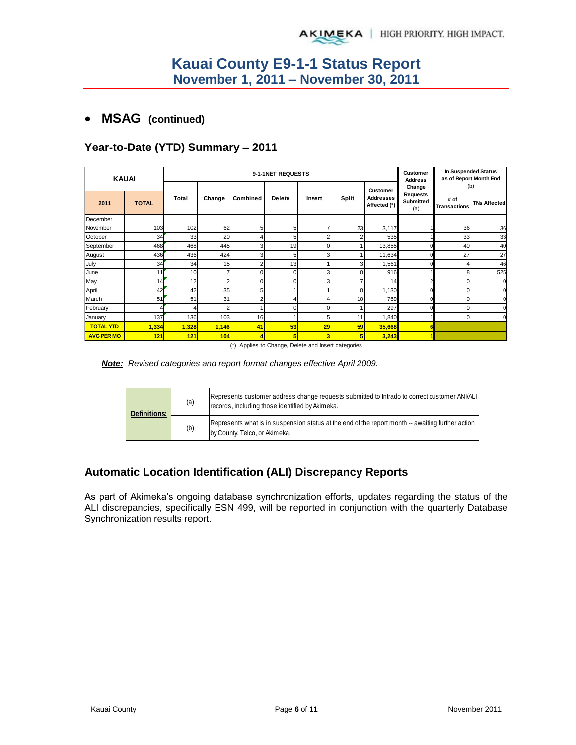# Kauai County E9-1-1 Status Report
## November 1, 2011 – November 30, 2011

- **MSAG (continued)**

### Year-to-Date (YTD) Summary – 2011

| KAUAI | | 9-1-1NET REQUESTS | | | | | | | Customer Address Change Requests Submitted (a) | In Suspended Status as of Report Month End (b) | |
|---|---|---|---|---|---|---|---|---|---|---|---|
| 2011 | TOTAL | Total | Change | Combined | Delete | Insert | Split | Customer Addresses Affected (*) | | # of Transactions | TNs Affected |
| December | | | | | | | | | | | |
| November | 103 | 102 | 62 | 5 | 5 | 7 | 23 | 3,117 | 1 | 36 | 36 |
| October | 34 | 33 | 20 | 4 | 5 | 2 | 2 | 535 | 1 | 33 | 33 |
| September | 468 | 468 | 445 | 3 | 19 | 0 | 1 | 13,855 | 0 | 40 | 40 |
| August | 436 | 436 | 424 | 3 | 5 | 3 | 1 | 11,634 | 0 | 27 | 27 |
| July | 34 | 34 | 15 | 2 | 13 | 1 | 3 | 1,561 | 0 | 4 | 46 |
| June | 11 | 10 | 7 | 0 | 0 | 3 | 0 | 916 | 1 | 8 | 525 |
| May | 14 | 12 | 2 | 0 | 0 | 3 | 7 | 14 | 2 | 0 | 0 |
| April | 42 | 42 | 35 | 5 | 1 | 1 | 0 | 1,130 | 0 | 0 | 0 |
| March | 51 | 51 | 31 | 2 | 4 | 4 | 10 | 769 | 0 | 0 | 0 |
| February | 4 | 4 | 2 | 1 | 0 | 0 | 1 | 297 | 0 | 0 | 0 |
| January | 137 | 136 | 103 | 16 | 1 | 5 | 11 | 1,840 | 1 | 0 | 0 |
| **TOTAL YTD** | **1,334** | **1,328** | **1,146** | **41** | **53** | **29** | **59** | **35,668** | **6** | | |
| **AVG PER MO** | **121** | **121** | **104** | **4** | **5** | **3** | **5** | **3,243** | **1** | | |

(*) Applies to Change, Delete and Insert categories

***Note:*** *Revised categories and report format changes effective April 2009.*

| Definitions: | | |
|---|---|---|
| | (a) | Represents customer address change requests submitted to Intrado to correct customer ANI/ALI records, including those identified by Akimeka. |
| | (b) | Represents what is in suspension status at the end of the report month -- awaiting further action by County, Telco, or Akimeka. |

### Automatic Location Identification (ALI) Discrepancy Reports

As part of Akimeka's ongoing database synchronization efforts, updates regarding the status of the ALI discrepancies, specifically ESN 499, will be reported in conjunction with the quarterly Database Synchronization results report.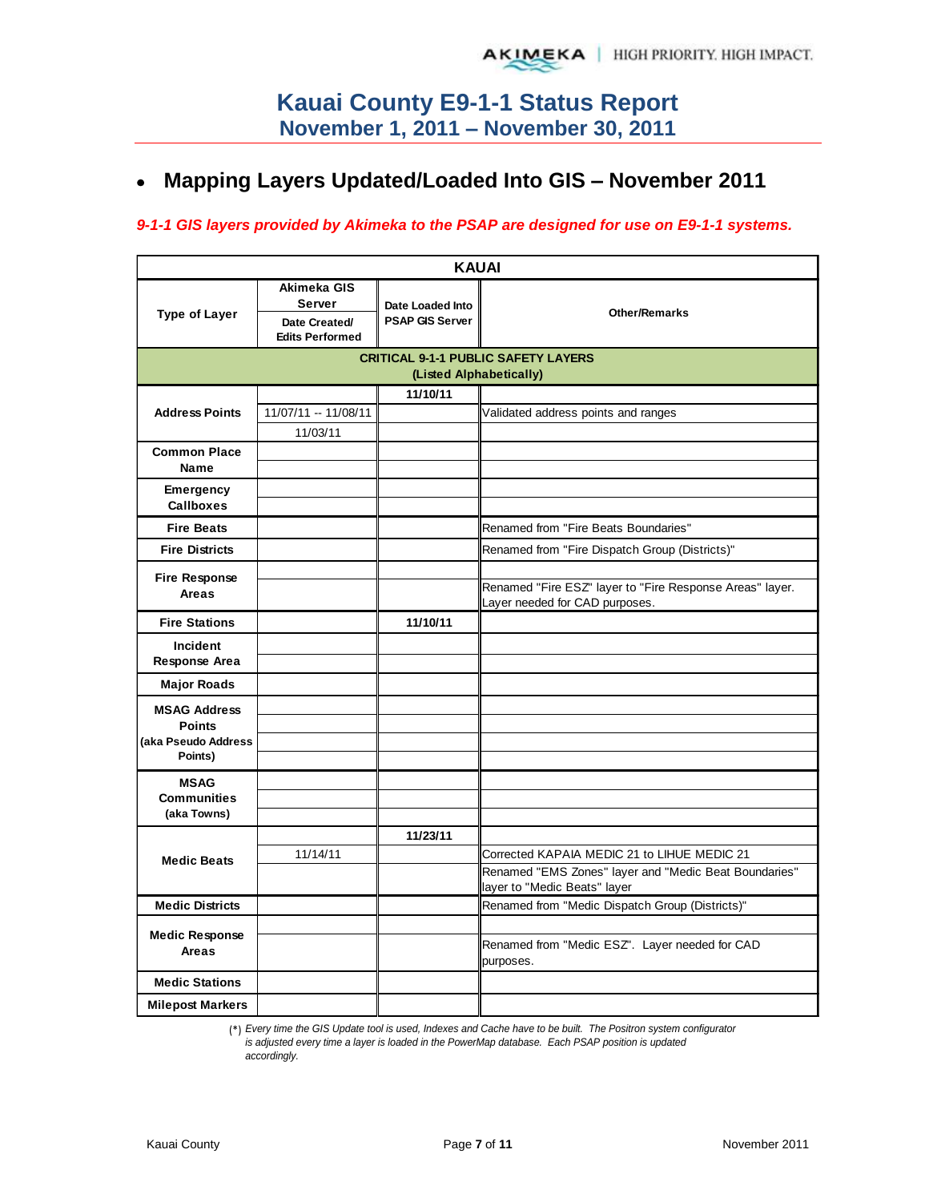# Kauai County E9-1-1 Status Report
## November 1, 2011 – November 30, 2011

- **Mapping Layers Updated/Loaded Into GIS – November 2011**

***9-1-1 GIS layers provided by Akimeka to the PSAP are designed for use on E9-1-1 systems.***

| KAUAI | | | |
|---|---|---|---|
| **Type of Layer** | **Akimeka GIS Server** **Date Created/ Edits Performed** | **Date Loaded Into PSAP GIS Server** | **Other/Remarks** |
| **CRITICAL 9-1-1 PUBLIC SAFETY LAYERS (Listed Alphabetically)** | | | |
| **Address Points** | | **11/10/11** | |
| | 11/07/11 -- 11/08/11 | | Validated address points and ranges |
| | 11/03/11 | | |
| **Common Place Name** | | | |
| | | | |
| **Emergency Callboxes** | | | |
| | | | |
| **Fire Beats** | | | Renamed from "Fire Beats Boundaries" |
| **Fire Districts** | | | Renamed from "Fire Dispatch Group (Districts)" |
| **Fire Response Areas** | | | |
| | | | Renamed "Fire ESZ" layer to "Fire Response Areas" layer. Layer needed for CAD purposes. |
| **Fire Stations** | | **11/10/11** | |
| **Incident Response Area** | | | |
| | | | |
| **Major Roads** | | | |
| **MSAG Address Points (aka Pseudo Address Points)** | | | |
| | | | |
| | | | |
| | | | |
| **MSAG Communities (aka Towns)** | | | |
| | | | |
| | | | |
| **Medic Beats** | | **11/23/11** | |
| | 11/14/11 | | Corrected KAPAIA MEDIC 21 to LIHUE MEDIC 21 |
| | | | Renamed "EMS Zones" layer and "Medic Beat Boundaries" layer to "Medic Beats" layer |
| **Medic Districts** | | | Renamed from "Medic Dispatch Group (Districts)" |
| **Medic Response Areas** | | | |
| | | | Renamed from "Medic ESZ". Layer needed for CAD purposes. |
| **Medic Stations** | | | |
| **Milepost Markers** | | | |

(*) *Every time the GIS Update tool is used, Indexes and Cache have to be built. The Positron system configurator is adjusted every time a layer is loaded in the PowerMap database. Each PSAP position is updated accordingly.*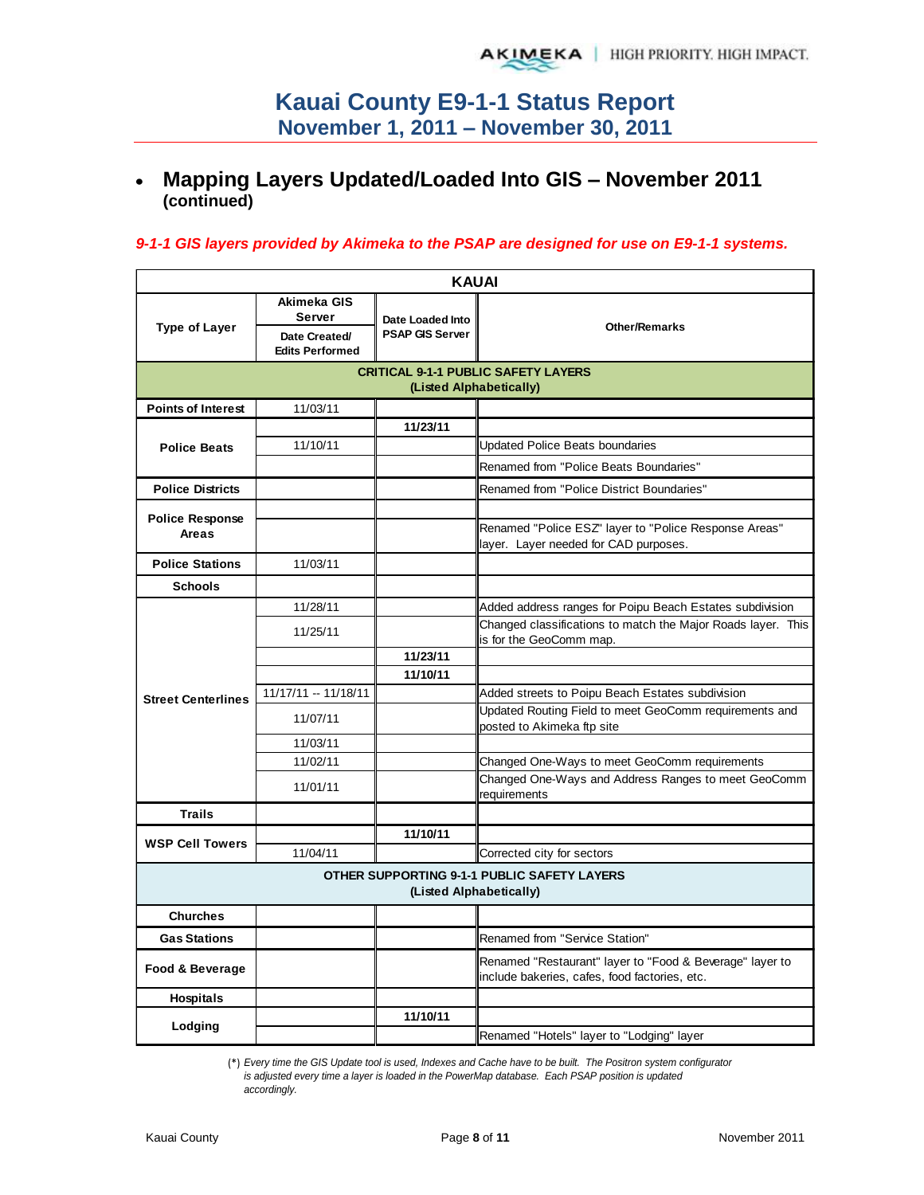# Kauai County E9-1-1 Status Report
## November 1, 2011 – November 30, 2011

- **Mapping Layers Updated/Loaded Into GIS – November 2011 (continued)**

***9-1-1 GIS layers provided by Akimeka to the PSAP are designed for use on E9-1-1 systems.***

| KAUAI | | | |
|---|---|---|---|
| **Type of Layer** | **Akimeka GIS Server** **Date Created/ Edits Performed** | **Date Loaded Into PSAP GIS Server** | **Other/Remarks** |
| **CRITICAL 9-1-1 PUBLIC SAFETY LAYERS (Listed Alphabetically)** | | | |
| **Points of Interest** | 11/03/11 | | |
| **Police Beats** | | **11/23/11** | |
| | 11/10/11 | | Updated Police Beats boundaries |
| | | | Renamed from "Police Beats Boundaries" |
| **Police Districts** | | | Renamed from "Police District Boundaries" |
| **Police Response Areas** | | | |
| | | | Renamed "Police ESZ" layer to "Police Response Areas" layer. Layer needed for CAD purposes. |
| **Police Stations** | 11/03/11 | | |
| **Schools** | | | |
| **Street Centerlines** | 11/28/11 | | Added address ranges for Poipu Beach Estates subdivision |
| | 11/25/11 | | Changed classifications to match the Major Roads layer. This is for the GeoComm map. |
| | | **11/23/11** | |
| | | **11/10/11** | |
| | 11/17/11 -- 11/18/11 | | Added streets to Poipu Beach Estates subdivision |
| | 11/07/11 | | Updated Routing Field to meet GeoComm requirements and posted to Akimeka ftp site |
| | 11/03/11 | | |
| | 11/02/11 | | Changed One-Ways to meet GeoComm requirements |
| | 11/01/11 | | Changed One-Ways and Address Ranges to meet GeoComm requirements |
| **Trails** | | | |
| **WSP Cell Towers** | | **11/10/11** | |
| | 11/04/11 | | Corrected city for sectors |
| **OTHER SUPPORTING 9-1-1 PUBLIC SAFETY LAYERS (Listed Alphabetically)** | | | |
| **Churches** | | | |
| **Gas Stations** | | | Renamed from "Service Station" |
| **Food & Beverage** | | | Renamed "Restaurant" layer to "Food & Beverage" layer to include bakeries, cafes, food factories, etc. |
| **Hospitals** | | | |
| **Lodging** | | **11/10/11** | |
| | | | Renamed "Hotels" layer to "Lodging" layer |

(*) *Every time the GIS Update tool is used, Indexes and Cache have to be built. The Positron system configurator is adjusted every time a layer is loaded in the PowerMap database. Each PSAP position is updated accordingly.*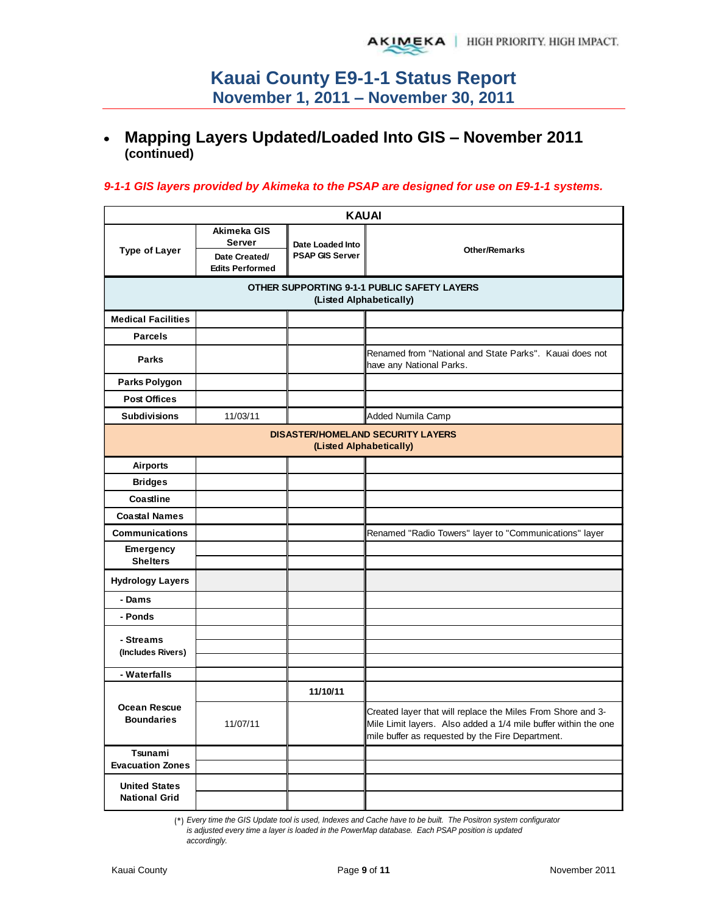# Kauai County E9-1-1 Status Report
## November 1, 2011 – November 30, 2011

- **Mapping Layers Updated/Loaded Into GIS – November 2011 (continued)**

***9-1-1 GIS layers provided by Akimeka to the PSAP are designed for use on E9-1-1 systems.***

| KAUAI | | | |
|---|---|---|---|
| **Type of Layer** | **Akimeka GIS Server** / **Date Created/ Edits Performed** | **Date Loaded Into PSAP GIS Server** | **Other/Remarks** |
| **OTHER SUPPORTING 9-1-1 PUBLIC SAFETY LAYERS (Listed Alphabetically)** | | | |
| **Medical Facilities** | | | |
| **Parcels** | | | |
| **Parks** | | | Renamed from "National and State Parks". Kauai does not have any National Parks. |
| **Parks Polygon** | | | |
| **Post Offices** | | | |
| **Subdivisions** | 11/03/11 | | Added Numila Camp |
| **DISASTER/HOMELAND SECURITY LAYERS (Listed Alphabetically)** | | | |
| **Airports** | | | |
| **Bridges** | | | |
| **Coastline** | | | |
| **Coastal Names** | | | |
| **Communications** | | | Renamed "Radio Towers" layer to "Communications" layer |
| **Emergency Shelters** | | | |
| | | | |
| **Hydrology Layers** | | | |
| **- Dams** | | | |
| **- Ponds** | | | |
| **- Streams (Includes Rivers)** | | | |
| | | | |
| | | | |
| **- Waterfalls** | | | |
| **Ocean Rescue Boundaries** | | **11/10/11** | |
| | 11/07/11 | | Created layer that will replace the Miles From Shore and 3-Mile Limit layers. Also added a 1/4 mile buffer within the one mile buffer as requested by the Fire Department. |
| **Tsunami Evacuation Zones** | | | |
| | | | |
| **United States National Grid** | | | |
| | | | |

(*) *Every time the GIS Update tool is used, Indexes and Cache have to be built. The Positron system configurator is adjusted every time a layer is loaded in the PowerMap database. Each PSAP position is updated accordingly.*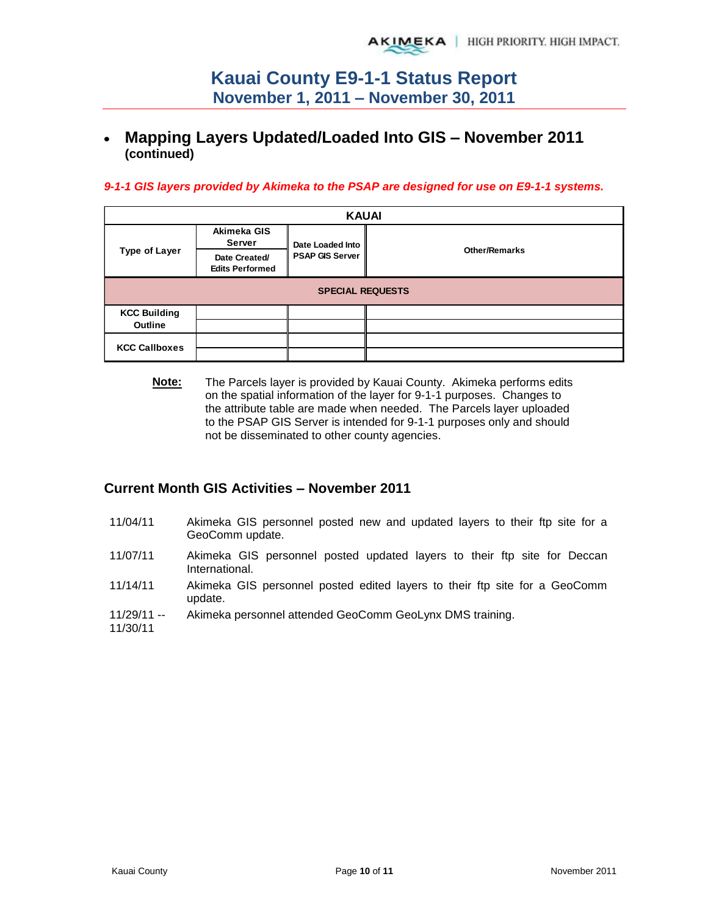- **Mapping Layers Updated/Loaded Into GIS – November 2011 (continued)**

***9-1-1 GIS layers provided by Akimeka to the PSAP are designed for use on E9-1-1 systems.***

| KAUAI | | | |
|---|---|---|---|
| **Type of Layer** | **Akimeka GIS Server** **Date Created/ Edits Performed** | **Date Loaded Into PSAP GIS Server** | **Other/Remarks** |
| **SPECIAL REQUESTS** | | | |
| **KCC Building Outline** | | | |
| | | | |
| **KCC Callboxes** | | | |
| | | | |

**Note:** The Parcels layer is provided by Kauai County. Akimeka performs edits on the spatial information of the layer for 9-1-1 purposes. Changes to the attribute table are made when needed. The Parcels layer uploaded to the PSAP GIS Server is intended for 9-1-1 purposes only and should not be disseminated to other county agencies.

## Current Month GIS Activities – November 2011

| | |
|---|---|
| 11/04/11 | Akimeka GIS personnel posted new and updated layers to their ftp site for a GeoComm update. |
| 11/07/11 | Akimeka GIS personnel posted updated layers to their ftp site for Deccan International. |
| 11/14/11 | Akimeka GIS personnel posted edited layers to their ftp site for a GeoComm update. |
| 11/29/11 -- 11/30/11 | Akimeka personnel attended GeoComm GeoLynx DMS training. |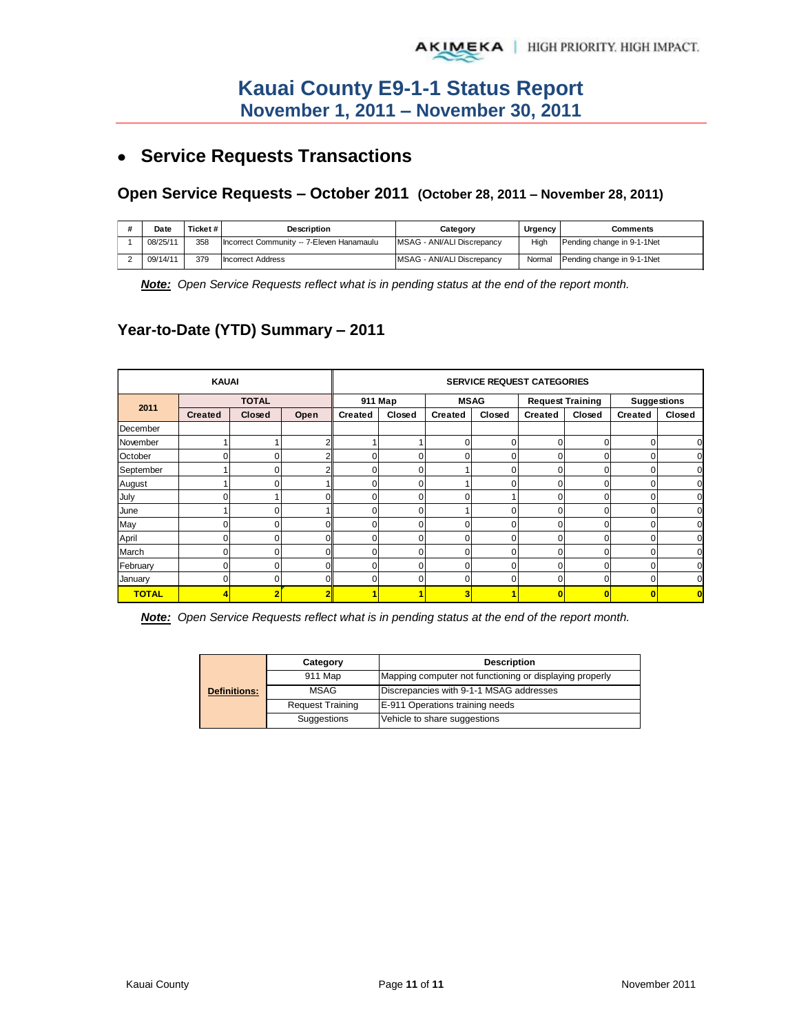# Kauai County E9-1-1 Status Report
## November 1, 2011 – November 30, 2011

- **Service Requests Transactions**

### Open Service Requests – October 2011 (October 28, 2011 – November 28, 2011)

| # | Date | Ticket # | Description | Category | Urgency | Comments |
|---|---|---|---|---|---|---|
| 1 | 08/25/11 | 358 | Incorrect Community -- 7-Eleven Hanamaulu | MSAG - ANI/ALI Discrepancy | High | Pending change in 9-1-1Net |
| 2 | 09/14/11 | 379 | Incorrect Address | MSAG - ANI/ALI Discrepancy | Normal | Pending change in 9-1-1Net |

***Note:*** *Open Service Requests reflect what is in pending status at the end of the report month.*

### Year-to-Date (YTD) Summary – 2011

| KAUAI | | | | SERVICE REQUEST CATEGORIES | | | | | | | |
|---|---|---|---|---|---|---|---|---|---|---|---|
| 2011 | TOTAL | | | 911 Map | | MSAG | | Request Training | | Suggestions | |
| | Created | Closed | Open | Created | Closed | Created | Closed | Created | Closed | Created | Closed |
| December | | | | | | | | | | | |
| November | 1 | 1 | 2 | 1 | 1 | 0 | 0 | 0 | 0 | 0 | 0 |
| October | 0 | 0 | 2 | 0 | 0 | 0 | 0 | 0 | 0 | 0 | 0 |
| September | 1 | 0 | 2 | 0 | 0 | 1 | 0 | 0 | 0 | 0 | 0 |
| August | 1 | 0 | 1 | 0 | 0 | 1 | 0 | 0 | 0 | 0 | 0 |
| July | 0 | 1 | 0 | 0 | 0 | 0 | 1 | 0 | 0 | 0 | 0 |
| June | 1 | 0 | 1 | 0 | 0 | 1 | 0 | 0 | 0 | 0 | 0 |
| May | 0 | 0 | 0 | 0 | 0 | 0 | 0 | 0 | 0 | 0 | 0 |
| April | 0 | 0 | 0 | 0 | 0 | 0 | 0 | 0 | 0 | 0 | 0 |
| March | 0 | 0 | 0 | 0 | 0 | 0 | 0 | 0 | 0 | 0 | 0 |
| February | 0 | 0 | 0 | 0 | 0 | 0 | 0 | 0 | 0 | 0 | 0 |
| January | 0 | 0 | 0 | 0 | 0 | 0 | 0 | 0 | 0 | 0 | 0 |
| **TOTAL** | **4** | **2** | **2** | **1** | **1** | **3** | **1** | **0** | **0** | **0** | **0** |

***Note:*** *Open Service Requests reflect what is in pending status at the end of the report month.*

| **Definitions:** | Category | Description |
|---|---|---|
| | 911 Map | Mapping computer not functioning or displaying properly |
| | MSAG | Discrepancies with 9-1-1 MSAG addresses |
| | Request Training | E-911 Operations training needs |
| | Suggestions | Vehicle to share suggestions |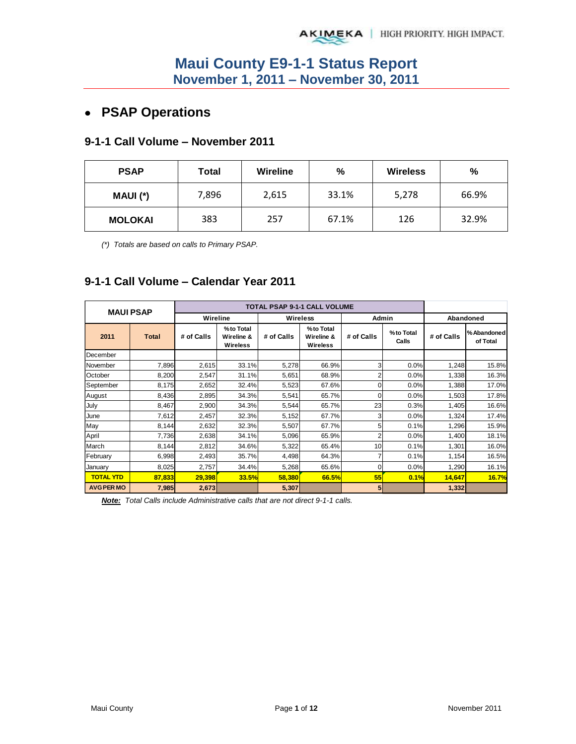# Maui County E9-1-1 Status Report
## November 1, 2011 – November 30, 2011

- ## PSAP Operations

### 9-1-1 Call Volume – November 2011

| PSAP | Total | Wireline | % | Wireless | % |
|---|---|---|---|---|---|
| MAUI (*) | 7,896 | 2,615 | 33.1% | 5,278 | 66.9% |
| MOLOKAI | 383 | 257 | 67.1% | 126 | 32.9% |

*(*) Totals are based on calls to Primary PSAP.*

### 9-1-1 Call Volume – Calendar Year 2011

| MAUI PSAP | | TOTAL PSAP 9-1-1 CALL VOLUME | | | | | | | |
|---|---|---|---|---|---|---|---|---|---|
| | | Wireline | | Wireless | | Admin | | Abandoned | |
| 2011 | Total | # of Calls | % to Total Wireline & Wireless | # of Calls | % to Total Wireline & Wireless | # of Calls | % to Total Calls | # of Calls | % Abandoned of Total |
| December | | | | | | | | | |
| November | 7,896 | 2,615 | 33.1% | 5,278 | 66.9% | 3 | 0.0% | 1,248 | 15.8% |
| October | 8,200 | 2,547 | 31.1% | 5,651 | 68.9% | 2 | 0.0% | 1,338 | 16.3% |
| September | 8,175 | 2,652 | 32.4% | 5,523 | 67.6% | 0 | 0.0% | 1,388 | 17.0% |
| August | 8,436 | 2,895 | 34.3% | 5,541 | 65.7% | 0 | 0.0% | 1,503 | 17.8% |
| July | 8,467 | 2,900 | 34.3% | 5,544 | 65.7% | 23 | 0.3% | 1,405 | 16.6% |
| June | 7,612 | 2,457 | 32.3% | 5,152 | 67.7% | 3 | 0.0% | 1,324 | 17.4% |
| May | 8,144 | 2,632 | 32.3% | 5,507 | 67.7% | 5 | 0.1% | 1,296 | 15.9% |
| April | 7,736 | 2,638 | 34.1% | 5,096 | 65.9% | 2 | 0.0% | 1,400 | 18.1% |
| March | 8,144 | 2,812 | 34.6% | 5,322 | 65.4% | 10 | 0.1% | 1,301 | 16.0% |
| February | 6,998 | 2,493 | 35.7% | 4,498 | 64.3% | 7 | 0.1% | 1,154 | 16.5% |
| January | 8,025 | 2,757 | 34.4% | 5,268 | 65.6% | 0 | 0.0% | 1,290 | 16.1% |
| **TOTAL YTD** | **87,833** | **29,398** | **33.5%** | **58,380** | **66.5%** | **55** | **0.1%** | **14,647** | **16.7%** |
| **AVG PER MO** | **7,985** | **2,673** | | **5,307** | | **5** | | **1,332** | |

***Note:*** *Total Calls include Administrative calls that are not direct 9-1-1 calls.*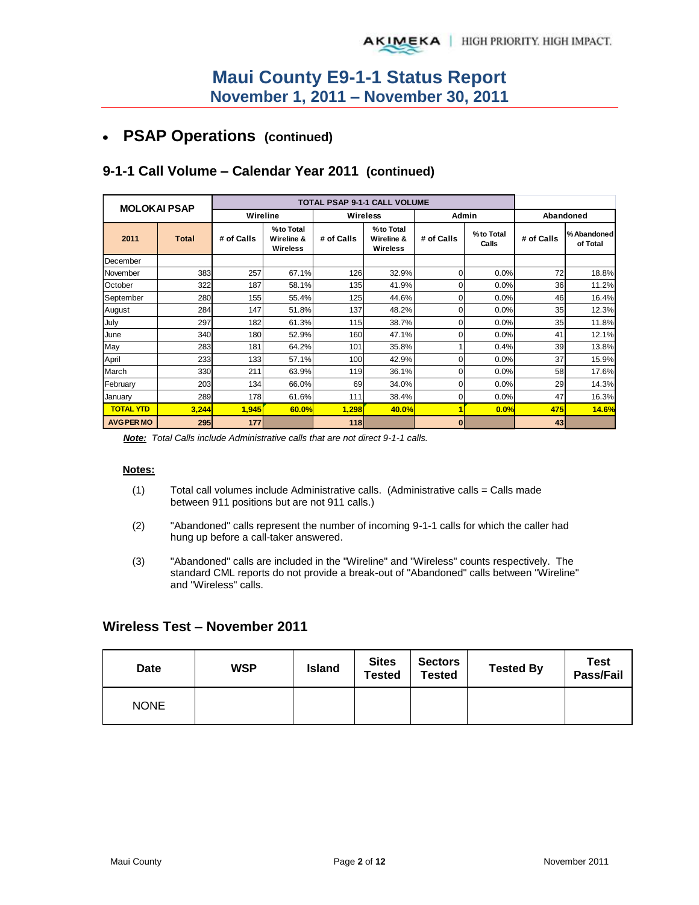# Maui County E9-1-1 Status Report
## November 1, 2011 – November 30, 2011

- **PSAP Operations (continued)**

### 9-1-1 Call Volume – Calendar Year 2011 (continued)

| MOLOKAI PSAP | | TOTAL PSAP 9-1-1 CALL VOLUME | | | | | | | |
|---|---|---|---|---|---|---|---|---|---|
| | | Wireline | | Wireless | | Admin | | Abandoned | |
| 2011 | Total | # of Calls | % to Total Wireline & Wireless | # of Calls | % to Total Wireline & Wireless | # of Calls | % to Total Calls | # of Calls | % Abandoned of Total |
| December | | | | | | | | | |
| November | 383 | 257 | 67.1% | 126 | 32.9% | 0 | 0.0% | 72 | 18.8% |
| October | 322 | 187 | 58.1% | 135 | 41.9% | 0 | 0.0% | 36 | 11.2% |
| September | 280 | 155 | 55.4% | 125 | 44.6% | 0 | 0.0% | 46 | 16.4% |
| August | 284 | 147 | 51.8% | 137 | 48.2% | 0 | 0.0% | 35 | 12.3% |
| July | 297 | 182 | 61.3% | 115 | 38.7% | 0 | 0.0% | 35 | 11.8% |
| June | 340 | 180 | 52.9% | 160 | 47.1% | 0 | 0.0% | 41 | 12.1% |
| May | 283 | 181 | 64.2% | 101 | 35.8% | 1 | 0.4% | 39 | 13.8% |
| April | 233 | 133 | 57.1% | 100 | 42.9% | 0 | 0.0% | 37 | 15.9% |
| March | 330 | 211 | 63.9% | 119 | 36.1% | 0 | 0.0% | 58 | 17.6% |
| February | 203 | 134 | 66.0% | 69 | 34.0% | 0 | 0.0% | 29 | 14.3% |
| January | 289 | 178 | 61.6% | 111 | 38.4% | 0 | 0.0% | 47 | 16.3% |
| **TOTAL YTD** | **3,244** | **1,945** | **60.0%** | **1,298** | **40.0%** | **1** | **0.0%** | **475** | **14.6%** |
| **AVG PER MO** | **295** | **177** | | **118** | | **0** | | **43** | |

***Note:*** *Total Calls include Administrative calls that are not direct 9-1-1 calls.*

**Notes:**

(1) Total call volumes include Administrative calls. (Administrative calls = Calls made between 911 positions but are not 911 calls.)

(2) "Abandoned" calls represent the number of incoming 9-1-1 calls for which the caller had hung up before a call-taker answered.

(3) "Abandoned" calls are included in the "Wireline" and "Wireless" counts respectively. The standard CML reports do not provide a break-out of "Abandoned" calls between "Wireline" and "Wireless" calls.

### Wireless Test – November 2011

| Date | WSP | Island | Sites Tested | Sectors Tested | Tested By | Test Pass/Fail |
|---|---|---|---|---|---|---|
| NONE | | | | | | |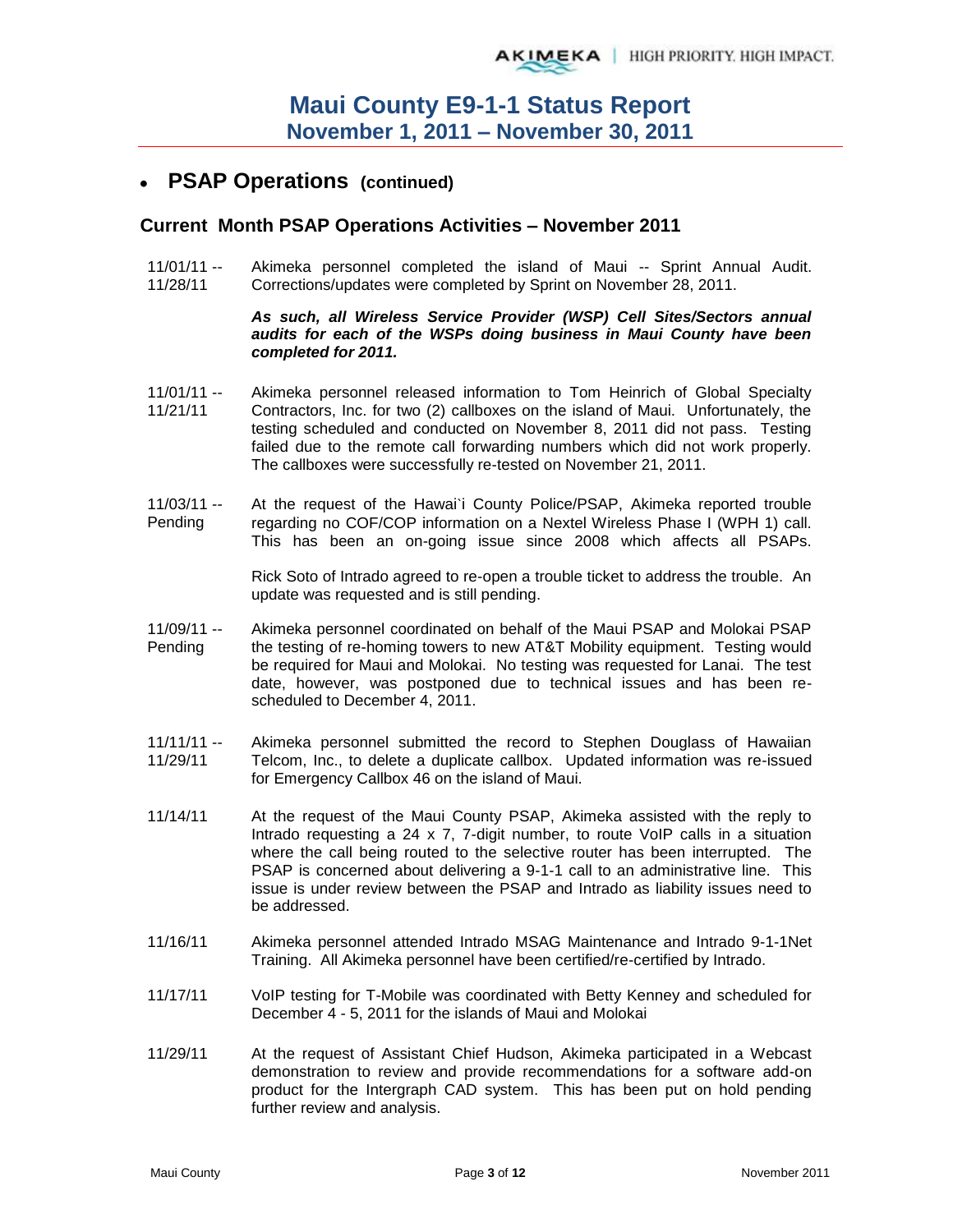# Maui County E9-1-1 Status Report
## November 1, 2011 – November 30, 2011

- **PSAP Operations (continued)**

### Current Month PSAP Operations Activities – November 2011

| Date | Activity |
|---|---|
| 11/01/11 -- 11/28/11 | Akimeka personnel completed the island of Maui -- Sprint Annual Audit. Corrections/updates were completed by Sprint on November 28, 2011.<br><br>***As such, all Wireless Service Provider (WSP) Cell Sites/Sectors annual audits for each of the WSPs doing business in Maui County have been completed for 2011.*** |
| 11/01/11 -- 11/21/11 | Akimeka personnel released information to Tom Heinrich of Global Specialty Contractors, Inc. for two (2) callboxes on the island of Maui. Unfortunately, the testing scheduled and conducted on November 8, 2011 did not pass. Testing failed due to the remote call forwarding numbers which did not work properly. The callboxes were successfully re-tested on November 21, 2011. |
| 11/03/11 -- Pending | At the request of the Hawai`i County Police/PSAP, Akimeka reported trouble regarding no COF/COP information on a Nextel Wireless Phase I (WPH 1) call. This has been an on-going issue since 2008 which affects all PSAPs.<br><br>Rick Soto of Intrado agreed to re-open a trouble ticket to address the trouble. An update was requested and is still pending. |
| 11/09/11 -- Pending | Akimeka personnel coordinated on behalf of the Maui PSAP and Molokai PSAP the testing of re-homing towers to new AT&T Mobility equipment. Testing would be required for Maui and Molokai. No testing was requested for Lanai. The test date, however, was postponed due to technical issues and has been re-scheduled to December 4, 2011. |
| 11/11/11 -- 11/29/11 | Akimeka personnel submitted the record to Stephen Douglass of Hawaiian Telcom, Inc., to delete a duplicate callbox. Updated information was re-issued for Emergency Callbox 46 on the island of Maui. |
| 11/14/11 | At the request of the Maui County PSAP, Akimeka assisted with the reply to Intrado requesting a 24 x 7, 7-digit number, to route VoIP calls in a situation where the call being routed to the selective router has been interrupted. The PSAP is concerned about delivering a 9-1-1 call to an administrative line. This issue is under review between the PSAP and Intrado as liability issues need to be addressed. |
| 11/16/11 | Akimeka personnel attended Intrado MSAG Maintenance and Intrado 9-1-1Net Training. All Akimeka personnel have been certified/re-certified by Intrado. |
| 11/17/11 | VoIP testing for T-Mobile was coordinated with Betty Kenney and scheduled for December 4 - 5, 2011 for the islands of Maui and Molokai |
| 11/29/11 | At the request of Assistant Chief Hudson, Akimeka participated in a Webcast demonstration to review and provide recommendations for a software add-on product for the Intergraph CAD system. This has been put on hold pending further review and analysis. |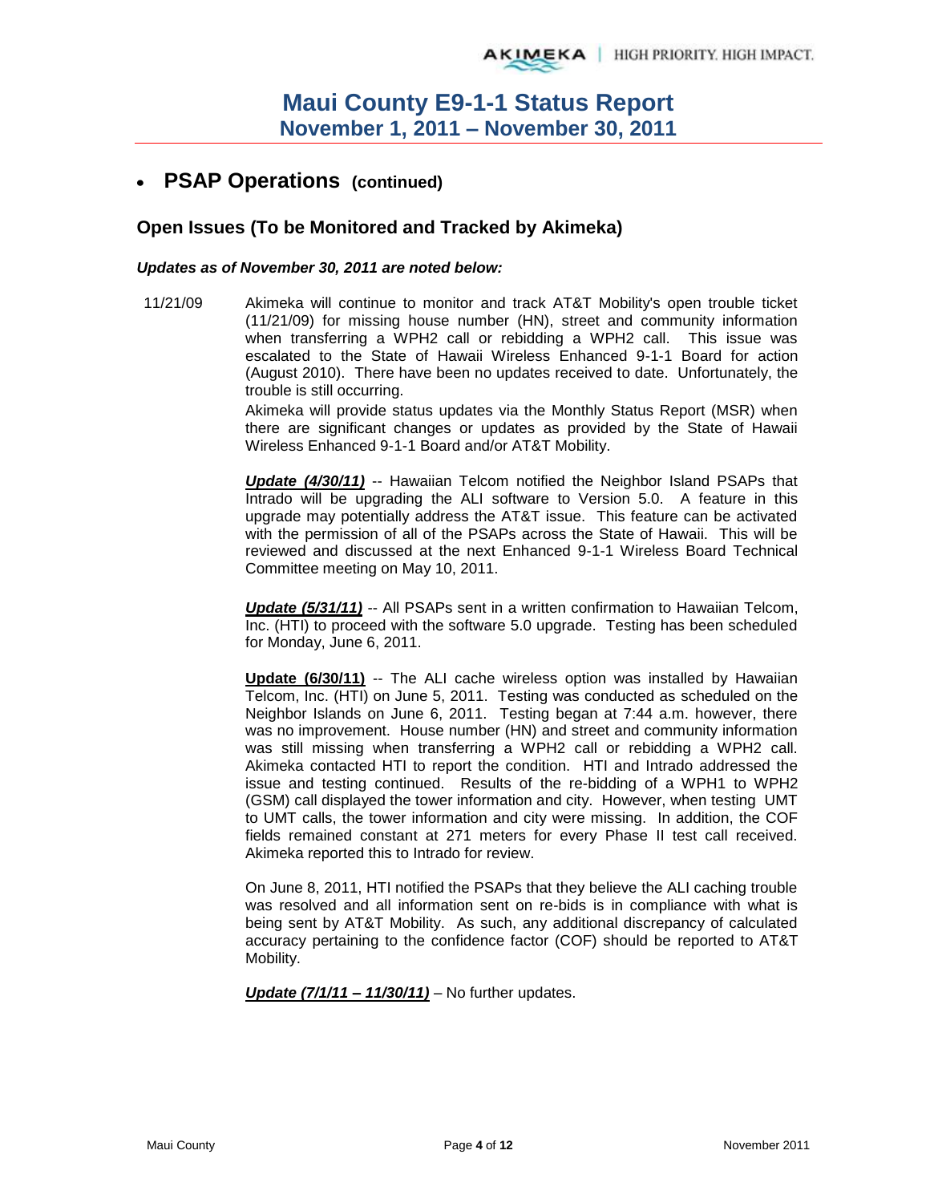# Maui County E9-1-1 Status Report
## November 1, 2011 – November 30, 2011

- **PSAP Operations (continued)**

### Open Issues (To be Monitored and Tracked by Akimeka)

***Updates as of November 30, 2011 are noted below:***

11/21/09 — Akimeka will continue to monitor and track AT&T Mobility's open trouble ticket (11/21/09) for missing house number (HN), street and community information when transferring a WPH2 call or rebidding a WPH2 call. This issue was escalated to the State of Hawaii Wireless Enhanced 9-1-1 Board for action (August 2010). There have been no updates received to date. Unfortunately, the trouble is still occurring.

Akimeka will provide status updates via the Monthly Status Report (MSR) when there are significant changes or updates as provided by the State of Hawaii Wireless Enhanced 9-1-1 Board and/or AT&T Mobility.

***Update (4/30/11)*** -- Hawaiian Telcom notified the Neighbor Island PSAPs that Intrado will be upgrading the ALI software to Version 5.0. A feature in this upgrade may potentially address the AT&T issue. This feature can be activated with the permission of all of the PSAPs across the State of Hawaii. This will be reviewed and discussed at the next Enhanced 9-1-1 Wireless Board Technical Committee meeting on May 10, 2011.

***Update (5/31/11)*** -- All PSAPs sent in a written confirmation to Hawaiian Telcom, Inc. (HTI) to proceed with the software 5.0 upgrade. Testing has been scheduled for Monday, June 6, 2011.

**Update (6/30/11)** -- The ALI cache wireless option was installed by Hawaiian Telcom, Inc. (HTI) on June 5, 2011. Testing was conducted as scheduled on the Neighbor Islands on June 6, 2011. Testing began at 7:44 a.m. however, there was no improvement. House number (HN) and street and community information was still missing when transferring a WPH2 call or rebidding a WPH2 call. Akimeka contacted HTI to report the condition. HTI and Intrado addressed the issue and testing continued. Results of the re-bidding of a WPH1 to WPH2 (GSM) call displayed the tower information and city. However, when testing UMT to UMT calls, the tower information and city were missing. In addition, the COF fields remained constant at 271 meters for every Phase II test call received. Akimeka reported this to Intrado for review.

On June 8, 2011, HTI notified the PSAPs that they believe the ALI caching trouble was resolved and all information sent on re-bids is in compliance with what is being sent by AT&T Mobility. As such, any additional discrepancy of calculated accuracy pertaining to the confidence factor (COF) should be reported to AT&T Mobility.

***Update (7/1/11 – 11/30/11)*** – No further updates.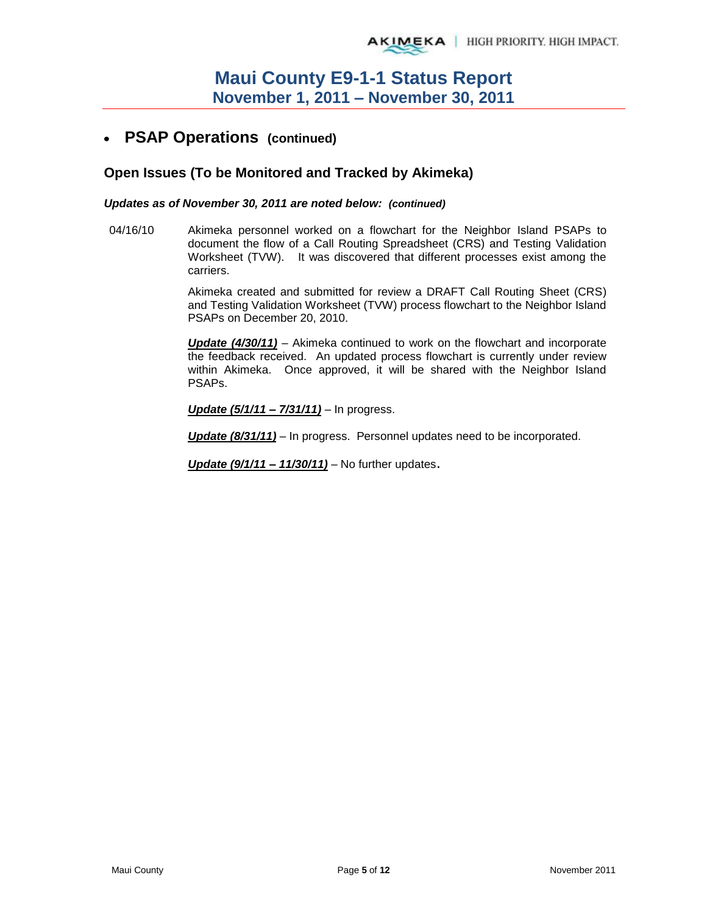- **PSAP Operations (continued)**

### Open Issues (To be Monitored and Tracked by Akimeka)

***Updates as of November 30, 2011 are noted below: (continued)***

04/16/10 Akimeka personnel worked on a flowchart for the Neighbor Island PSAPs to document the flow of a Call Routing Spreadsheet (CRS) and Testing Validation Worksheet (TVW). It was discovered that different processes exist among the carriers.

Akimeka created and submitted for review a DRAFT Call Routing Sheet (CRS) and Testing Validation Worksheet (TVW) process flowchart to the Neighbor Island PSAPs on December 20, 2010.

***Update (4/30/11)*** – Akimeka continued to work on the flowchart and incorporate the feedback received. An updated process flowchart is currently under review within Akimeka. Once approved, it will be shared with the Neighbor Island PSAPs.

***Update (5/1/11 – 7/31/11)*** – In progress.

***Update (8/31/11)*** – In progress. Personnel updates need to be incorporated.

***Update (9/1/11 – 11/30/11)*** – No further updates.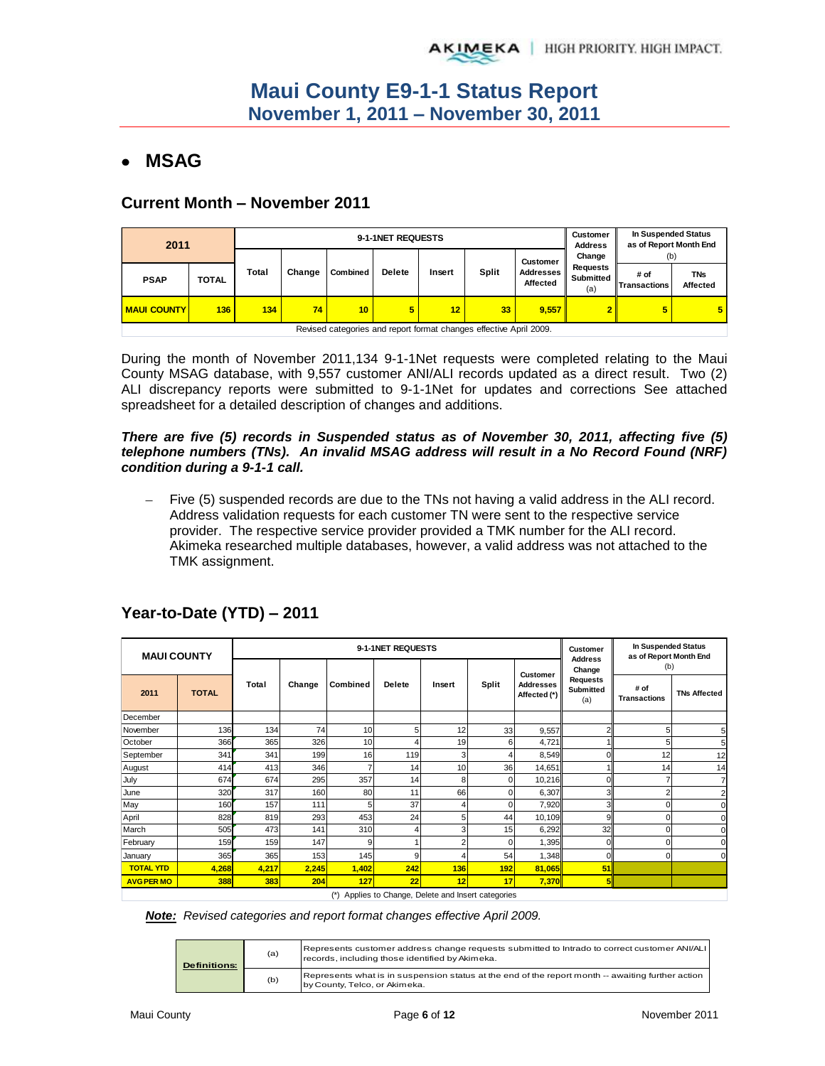# Maui County E9-1-1 Status Report
## November 1, 2011 – November 30, 2011

- ## MSAG

### Current Month – November 2011

| 2011 | | 9-1-1NET REQUESTS | | | | | | | Customer Address Change Requests Submitted (a) | In Suspended Status as of Report Month End (b) | |
|---|---|---|---|---|---|---|---|---|---|---|---|
| PSAP | TOTAL | Total | Change | Combined | Delete | Insert | Split | Customer Addresses Affected | | # of Transactions | TNs Affected |
| MAUI COUNTY | 136 | 134 | 74 | 10 | 5 | 12 | 33 | 9,557 | 2 | 5 | 5 |

Revised categories and report format changes effective April 2009.

During the month of November 2011,134 9-1-1Net requests were completed relating to the Maui County MSAG database, with 9,557 customer ANI/ALI records updated as a direct result. Two (2) ALI discrepancy reports were submitted to 9-1-1Net for updates and corrections See attached spreadsheet for a detailed description of changes and additions.

***There are five (5) records in Suspended status as of November 30, 2011, affecting five (5) telephone numbers (TNs). An invalid MSAG address will result in a No Record Found (NRF) condition during a 9-1-1 call.***

- Five (5) suspended records are due to the TNs not having a valid address in the ALI record. Address validation requests for each customer TN were sent to the respective service provider. The respective service provider provided a TMK number for the ALI record. Akimeka researched multiple databases, however, a valid address was not attached to the TMK assignment.

### Year-to-Date (YTD) – 2011

| MAUI COUNTY | | 9-1-1NET REQUESTS | | | | | | | Customer Address Change Requests Submitted (a) | In Suspended Status as of Report Month End (b) | |
|---|---|---|---|---|---|---|---|---|---|---|---|
| 2011 | TOTAL | Total | Change | Combined | Delete | Insert | Split | Customer Addresses Affected (*) | | # of Transactions | TNs Affected |
| December | | | | | | | | | | | |
| November | 136 | 134 | 74 | 10 | 5 | 12 | 33 | 9,557 | 2 | 5 | 5 |
| October | 366 | 365 | 326 | 10 | 4 | 19 | 6 | 4,721 | 1 | 5 | 5 |
| September | 341 | 341 | 199 | 16 | 119 | 3 | 4 | 8,549 | 0 | 12 | 12 |
| August | 414 | 413 | 346 | 7 | 14 | 10 | 36 | 14,651 | 1 | 14 | 14 |
| July | 674 | 674 | 295 | 357 | 14 | 8 | 0 | 10,216 | 0 | 7 | 7 |
| June | 320 | 317 | 160 | 80 | 11 | 66 | 0 | 6,307 | 3 | 2 | 2 |
| May | 160 | 157 | 111 | 5 | 37 | 4 | 0 | 7,920 | 3 | 0 | 0 |
| April | 828 | 819 | 293 | 453 | 24 | 5 | 44 | 10,109 | 9 | 0 | 0 |
| March | 505 | 473 | 141 | 310 | 4 | 3 | 15 | 6,292 | 32 | 0 | 0 |
| February | 159 | 159 | 147 | 9 | 1 | 2 | 0 | 1,395 | 0 | 0 | 0 |
| January | 365 | 365 | 153 | 145 | 9 | 4 | 54 | 1,348 | 0 | 0 | 0 |
| TOTAL YTD | 4,268 | 4,217 | 2,245 | 1,402 | 242 | 136 | 192 | 81,065 | 51 | | |
| AVG PER MO | 388 | 383 | 204 | 127 | 22 | 12 | 17 | 7,370 | 5 | | |

(*) Applies to Change, Delete and Insert categories

***Note:*** *Revised categories and report format changes effective April 2009.*

| Definitions: | (a) | Represents customer address change requests submitted to Intrado to correct customer ANI/ALI records, including those identified by Akimeka. |
|---|---|---|
| | (b) | Represents what is in suspension status at the end of the report month -- awaiting further action by County, Telco, or Akimeka. |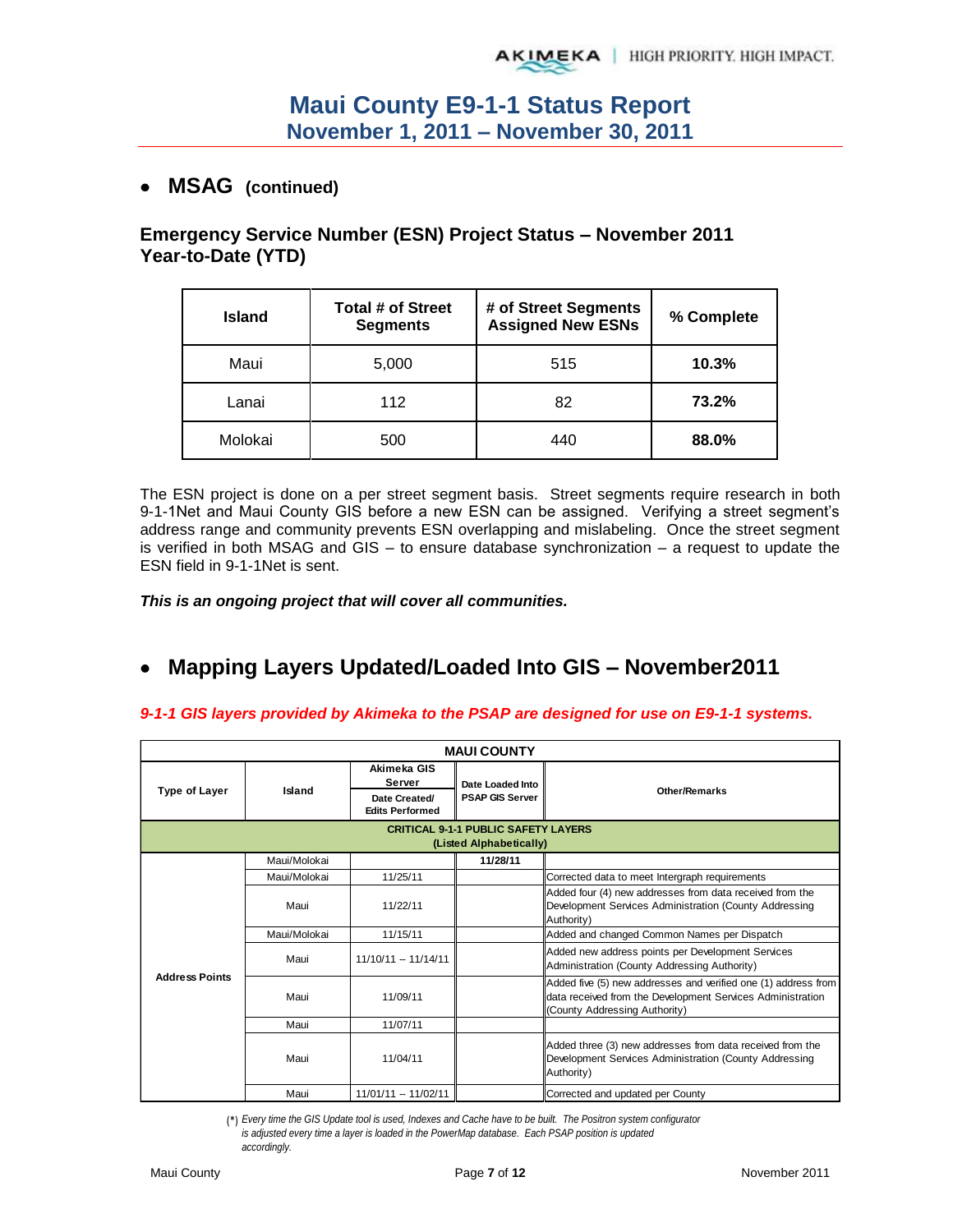- **MSAG (continued)**

## Emergency Service Number (ESN) Project Status – November 2011 Year-to-Date (YTD)

| Island | Total # of Street Segments | # of Street Segments Assigned New ESNs | % Complete |
|---|---|---|---|
| Maui | 5,000 | 515 | **10.3%** |
| Lanai | 112 | 82 | **73.2%** |
| Molokai | 500 | 440 | **88.0%** |

The ESN project is done on a per street segment basis. Street segments require research in both 9-1-1Net and Maui County GIS before a new ESN can be assigned. Verifying a street segment's address range and community prevents ESN overlapping and mislabeling. Once the street segment is verified in both MSAG and GIS – to ensure database synchronization – a request to update the ESN field in 9-1-1Net is sent.

***This is an ongoing project that will cover all communities.***

- **Mapping Layers Updated/Loaded Into GIS – November2011**

***9-1-1 GIS layers provided by Akimeka to the PSAP are designed for use on E9-1-1 systems.***

| MAUI COUNTY | | | | |
|---|---|---|---|---|
| **Type of Layer** | **Island** | **Akimeka GIS Server** Date Created/ Edits Performed | **Date Loaded Into PSAP GIS Server** | **Other/Remarks** |
| **CRITICAL 9-1-1 PUBLIC SAFETY LAYERS (Listed Alphabetically)** | | | | |
| **Address Points** | Maui/Molokai | | **11/28/11** | |
| | Maui/Molokai | 11/25/11 | | Corrected data to meet Intergraph requirements |
| | Maui | 11/22/11 | | Added four (4) new addresses from data received from the Development Services Administration (County Addressing Authority) |
| | Maui/Molokai | 11/15/11 | | Added and changed Common Names per Dispatch |
| | Maui | 11/10/11 – 11/14/11 | | Added new address points per Development Services Administration (County Addressing Authority) |
| | Maui | 11/09/11 | | Added five (5) new addresses and verified one (1) address from data received from the Development Services Administration (County Addressing Authority) |
| | Maui | 11/07/11 | | |
| | Maui | 11/04/11 | | Added three (3) new addresses from data received from the Development Services Administration (County Addressing Authority) |
| | Maui | 11/01/11 – 11/02/11 | | Corrected and updated per County |

(*) *Every time the GIS Update tool is used, Indexes and Cache have to be built. The Positron system configurator is adjusted every time a layer is loaded in the PowerMap database. Each PSAP position is updated accordingly.*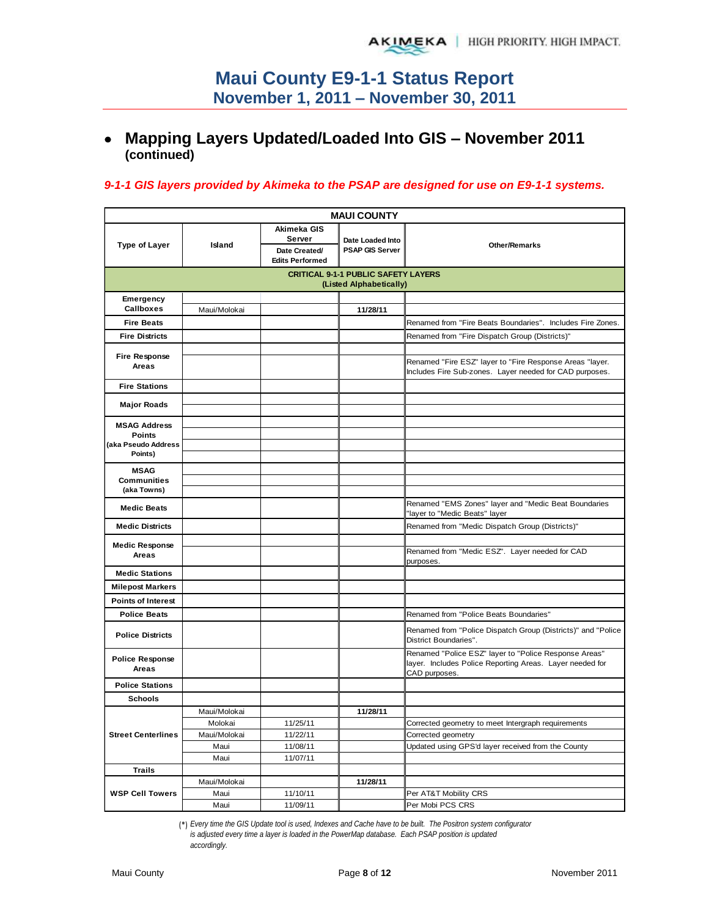# Maui County E9-1-1 Status Report
## November 1, 2011 – November 30, 2011

- **Mapping Layers Updated/Loaded Into GIS – November 2011 (continued)**

***9-1-1 GIS layers provided by Akimeka to the PSAP are designed for use on E9-1-1 systems.***

| MAUI COUNTY | | | | |
|---|---|---|---|---|
| **Type of Layer** | **Island** | **Akimeka GIS Server** Date Created/ Edits Performed | **Date Loaded Into PSAP GIS Server** | **Other/Remarks** |
| **CRITICAL 9-1-1 PUBLIC SAFETY LAYERS (Listed Alphabetically)** | | | | |
| **Emergency Callboxes** | | | | |
| | Maui/Molokai | | **11/28/11** | |
| **Fire Beats** | | | | Renamed from "Fire Beats Boundaries". Includes Fire Zones. |
| **Fire Districts** | | | | Renamed from "Fire Dispatch Group (Districts)" |
| **Fire Response Areas** | | | | |
| | | | | Renamed "Fire ESZ" layer to "Fire Response Areas "layer. Includes Fire Sub-zones. Layer needed for CAD purposes. |
| **Fire Stations** | | | | |
| **Major Roads** | | | | |
| | | | | |
| **MSAG Address Points (aka Pseudo Address Points)** | | | | |
| | | | | |
| | | | | |
| | | | | |
| **MSAG Communities (aka Towns)** | | | | |
| | | | | |
| | | | | |
| **Medic Beats** | | | | Renamed "EMS Zones" layer and "Medic Beat Boundaries "layer to "Medic Beats" layer |
| **Medic Districts** | | | | Renamed from "Medic Dispatch Group (Districts)" |
| **Medic Response Areas** | | | | |
| | | | | Renamed from "Medic ESZ". Layer needed for CAD purposes. |
| **Medic Stations** | | | | |
| **Milepost Markers** | | | | |
| **Points of Interest** | | | | |
| **Police Beats** | | | | Renamed from "Police Beats Boundaries" |
| **Police Districts** | | | | Renamed from "Police Dispatch Group (Districts)" and "Police District Boundaries". |
| **Police Response Areas** | | | | Renamed "Police ESZ" layer to "Police Response Areas" layer. Includes Police Reporting Areas. Layer needed for CAD purposes. |
| **Police Stations** | | | | |
| **Schools** | | | | |
| **Street Centerlines** | Maui/Molokai | | **11/28/11** | |
| | Molokai | 11/25/11 | | Corrected geometry to meet Intergraph requirements |
| | Maui/Molokai | 11/22/11 | | Corrected geometry |
| | Maui | 11/08/11 | | Updated using GPS'd layer received from the County |
| | Maui | 11/07/11 | | |
| **Trails** | | | | |
| **WSP Cell Towers** | Maui/Molokai | | **11/28/11** | |
| | Maui | 11/10/11 | | Per AT&T Mobility CRS |
| | Maui | 11/09/11 | | Per Mobi PCS CRS |

(*) *Every time the GIS Update tool is used, Indexes and Cache have to be built. The Positron system configurator is adjusted every time a layer is loaded in the PowerMap database. Each PSAP position is updated accordingly.*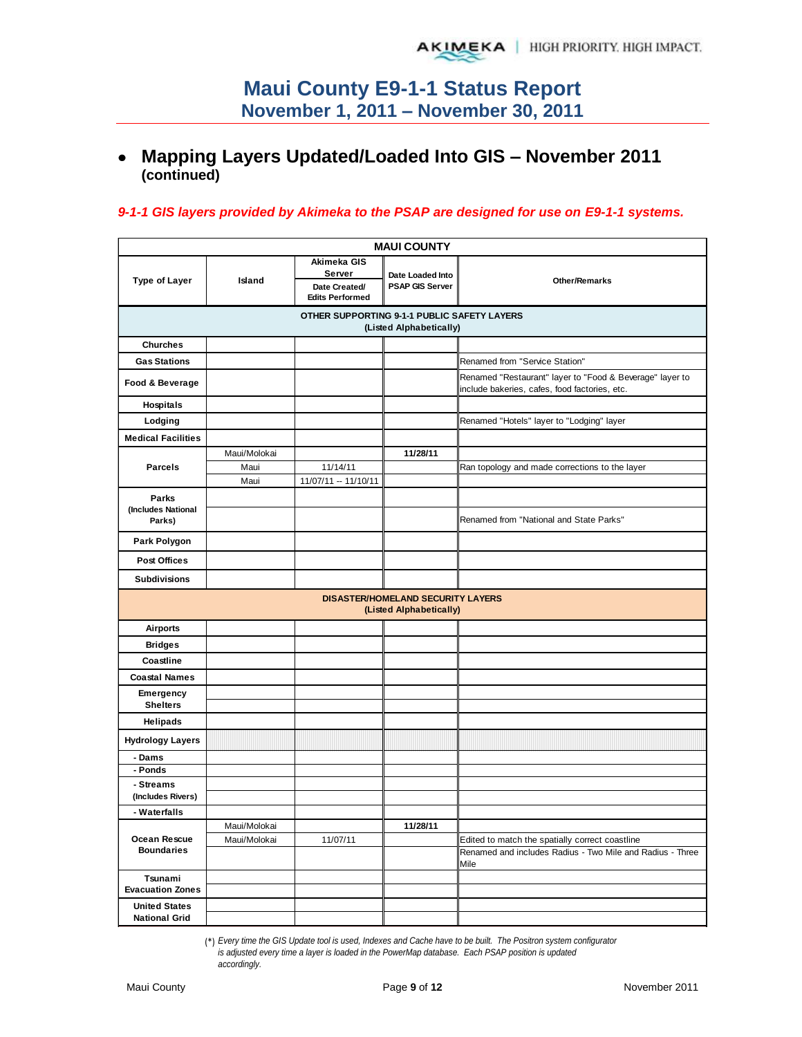# Maui County E9-1-1 Status Report
## November 1, 2011 – November 30, 2011

- **Mapping Layers Updated/Loaded Into GIS – November 2011 (continued)**

***9-1-1 GIS layers provided by Akimeka to the PSAP are designed for use on E9-1-1 systems.***

| MAUI COUNTY | | | | |
|---|---|---|---|---|
| Type of Layer | Island | Akimeka GIS Server — Date Created/ Edits Performed | Date Loaded Into PSAP GIS Server | Other/Remarks |
| **OTHER SUPPORTING 9-1-1 PUBLIC SAFETY LAYERS (Listed Alphabetically)** | | | | |
| Churches | | | | |
| Gas Stations | | | | Renamed from "Service Station" |
| Food & Beverage | | | | Renamed "Restaurant" layer to "Food & Beverage" layer to include bakeries, cafes, food factories, etc. |
| Hospitals | | | | |
| Lodging | | | | Renamed "Hotels" layer to "Lodging" layer |
| Medical Facilities | | | | |
| Parcels | Maui/Molokai | | 11/28/11 | |
| | Maui | 11/14/11 | | Ran topology and made corrections to the layer |
| | Maui | 11/07/11 -- 11/10/11 | | |
| Parks (Includes National Parks) | | | | |
| | | | | Renamed from "National and State Parks" |
| Park Polygon | | | | |
| Post Offices | | | | |
| Subdivisions | | | | |
| **DISASTER/HOMELAND SECURITY LAYERS (Listed Alphabetically)** | | | | |
| Airports | | | | |
| Bridges | | | | |
| Coastline | | | | |
| Coastal Names | | | | |
| Emergency Shelters | | | | |
| | | | | |
| Helipads | | | | |
| Hydrology Layers | | | | |
| - Dams | | | | |
| - Ponds | | | | |
| - Streams (Includes Rivers) | | | | |
| | | | | |
| - Waterfalls | | | | |
| Ocean Rescue Boundaries | Maui/Molokai | | 11/28/11 | |
| | Maui/Molokai | 11/07/11 | | Edited to match the spatially correct coastline |
| | | | | Renamed and includes Radius - Two Mile and Radius - Three Mile |
| Tsunami Evacuation Zones | | | | |
| | | | | |
| United States National Grid | | | | |
| | | | | |

(*) *Every time the GIS Update tool is used, Indexes and Cache have to be built. The Positron system configurator is adjusted every time a layer is loaded in the PowerMap database. Each PSAP position is updated accordingly.*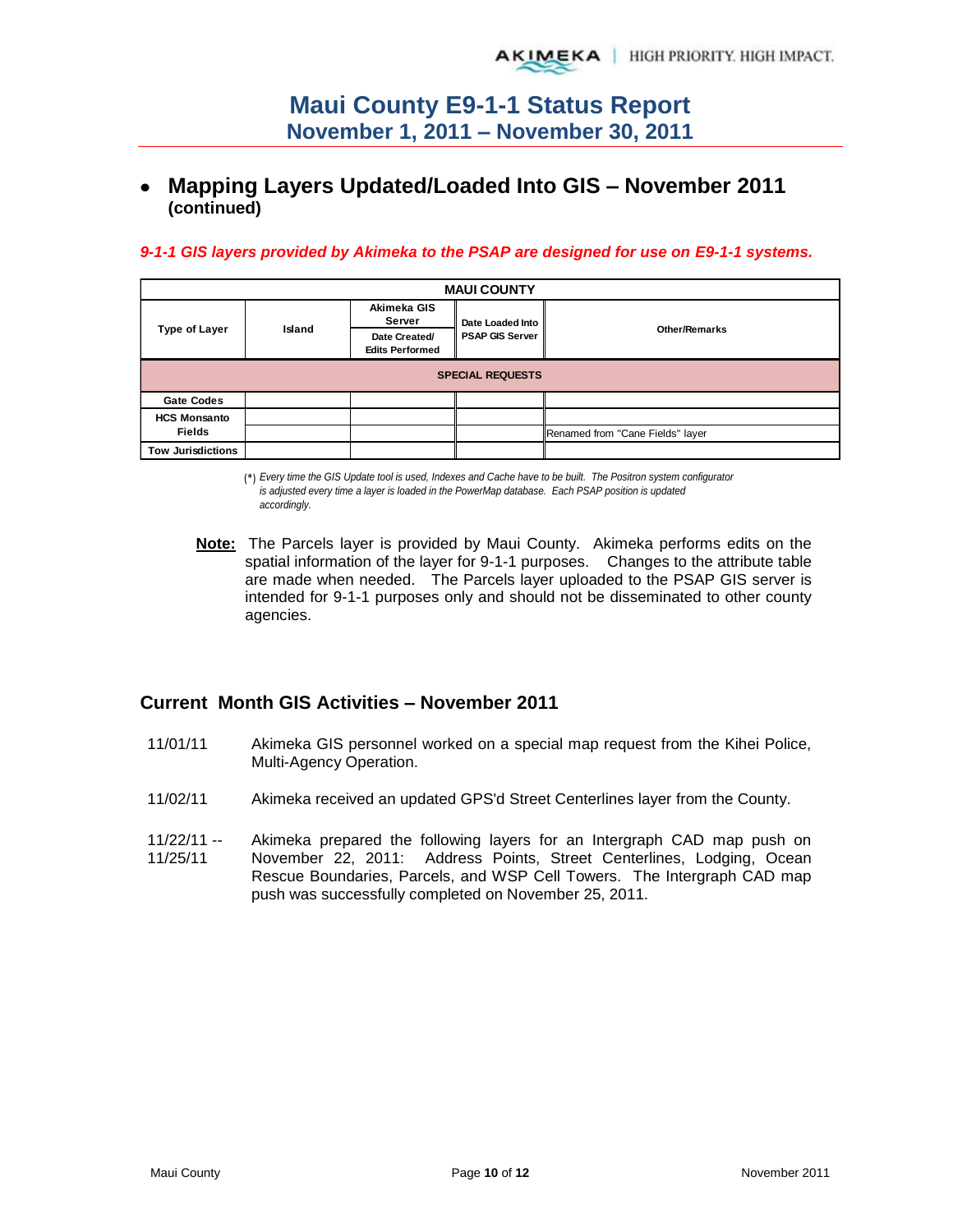- **Mapping Layers Updated/Loaded Into GIS – November 2011 (continued)**

***9-1-1 GIS layers provided by Akimeka to the PSAP are designed for use on E9-1-1 systems.***

| MAUI COUNTY | | | | |
|---|---|---|---|---|
| Type of Layer | Island | Akimeka GIS Server<br>Date Created/ Edits Performed | Date Loaded Into PSAP GIS Server | Other/Remarks |
| **SPECIAL REQUESTS** | | | | |
| Gate Codes | | | | |
| HCS Monsanto Fields | | | | |
| | | | | Renamed from "Cane Fields" layer |
| Tow Jurisdictions | | | | |

(*) *Every time the GIS Update tool is used, Indexes and Cache have to be built. The Positron system configurator is adjusted every time a layer is loaded in the PowerMap database. Each PSAP position is updated accordingly.*

**Note:** The Parcels layer is provided by Maui County. Akimeka performs edits on the spatial information of the layer for 9-1-1 purposes. Changes to the attribute table are made when needed. The Parcels layer uploaded to the PSAP GIS server is intended for 9-1-1 purposes only and should not be disseminated to other county agencies.

## Current Month GIS Activities – November 2011

11/01/11 Akimeka GIS personnel worked on a special map request from the Kihei Police, Multi-Agency Operation.

11/02/11 Akimeka received an updated GPS'd Street Centerlines layer from the County.

11/22/11 -- 11/25/11 Akimeka prepared the following layers for an Intergraph CAD map push on November 22, 2011: Address Points, Street Centerlines, Lodging, Ocean Rescue Boundaries, Parcels, and WSP Cell Towers. The Intergraph CAD map push was successfully completed on November 25, 2011.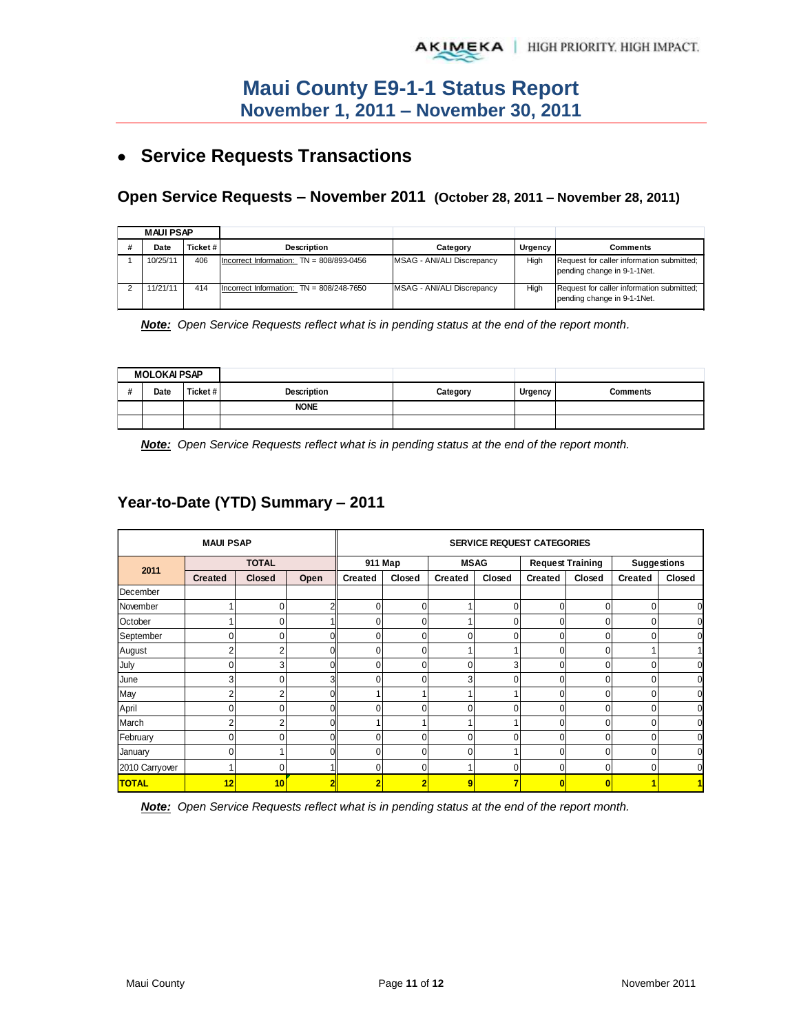# Maui County E9-1-1 Status Report
## November 1, 2011 – November 30, 2011

- **Service Requests Transactions**

### Open Service Requests – November 2011 (October 28, 2011 – November 28, 2011)

| MAUI PSAP | | | | | | |
|---|---|---|---|---|---|---|
| # | Date | Ticket # | Description | Category | Urgency | Comments |
| 1 | 10/25/11 | 406 | Incorrect Information: TN = 808/893-0456 | MSAG - ANI/ALI Discrepancy | High | Request for caller information submitted; pending change in 9-1-1Net. |
| 2 | 11/21/11 | 414 | Incorrect Information: TN = 808/248-7650 | MSAG - ANI/ALI Discrepancy | High | Request for caller information submitted; pending change in 9-1-1Net. |

***Note:*** *Open Service Requests reflect what is in pending status at the end of the report month.*

| MOLOKAI PSAP | | | | | | |
|---|---|---|---|---|---|---|
| # | Date | Ticket # | Description | Category | Urgency | Comments |
| | | | NONE | | | |
| | | | | | | |

***Note:*** *Open Service Requests reflect what is in pending status at the end of the report month.*

### Year-to-Date (YTD) Summary – 2011

| MAUI PSAP | | | | SERVICE REQUEST CATEGORIES | | | | | | | |
|---|---|---|---|---|---|---|---|---|---|---|---|
| 2011 | TOTAL | | | 911 Map | | MSAG | | Request Training | | Suggestions | |
| | Created | Closed | Open | Created | Closed | Created | Closed | Created | Closed | Created | Closed |
| December | | | | | | | | | | | |
| November | 1 | 0 | 2 | 0 | 0 | 1 | 0 | 0 | 0 | 0 | 0 |
| October | 1 | 0 | 1 | 0 | 0 | 1 | 0 | 0 | 0 | 0 | 0 |
| September | 0 | 0 | 0 | 0 | 0 | 0 | 0 | 0 | 0 | 0 | 0 |
| August | 2 | 2 | 0 | 0 | 0 | 1 | 1 | 0 | 0 | 1 | 1 |
| July | 0 | 3 | 0 | 0 | 0 | 0 | 3 | 0 | 0 | 0 | 0 |
| June | 3 | 0 | 3 | 0 | 0 | 3 | 0 | 0 | 0 | 0 | 0 |
| May | 2 | 2 | 0 | 1 | 1 | 1 | 1 | 0 | 0 | 0 | 0 |
| April | 0 | 0 | 0 | 0 | 0 | 0 | 0 | 0 | 0 | 0 | 0 |
| March | 2 | 2 | 0 | 1 | 1 | 1 | 1 | 0 | 0 | 0 | 0 |
| February | 0 | 0 | 0 | 0 | 0 | 0 | 0 | 0 | 0 | 0 | 0 |
| January | 0 | 1 | 0 | 0 | 0 | 0 | 1 | 0 | 0 | 0 | 0 |
| 2010 Carryover | 1 | 0 | 1 | 0 | 0 | 1 | 0 | 0 | 0 | 0 | 0 |
| **TOTAL** | **12** | **10** | **2** | **2** | **2** | **9** | **7** | **0** | **0** | **1** | **1** |

***Note:*** *Open Service Requests reflect what is in pending status at the end of the report month.*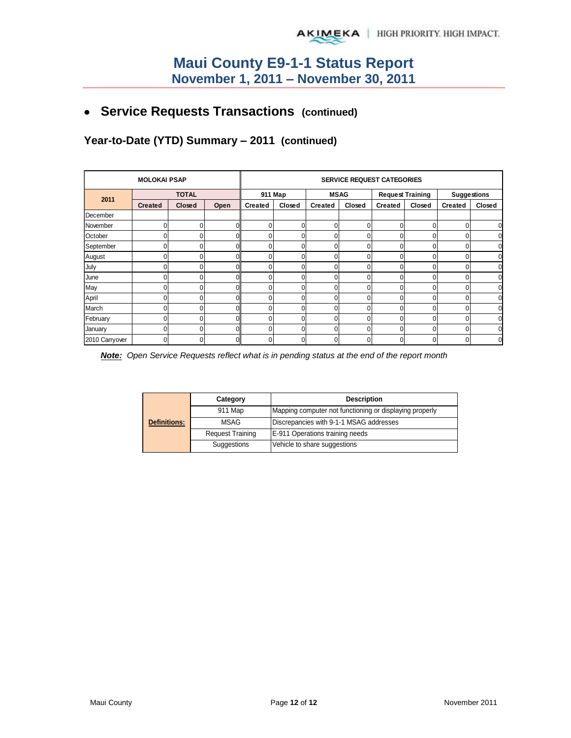# Maui County E9-1-1 Status Report
## November 1, 2011 – November 30, 2011

- ## Service Requests Transactions (continued)

### Year-to-Date (YTD) Summary – 2011 (continued)

| MOLOKAI PSAP | | | | SERVICE REQUEST CATEGORIES | | | | | | | |
|---|---|---|---|---|---|---|---|---|---|---|---|
| 2011 | TOTAL | | | 911 Map | | MSAG | | Request Training | | Suggestions | |
| | Created | Closed | Open | Created | Closed | Created | Closed | Created | Closed | Created | Closed |
| December | | | | | | | | | | | |
| November | 0 | 0 | 0 | 0 | 0 | 0 | 0 | 0 | 0 | 0 | 0 |
| October | 0 | 0 | 0 | 0 | 0 | 0 | 0 | 0 | 0 | 0 | 0 |
| September | 0 | 0 | 0 | 0 | 0 | 0 | 0 | 0 | 0 | 0 | 0 |
| August | 0 | 0 | 0 | 0 | 0 | 0 | 0 | 0 | 0 | 0 | 0 |
| July | 0 | 0 | 0 | 0 | 0 | 0 | 0 | 0 | 0 | 0 | 0 |
| June | 0 | 0 | 0 | 0 | 0 | 0 | 0 | 0 | 0 | 0 | 0 |
| May | 0 | 0 | 0 | 0 | 0 | 0 | 0 | 0 | 0 | 0 | 0 |
| April | 0 | 0 | 0 | 0 | 0 | 0 | 0 | 0 | 0 | 0 | 0 |
| March | 0 | 0 | 0 | 0 | 0 | 0 | 0 | 0 | 0 | 0 | 0 |
| February | 0 | 0 | 0 | 0 | 0 | 0 | 0 | 0 | 0 | 0 | 0 |
| January | 0 | 0 | 0 | 0 | 0 | 0 | 0 | 0 | 0 | 0 | 0 |
| 2010 Carryover | 0 | 0 | 0 | 0 | 0 | 0 | 0 | 0 | 0 | 0 | 0 |

***Note:*** *Open Service Requests reflect what is in pending status at the end of the report month*

| Definitions: | Category | Description |
|---|---|---|
| | 911 Map | Mapping computer not functioning or displaying properly |
| | MSAG | Discrepancies with 9-1-1 MSAG addresses |
| | Request Training | E-911 Operations training needs |
| | Suggestions | Vehicle to share suggestions |